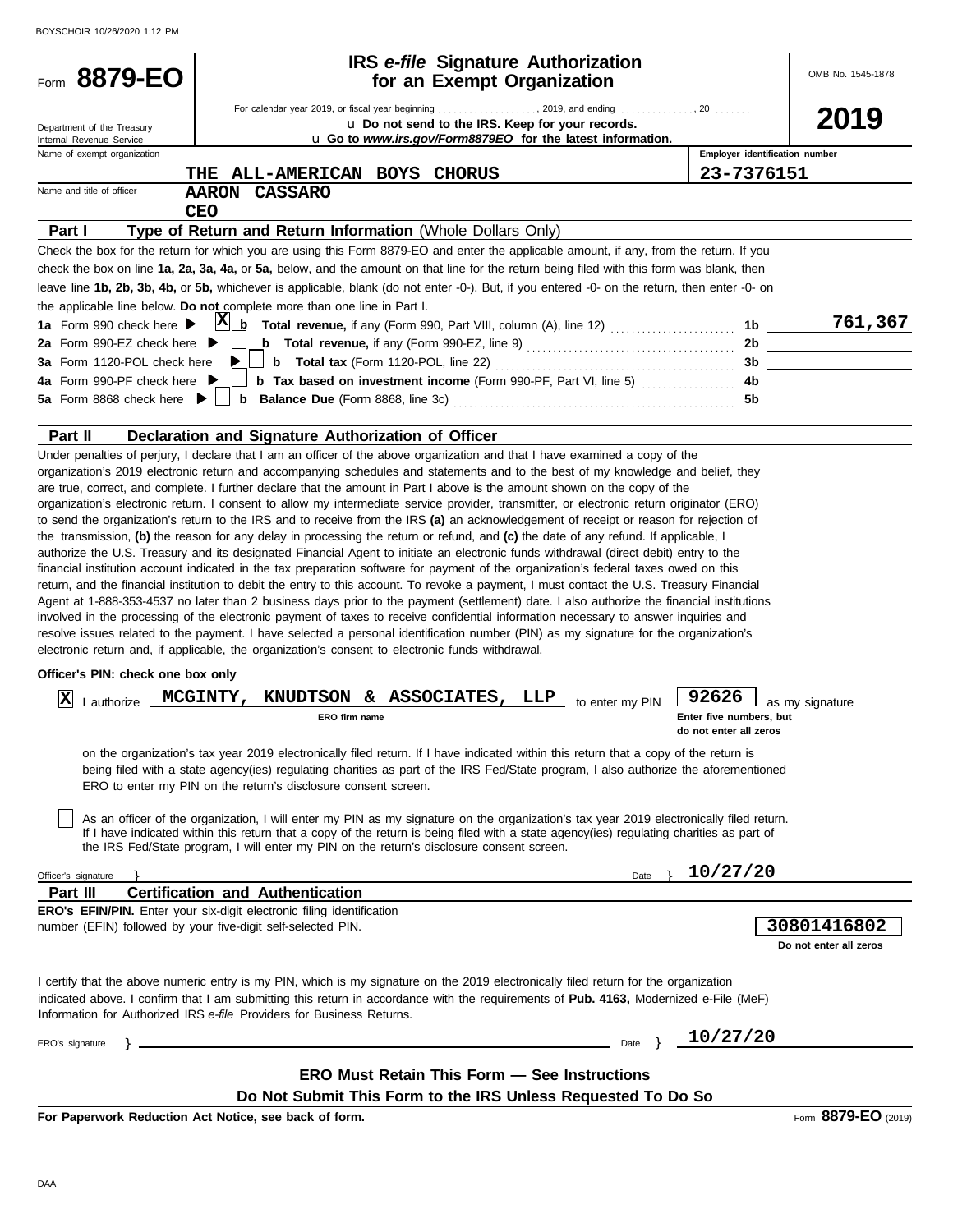Form **8879-EO**

Department of the Treasury
Internal Revenue Service

# IRS *e-file* Signature Authorization for an Exempt Organization

For calendar year 2019, or fiscal year beginning ................., 2019, and ending ..............., 20 .......

u Do not send to the IRS. Keep for your records.

u Go to *www.irs.gov/Form8879EO* for the latest information.

OMB No. 1545-1878

**2019**

Name of exempt organization: **THE ALL-AMERICAN BOYS CHORUS**

Employer identification number: **23-7376151**

Name and title of officer: **AARON CASSARO**
**CEO**

## Part I — Type of Return and Return Information (Whole Dollars Only)

Check the box for the return for which you are using this Form 8879-EO and enter the applicable amount, if any, from the return. If you check the box on line **1a, 2a, 3a, 4a,** or **5a,** below, and the amount on that line for the return being filed with this form was blank, then leave line **1b, 2b, 3b, 4b,** or **5b,** whichever is applicable, blank (do not enter -0-). But, if you entered -0- on the return, then enter -0- on the applicable line below. **Do not** complete more than one line in Part I.

| | | | |
|---|---|---|---|
| **1a** Form 990 check here ▶ [X] | **b Total revenue,** if any (Form 990, Part VIII, column (A), line 12) | **1b** | **761,367** |
| **2a** Form 990-EZ check here ▶ [ ] | **b Total revenue,** if any (Form 990-EZ, line 9) | **2b** | |
| **3a** Form 1120-POL check here ▶ [ ] | **b Total tax** (Form 1120-POL, line 22) | **3b** | |
| **4a** Form 990-PF check here ▶ [ ] | **b Tax based on investment income** (Form 990-PF, Part VI, line 5) | **4b** | |
| **5a** Form 8868 check here ▶ [ ] | **b Balance Due** (Form 8868, line 3c) | **5b** | |

## Part II — Declaration and Signature Authorization of Officer

Under penalties of perjury, I declare that I am an officer of the above organization and that I have examined a copy of the organization's 2019 electronic return and accompanying schedules and statements and to the best of my knowledge and belief, they are true, correct, and complete. I further declare that the amount in Part I above is the amount shown on the copy of the organization's electronic return. I consent to allow my intermediate service provider, transmitter, or electronic return originator (ERO) to send the organization's return to the IRS and to receive from the IRS **(a)** an acknowledgement of receipt or reason for rejection of the transmission, **(b)** the reason for any delay in processing the return or refund, and **(c)** the date of any refund. If applicable, I authorize the U.S. Treasury and its designated Financial Agent to initiate an electronic funds withdrawal (direct debit) entry to the financial institution account indicated in the tax preparation software for payment of the organization's federal taxes owed on this return, and the financial institution to debit the entry to this account. To revoke a payment, I must contact the U.S. Treasury Financial Agent at 1-888-353-4537 no later than 2 business days prior to the payment (settlement) date. I also authorize the financial institutions involved in the processing of the electronic payment of taxes to receive confidential information necessary to answer inquiries and resolve issues related to the payment. I have selected a personal identification number (PIN) as my signature for the organization's electronic return and, if applicable, the organization's consent to electronic funds withdrawal.

**Officer's PIN: check one box only**

[X] I authorize **MCGINTY, KNUDTSON & ASSOCIATES, LLP** (ERO firm name) to enter my PIN **92626** (Enter five numbers, but do not enter all zeros) as my signature on the organization's tax year 2019 electronically filed return. If I have indicated within this return that a copy of the return is being filed with a state agency(ies) regulating charities as part of the IRS Fed/State program, I also authorize the aforementioned ERO to enter my PIN on the return's disclosure consent screen.

[ ] As an officer of the organization, I will enter my PIN as my signature on the organization's tax year 2019 electronically filed return. If I have indicated within this return that a copy of the return is being filed with a state agency(ies) regulating charities as part of the IRS Fed/State program, I will enter my PIN on the return's disclosure consent screen.

Officer's signature } Date } **10/27/20**

## Part III — Certification and Authentication

**ERO's EFIN/PIN.** Enter your six-digit electronic filing identification number (EFIN) followed by your five-digit self-selected PIN. **30801416802** (Do not enter all zeros)

I certify that the above numeric entry is my PIN, which is my signature on the 2019 electronically filed return for the organization indicated above. I confirm that I am submitting this return in accordance with the requirements of **Pub. 4163,** Modernized e-File (MeF) Information for Authorized IRS *e-file* Providers for Business Returns.

ERO's signature } Date } **10/27/20**

**ERO Must Retain This Form — See Instructions**

**Do Not Submit This Form to the IRS Unless Requested To Do So**

**For Paperwork Reduction Act Notice, see back of form.**

Form **8879-EO** (2019)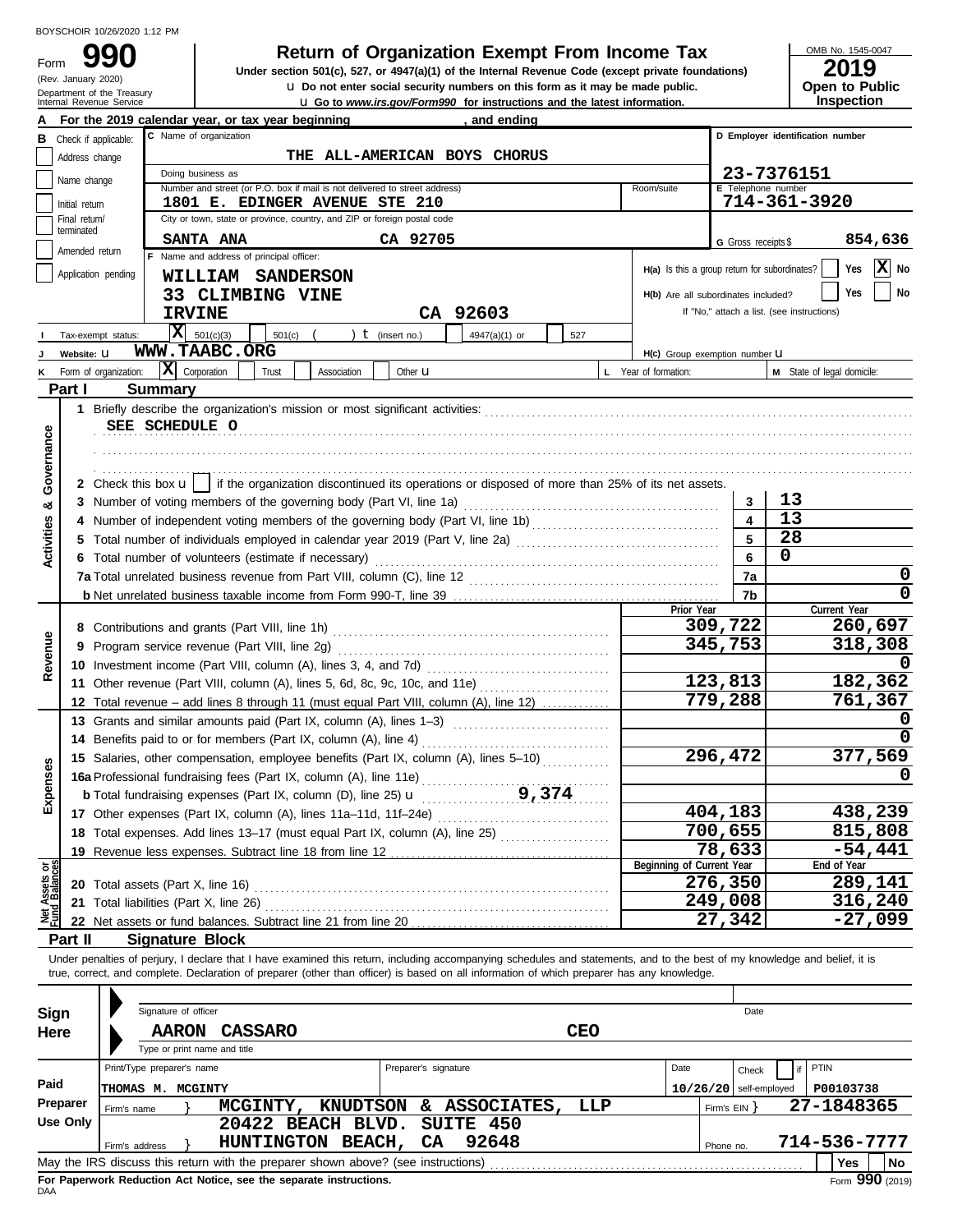BOYSCHOIR 10/26/2020 1:12 PM

# Form 990 — Return of Organization Exempt From Income Tax

(Rev. January 2020)
Department of the Treasury
Internal Revenue Service

Under section 501(c), 527, or 4947(a)(1) of the Internal Revenue Code (except private foundations)

u Do not enter social security numbers on this form as it may be made public.

u Go to *www.irs.gov/Form990* for instructions and the latest information.

OMB No. 1545-0047

**2019**

**Open to Public Inspection**

**A** For the 2019 calendar year, or tax year beginning , and ending

**B** Check if applicable:
- Address change
- Name change
- Initial return
- Final return/terminated
- Amended return
- Application pending

**C** Name of organization: THE ALL-AMERICAN BOYS CHORUS

Doing business as

Number and street (or P.O. box if mail is not delivered to street address): 1801 E. EDINGER AVENUE STE 210 — Room/suite

City or town, state or province, country, and ZIP or foreign postal code: SANTA ANA CA 92705

**D** Employer identification number: 23-7376151

**E** Telephone number: 714-361-3920

**G** Gross receipts $ 854,636

**F** Name and address of principal officer:
WILLIAM SANDERSON
33 CLIMBING VINE
IRVINE CA 92603

**H(a)** Is this a group return for subordinates? Yes [ ] No [X]

**H(b)** Are all subordinates included? Yes [ ] No [ ]
If "No," attach a list. (see instructions)

**I** Tax-exempt status: [X] 501(c)(3) [ ] 501(c) ( ) t (insert no.) [ ] 4947(a)(1) or [ ] 527

**J** Website: u WWW.TAABC.ORG

**H(c)** Group exemption number u

**K** Form of organization: [X] Corporation [ ] Trust [ ] Association [ ] Other u

**L** Year of formation:

**M** State of legal domicile:

## Part I Summary

**Activities & Governance**

1 Briefly describe the organization's mission or most significant activities:
SEE SCHEDULE O

2 Check this box u [ ] if the organization discontinued its operations or disposed of more than 25% of its net assets.

| | | | |
|---|---|---|---|
| 3 | Number of voting members of the governing body (Part VI, line 1a) | 3 | 13 |
| 4 | Number of independent voting members of the governing body (Part VI, line 1b) | 4 | 13 |
| 5 | Total number of individuals employed in calendar year 2019 (Part V, line 2a) | 5 | 28 |
| 6 | Total number of volunteers (estimate if necessary) | 6 | 0 |
| 7a | Total unrelated business revenue from Part VIII, column (C), line 12 | 7a | 0 |
| b | Net unrelated business taxable income from Form 990-T, line 39 | 7b | 0 |

| | | Prior Year | Current Year |
|---|---|---|---|
| **Revenue** | | | |
| 8 | Contributions and grants (Part VIII, line 1h) | 309,722 | 260,697 |
| 9 | Program service revenue (Part VIII, line 2g) | 345,753 | 318,308 |
| 10 | Investment income (Part VIII, column (A), lines 3, 4, and 7d) | | 0 |
| 11 | Other revenue (Part VIII, column (A), lines 5, 6d, 8c, 9c, 10c, and 11e) | 123,813 | 182,362 |
| 12 | Total revenue – add lines 8 through 11 (must equal Part VIII, column (A), line 12) | 779,288 | 761,367 |
| **Expenses** | | | |
| 13 | Grants and similar amounts paid (Part IX, column (A), lines 1–3) | | 0 |
| 14 | Benefits paid to or for members (Part IX, column (A), line 4) | | 0 |
| 15 | Salaries, other compensation, employee benefits (Part IX, column (A), lines 5–10) | 296,472 | 377,569 |
| 16a | Professional fundraising fees (Part IX, column (A), line 11e) | | 0 |
| b | Total fundraising expenses (Part IX, column (D), line 25) u 9,374 | | |
| 17 | Other expenses (Part IX, column (A), lines 11a–11d, 11f–24e) | 404,183 | 438,239 |
| 18 | Total expenses. Add lines 13–17 (must equal Part IX, column (A), line 25) | 700,655 | 815,808 |
| 19 | Revenue less expenses. Subtract line 18 from line 12 | 78,633 | -54,441 |

| **Net Assets or Fund Balances** | | Beginning of Current Year | End of Year |
|---|---|---|---|
| 20 | Total assets (Part X, line 16) | 276,350 | 289,141 |
| 21 | Total liabilities (Part X, line 26) | 249,008 | 316,240 |
| 22 | Net assets or fund balances. Subtract line 21 from line 20 | 27,342 | -27,099 |

## Part II Signature Block

Under penalties of perjury, I declare that I have examined this return, including accompanying schedules and statements, and to the best of my knowledge and belief, it is true, correct, and complete. Declaration of preparer (other than officer) is based on all information of which preparer has any knowledge.

**Sign Here**

Signature of officer — Date

AARON CASSARO — CEO

Type or print name and title

**Paid Preparer Use Only**

| Print/Type preparer's name | Preparer's signature | Date | Check [ ] if self-employed | PTIN |
|---|---|---|---|---|
| THOMAS M. MCGINTY | | 10/26/20 | | P00103738 |

Firm's name } MCGINTY, KNUDTSON & ASSOCIATES, LLP — Firm's EIN } 27-1848365

Firm's address } 20422 BEACH BLVD. SUITE 450, HUNTINGTON BEACH, CA 92648 — Phone no. 714-536-7777

May the IRS discuss this return with the preparer shown above? (see instructions) Yes [ ] No [ ]

**For Paperwork Reduction Act Notice, see the separate instructions.**

DAA

Form **990** (2019)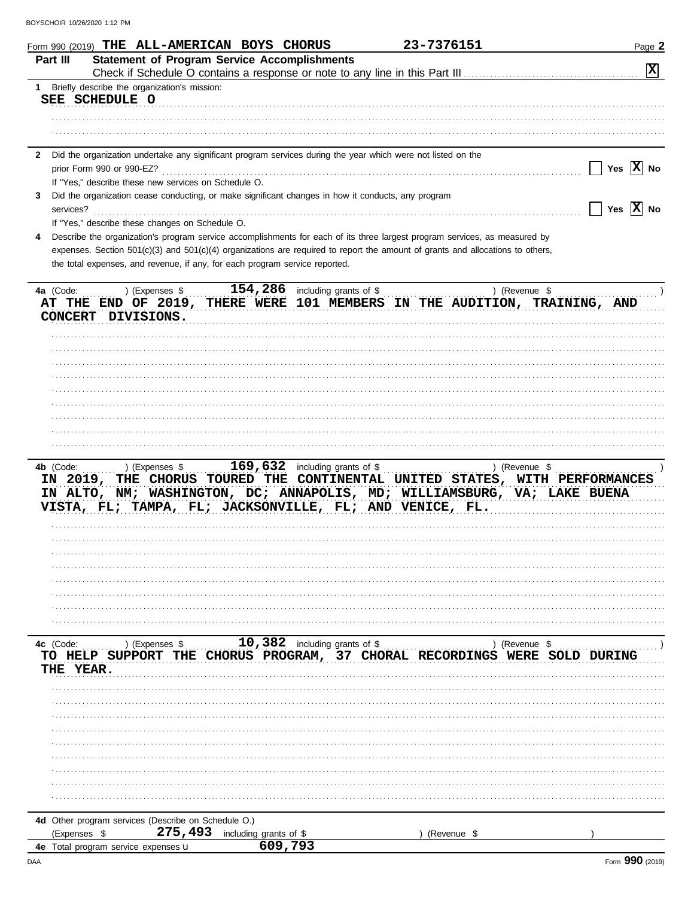Form 990 (2019) **THE ALL-AMERICAN BOYS CHORUS** **23-7376151**

## Part III Statement of Program Service Accomplishments

Check if Schedule O contains a response or note to any line in this Part III ... [X]

**1** Briefly describe the organization's mission:

SEE SCHEDULE O

**2** Did the organization undertake any significant program services during the year which were not listed on the prior Form 990 or 990-EZ? ... [ ] Yes [X] No

If "Yes," describe these new services on Schedule O.

**3** Did the organization cease conducting, or make significant changes in how it conducts, any program services? ... [ ] Yes [X] No

If "Yes," describe these changes on Schedule O.

**4** Describe the organization's program service accomplishments for each of its three largest program services, as measured by expenses. Section 501(c)(3) and 501(c)(4) organizations are required to report the amount of grants and allocations to others, the total expenses, and revenue, if any, for each program service reported.

**4a** (Code: ) (Expenses $ 154,286 including grants of $ ) (Revenue $ )

AT THE END OF 2019, THERE WERE 101 MEMBERS IN THE AUDITION, TRAINING, AND CONCERT DIVISIONS.

**4b** (Code: ) (Expenses $ 169,632 including grants of $ ) (Revenue $ )

IN 2019, THE CHORUS TOURED THE CONTINENTAL UNITED STATES, WITH PERFORMANCES IN ALTO, NM; WASHINGTON, DC; ANNAPOLIS, MD; WILLIAMSBURG, VA; LAKE BUENA VISTA, FL; TAMPA, FL; JACKSONVILLE, FL; AND VENICE, FL.

**4c** (Code: ) (Expenses $ 10,382 including grants of $ ) (Revenue $ )

TO HELP SUPPORT THE CHORUS PROGRAM, 37 CHORAL RECORDINGS WERE SOLD DURING THE YEAR.

**4d** Other program services (Describe on Schedule O.)

(Expenses $ 275,493 including grants of $ ) (Revenue $ )

**4e** Total program service expenses 609,793

Form **990** (2019)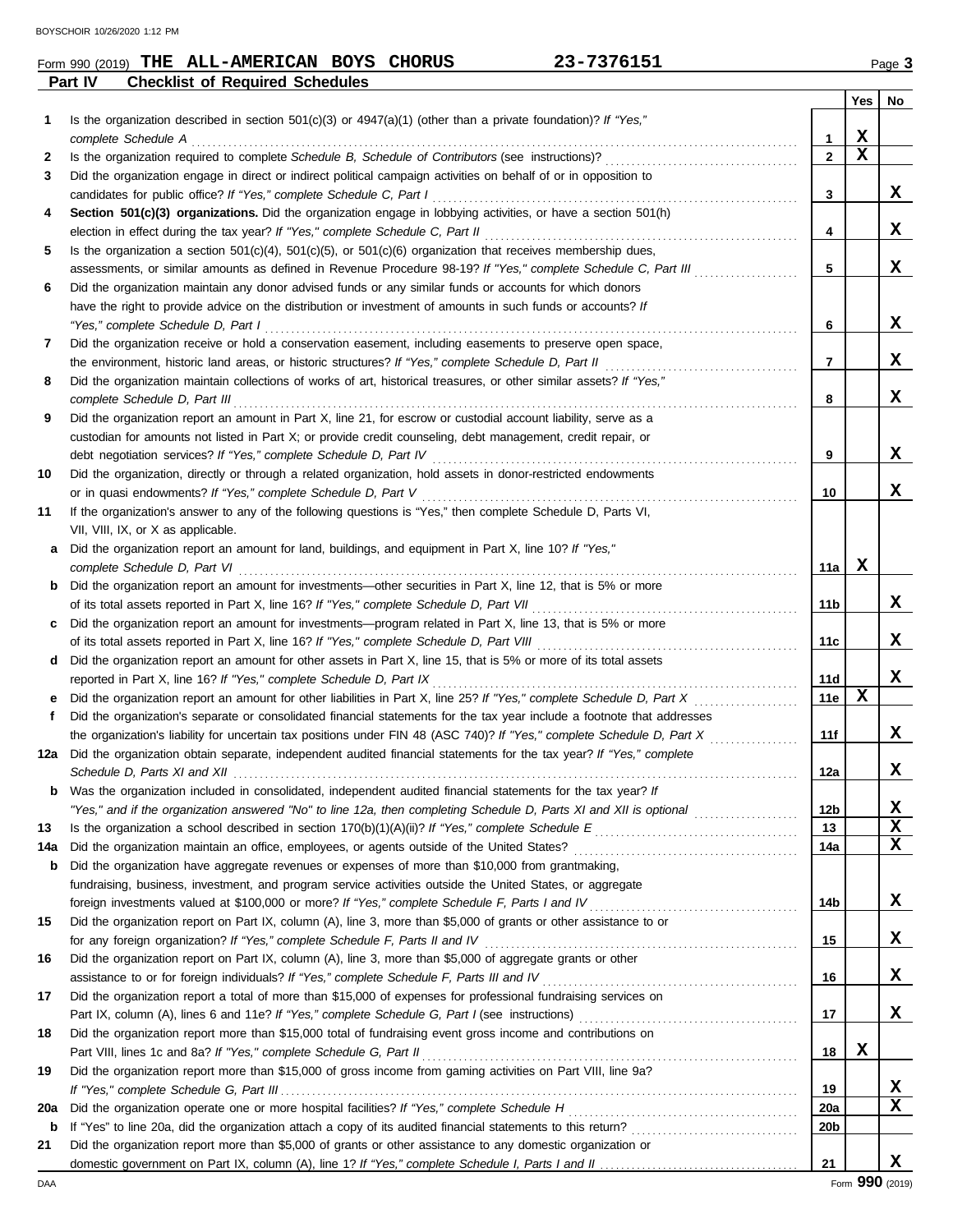Form 990 (2019) **THE ALL-AMERICAN BOYS CHORUS** **23-7376151**

## Part IV — Checklist of Required Schedules

| | | Line | Yes | No |
|---|---|---|---|---|
| 1 | Is the organization described in section 501(c)(3) or 4947(a)(1) (other than a private foundation)? *If "Yes," complete Schedule A* | 1 | X | |
| 2 | Is the organization required to complete *Schedule B, Schedule of Contributors* (see instructions)? | 2 | X | |
| 3 | Did the organization engage in direct or indirect political campaign activities on behalf of or in opposition to candidates for public office? *If "Yes," complete Schedule C, Part I* | 3 | | X |
| 4 | **Section 501(c)(3) organizations.** Did the organization engage in lobbying activities, or have a section 501(h) election in effect during the tax year? *If "Yes," complete Schedule C, Part II* | 4 | | X |
| 5 | Is the organization a section 501(c)(4), 501(c)(5), or 501(c)(6) organization that receives membership dues, assessments, or similar amounts as defined in Revenue Procedure 98-19? *If "Yes," complete Schedule C, Part III* | 5 | | X |
| 6 | Did the organization maintain any donor advised funds or any similar funds or accounts for which donors have the right to provide advice on the distribution or investment of amounts in such funds or accounts? *If "Yes," complete Schedule D, Part I* | 6 | | X |
| 7 | Did the organization receive or hold a conservation easement, including easements to preserve open space, the environment, historic land areas, or historic structures? *If "Yes," complete Schedule D, Part II* | 7 | | X |
| 8 | Did the organization maintain collections of works of art, historical treasures, or other similar assets? *If "Yes," complete Schedule D, Part III* | 8 | | X |
| 9 | Did the organization report an amount in Part X, line 21, for escrow or custodial account liability, serve as a custodian for amounts not listed in Part X; or provide credit counseling, debt management, credit repair, or debt negotiation services? *If "Yes," complete Schedule D, Part IV* | 9 | | X |
| 10 | Did the organization, directly or through a related organization, hold assets in donor-restricted endowments or in quasi endowments? *If "Yes," complete Schedule D, Part V* | 10 | | X |
| 11 | If the organization's answer to any of the following questions is "Yes," then complete Schedule D, Parts VI, VII, VIII, IX, or X as applicable. | | | |
| a | Did the organization report an amount for land, buildings, and equipment in Part X, line 10? *If "Yes," complete Schedule D, Part VI* | 11a | X | |
| b | Did the organization report an amount for investments—other securities in Part X, line 12, that is 5% or more of its total assets reported in Part X, line 16? *If "Yes," complete Schedule D, Part VII* | 11b | | X |
| c | Did the organization report an amount for investments—program related in Part X, line 13, that is 5% or more of its total assets reported in Part X, line 16? *If "Yes," complete Schedule D, Part VIII* | 11c | | X |
| d | Did the organization report an amount for other assets in Part X, line 15, that is 5% or more of its total assets reported in Part X, line 16? *If "Yes," complete Schedule D, Part IX* | 11d | | X |
| e | Did the organization report an amount for other liabilities in Part X, line 25? *If "Yes," complete Schedule D, Part X* | 11e | X | |
| f | Did the organization's separate or consolidated financial statements for the tax year include a footnote that addresses the organization's liability for uncertain tax positions under FIN 48 (ASC 740)? *If "Yes," complete Schedule D, Part X* | 11f | | X |
| 12a | Did the organization obtain separate, independent audited financial statements for the tax year? *If "Yes," complete Schedule D, Parts XI and XII* | 12a | | X |
| b | Was the organization included in consolidated, independent audited financial statements for the tax year? *If "Yes," and if the organization answered "No" to line 12a, then completing Schedule D, Parts XI and XII is optional* | 12b | | X |
| 13 | Is the organization a school described in section 170(b)(1)(A)(ii)? *If "Yes," complete Schedule E* | 13 | | X |
| 14a | Did the organization maintain an office, employees, or agents outside of the United States? | 14a | | X |
| b | Did the organization have aggregate revenues or expenses of more than $10,000 from grantmaking, fundraising, business, investment, and program service activities outside the United States, or aggregate foreign investments valued at $100,000 or more? *If "Yes," complete Schedule F, Parts I and IV* | 14b | | X |
| 15 | Did the organization report on Part IX, column (A), line 3, more than $5,000 of grants or other assistance to or for any foreign organization? *If "Yes," complete Schedule F, Parts II and IV* | 15 | | X |
| 16 | Did the organization report on Part IX, column (A), line 3, more than $5,000 of aggregate grants or other assistance to or for foreign individuals? *If "Yes," complete Schedule F, Parts III and IV* | 16 | | X |
| 17 | Did the organization report a total of more than $15,000 of expenses for professional fundraising services on Part IX, column (A), lines 6 and 11e? *If "Yes," complete Schedule G, Part I* (see instructions) | 17 | | X |
| 18 | Did the organization report more than $15,000 total of fundraising event gross income and contributions on Part VIII, lines 1c and 8a? *If "Yes," complete Schedule G, Part II* | 18 | X | |
| 19 | Did the organization report more than $15,000 of gross income from gaming activities on Part VIII, line 9a? *If "Yes," complete Schedule G, Part III* | 19 | | X |
| 20a | Did the organization operate one or more hospital facilities? *If "Yes," complete Schedule H* | 20a | | X |
| b | If "Yes" to line 20a, did the organization attach a copy of its audited financial statements to this return? | 20b | | |
| 21 | Did the organization report more than $5,000 of grants or other assistance to any domestic organization or domestic government on Part IX, column (A), line 1? *If "Yes," complete Schedule I, Parts I and II* | 21 | | X |

Form **990** (2019)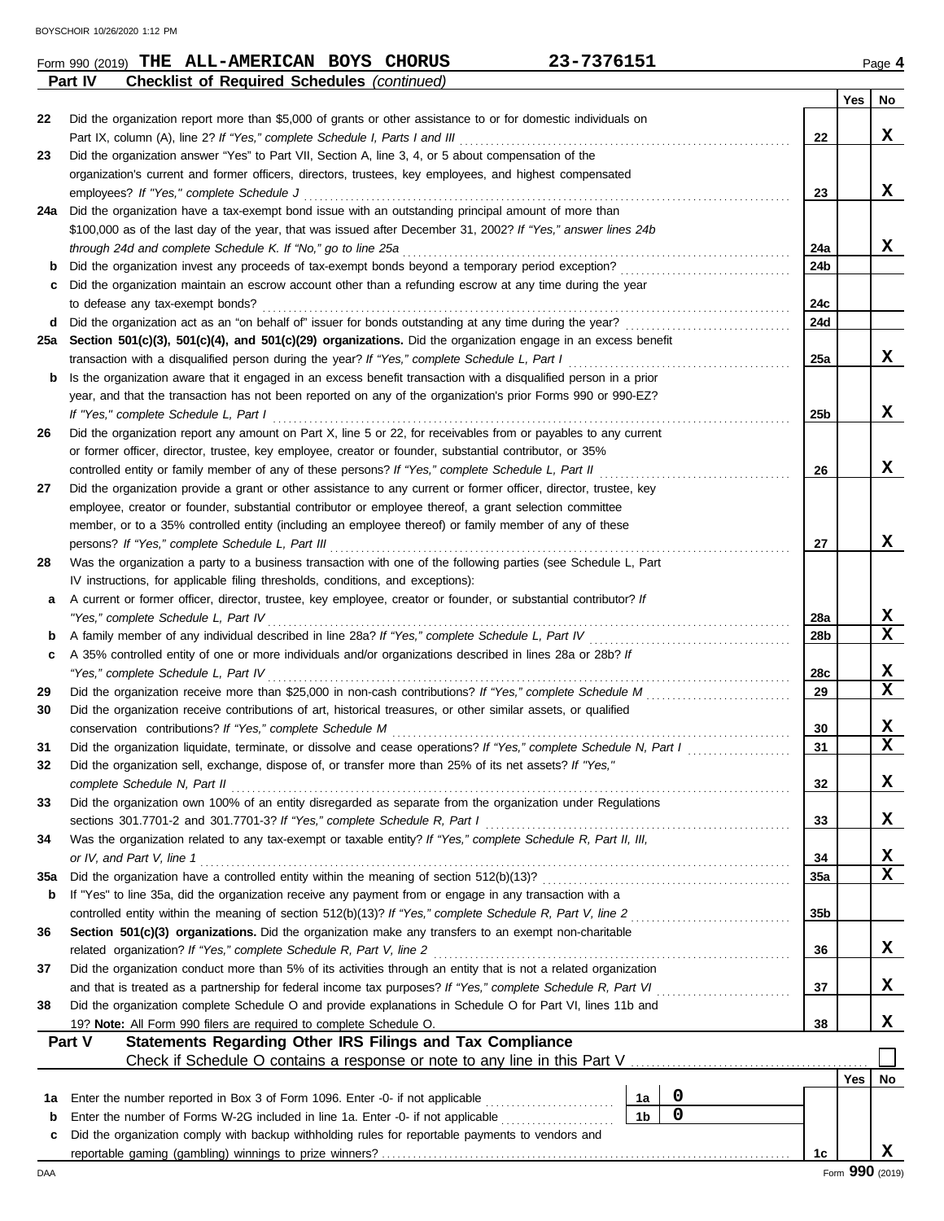Form 990 (2019) **THE ALL-AMERICAN BOYS CHORUS** **23-7376151** Page **4**

## Part IV Checklist of Required Schedules *(continued)*

| | | | Yes | No |
|---|---|---|---|---|
| 22 | Did the organization report more than $5,000 of grants or other assistance to or for domestic individuals on Part IX, column (A), line 2? *If "Yes," complete Schedule I, Parts I and III* | 22 | | X |
| 23 | Did the organization answer "Yes" to Part VII, Section A, line 3, 4, or 5 about compensation of the organization's current and former officers, directors, trustees, key employees, and highest compensated employees? *If "Yes," complete Schedule J* | 23 | | X |
| 24a | Did the organization have a tax-exempt bond issue with an outstanding principal amount of more than $100,000 as of the last day of the year, that was issued after December 31, 2002? *If "Yes," answer lines 24b through 24d and complete Schedule K. If "No," go to line 25a* | 24a | | X |
| b | Did the organization invest any proceeds of tax-exempt bonds beyond a temporary period exception? | 24b | | |
| c | Did the organization maintain an escrow account other than a refunding escrow at any time during the year to defease any tax-exempt bonds? | 24c | | |
| d | Did the organization act as an "on behalf of" issuer for bonds outstanding at any time during the year? | 24d | | |
| 25a | **Section 501(c)(3), 501(c)(4), and 501(c)(29) organizations.** Did the organization engage in an excess benefit transaction with a disqualified person during the year? *If "Yes," complete Schedule L, Part I* | 25a | | X |
| b | Is the organization aware that it engaged in an excess benefit transaction with a disqualified person in a prior year, and that the transaction has not been reported on any of the organization's prior Forms 990 or 990-EZ? *If "Yes," complete Schedule L, Part I* | 25b | | X |
| 26 | Did the organization report any amount on Part X, line 5 or 22, for receivables from or payables to any current or former officer, director, trustee, key employee, creator or founder, substantial contributor, or 35% controlled entity or family member of any of these persons? *If "Yes," complete Schedule L, Part II* | 26 | | X |
| 27 | Did the organization provide a grant or other assistance to any current or former officer, director, trustee, key employee, creator or founder, substantial contributor or employee thereof, a grant selection committee member, or to a 35% controlled entity (including an employee thereof) or family member of any of these persons? *If "Yes," complete Schedule L, Part III* | 27 | | X |
| 28 | Was the organization a party to a business transaction with one of the following parties (see Schedule L, Part IV instructions, for applicable filing thresholds, conditions, and exceptions): | | | |
| a | A current or former officer, director, trustee, key employee, creator or founder, or substantial contributor? *If "Yes," complete Schedule L, Part IV* | 28a | | X |
| b | A family member of any individual described in line 28a? *If "Yes," complete Schedule L, Part IV* | 28b | | X |
| c | A 35% controlled entity of one or more individuals and/or organizations described in lines 28a or 28b? *If "Yes," complete Schedule L, Part IV* | 28c | | X |
| 29 | Did the organization receive more than $25,000 in non-cash contributions? *If "Yes," complete Schedule M* | 29 | | X |
| 30 | Did the organization receive contributions of art, historical treasures, or other similar assets, or qualified conservation contributions? *If "Yes," complete Schedule M* | 30 | | X |
| 31 | Did the organization liquidate, terminate, or dissolve and cease operations? *If "Yes," complete Schedule N, Part I* | 31 | | X |
| 32 | Did the organization sell, exchange, dispose of, or transfer more than 25% of its net assets? *If "Yes," complete Schedule N, Part II* | 32 | | X |
| 33 | Did the organization own 100% of an entity disregarded as separate from the organization under Regulations sections 301.7701-2 and 301.7701-3? *If "Yes," complete Schedule R, Part I* | 33 | | X |
| 34 | Was the organization related to any tax-exempt or taxable entity? *If "Yes," complete Schedule R, Part II, III, or IV, and Part V, line 1* | 34 | | X |
| 35a | Did the organization have a controlled entity within the meaning of section 512(b)(13)? | 35a | | X |
| b | If "Yes" to line 35a, did the organization receive any payment from or engage in any transaction with a controlled entity within the meaning of section 512(b)(13)? *If "Yes," complete Schedule R, Part V, line 2* | 35b | | |
| 36 | **Section 501(c)(3) organizations.** Did the organization make any transfers to an exempt non-charitable related organization? *If "Yes," complete Schedule R, Part V, line 2* | 36 | | X |
| 37 | Did the organization conduct more than 5% of its activities through an entity that is not a related organization and that is treated as a partnership for federal income tax purposes? *If "Yes," complete Schedule R, Part VI* | 37 | | X |
| 38 | Did the organization complete Schedule O and provide explanations in Schedule O for Part VI, lines 11b and 19? **Note:** All Form 990 filers are required to complete Schedule O. | 38 | | X |

## Part V Statements Regarding Other IRS Filings and Tax Compliance

Check if Schedule O contains a response or note to any line in this Part V ☐

| | | | | | Yes | No |
|---|---|---|---|---|---|---|
| 1a | Enter the number reported in Box 3 of Form 1096. Enter -0- if not applicable | 1a | 0 | | | |
| b | Enter the number of Forms W-2G included in line 1a. Enter -0- if not applicable | 1b | 0 | | | |
| c | Did the organization comply with backup withholding rules for reportable payments to vendors and reportable gaming (gambling) winnings to prize winners? | | | 1c | | X |

Form **990** (2019)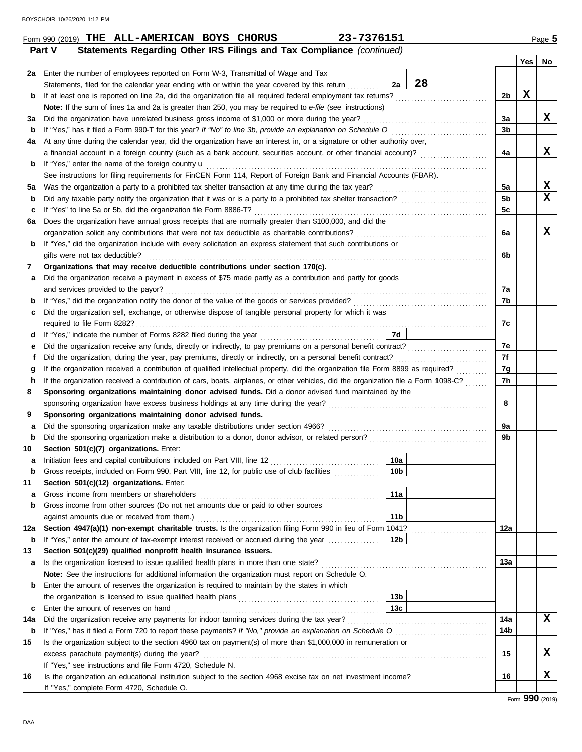Form 990 (2019) **THE ALL-AMERICAN BOYS CHORUS** **23-7376151**

**Part V Statements Regarding Other IRS Filings and Tax Compliance** *(continued)*

| | | | | | Yes | No |
|---|---|---|---|---|---|---|
| **2a** | Enter the number of employees reported on Form W-3, Transmittal of Wage and Tax Statements, filed for the calendar year ending with or within the year covered by this return | 2a | 28 | | | |
| **b** | If at least one is reported on line 2a, did the organization file all required federal employment tax returns? | | | 2b | X | |
| | **Note:** If the sum of lines 1a and 2a is greater than 250, you may be required to *e-file* (see instructions) | | | | | |
| **3a** | Did the organization have unrelated business gross income of $1,000 or more during the year? | | | 3a | | X |
| **b** | If "Yes," has it filed a Form 990-T for this year? *If "No" to line 3b, provide an explanation on Schedule O* | | | 3b | | |
| **4a** | At any time during the calendar year, did the organization have an interest in, or a signature or other authority over, a financial account in a foreign country (such as a bank account, securities account, or other financial account)? | | | 4a | | X |
| **b** | If "Yes," enter the name of the foreign country u | | | | | |
| | See instructions for filing requirements for FinCEN Form 114, Report of Foreign Bank and Financial Accounts (FBAR). | | | | | |
| **5a** | Was the organization a party to a prohibited tax shelter transaction at any time during the tax year? | | | 5a | | X |
| **b** | Did any taxable party notify the organization that it was or is a party to a prohibited tax shelter transaction? | | | 5b | | X |
| **c** | If "Yes" to line 5a or 5b, did the organization file Form 8886-T? | | | 5c | | |
| **6a** | Does the organization have annual gross receipts that are normally greater than $100,000, and did the organization solicit any contributions that were not tax deductible as charitable contributions? | | | 6a | | X |
| **b** | If "Yes," did the organization include with every solicitation an express statement that such contributions or gifts were not tax deductible? | | | 6b | | |
| **7** | **Organizations that may receive deductible contributions under section 170(c).** | | | | | |
| **a** | Did the organization receive a payment in excess of $75 made partly as a contribution and partly for goods and services provided to the payor? | | | 7a | | |
| **b** | If "Yes," did the organization notify the donor of the value of the goods or services provided? | | | 7b | | |
| **c** | Did the organization sell, exchange, or otherwise dispose of tangible personal property for which it was required to file Form 8282? | | | 7c | | |
| **d** | If "Yes," indicate the number of Forms 8282 filed during the year | 7d | | | | |
| **e** | Did the organization receive any funds, directly or indirectly, to pay premiums on a personal benefit contract? | | | 7e | | |
| **f** | Did the organization, during the year, pay premiums, directly or indirectly, on a personal benefit contract? | | | 7f | | |
| **g** | If the organization received a contribution of qualified intellectual property, did the organization file Form 8899 as required? | | | 7g | | |
| **h** | If the organization received a contribution of cars, boats, airplanes, or other vehicles, did the organization file a Form 1098-C? | | | 7h | | |
| **8** | **Sponsoring organizations maintaining donor advised funds.** Did a donor advised fund maintained by the sponsoring organization have excess business holdings at any time during the year? | | | 8 | | |
| **9** | **Sponsoring organizations maintaining donor advised funds.** | | | | | |
| **a** | Did the sponsoring organization make any taxable distributions under section 4966? | | | 9a | | |
| **b** | Did the sponsoring organization make a distribution to a donor, donor advisor, or related person? | | | 9b | | |
| **10** | **Section 501(c)(7) organizations.** Enter: | | | | | |
| **a** | Initiation fees and capital contributions included on Part VIII, line 12 | 10a | | | | |
| **b** | Gross receipts, included on Form 990, Part VIII, line 12, for public use of club facilities | 10b | | | | |
| **11** | **Section 501(c)(12) organizations.** Enter: | | | | | |
| **a** | Gross income from members or shareholders | 11a | | | | |
| **b** | Gross income from other sources (Do not net amounts due or paid to other sources against amounts due or received from them.) | 11b | | | | |
| **12a** | **Section 4947(a)(1) non-exempt charitable trusts.** Is the organization filing Form 990 in lieu of Form 1041? | | | 12a | | |
| **b** | If "Yes," enter the amount of tax-exempt interest received or accrued during the year | 12b | | | | |
| **13** | **Section 501(c)(29) qualified nonprofit health insurance issuers.** | | | | | |
| **a** | Is the organization licensed to issue qualified health plans in more than one state? | | | 13a | | |
| | **Note:** See the instructions for additional information the organization must report on Schedule O. | | | | | |
| **b** | Enter the amount of reserves the organization is required to maintain by the states in which the organization is licensed to issue qualified health plans | 13b | | | | |
| **c** | Enter the amount of reserves on hand | 13c | | | | |
| **14a** | Did the organization receive any payments for indoor tanning services during the tax year? | | | 14a | | X |
| **b** | If "Yes," has it filed a Form 720 to report these payments? *If "No," provide an explanation on Schedule O* | | | 14b | | |
| **15** | Is the organization subject to the section 4960 tax on payment(s) of more than $1,000,000 in remuneration or excess parachute payment(s) during the year? | | | 15 | | X |
| | If "Yes," see instructions and file Form 4720, Schedule N. | | | | | |
| **16** | Is the organization an educational institution subject to the section 4968 excise tax on net investment income? | | | 16 | | X |
| | If "Yes," complete Form 4720, Schedule O. | | | | | |

Form **990** (2019)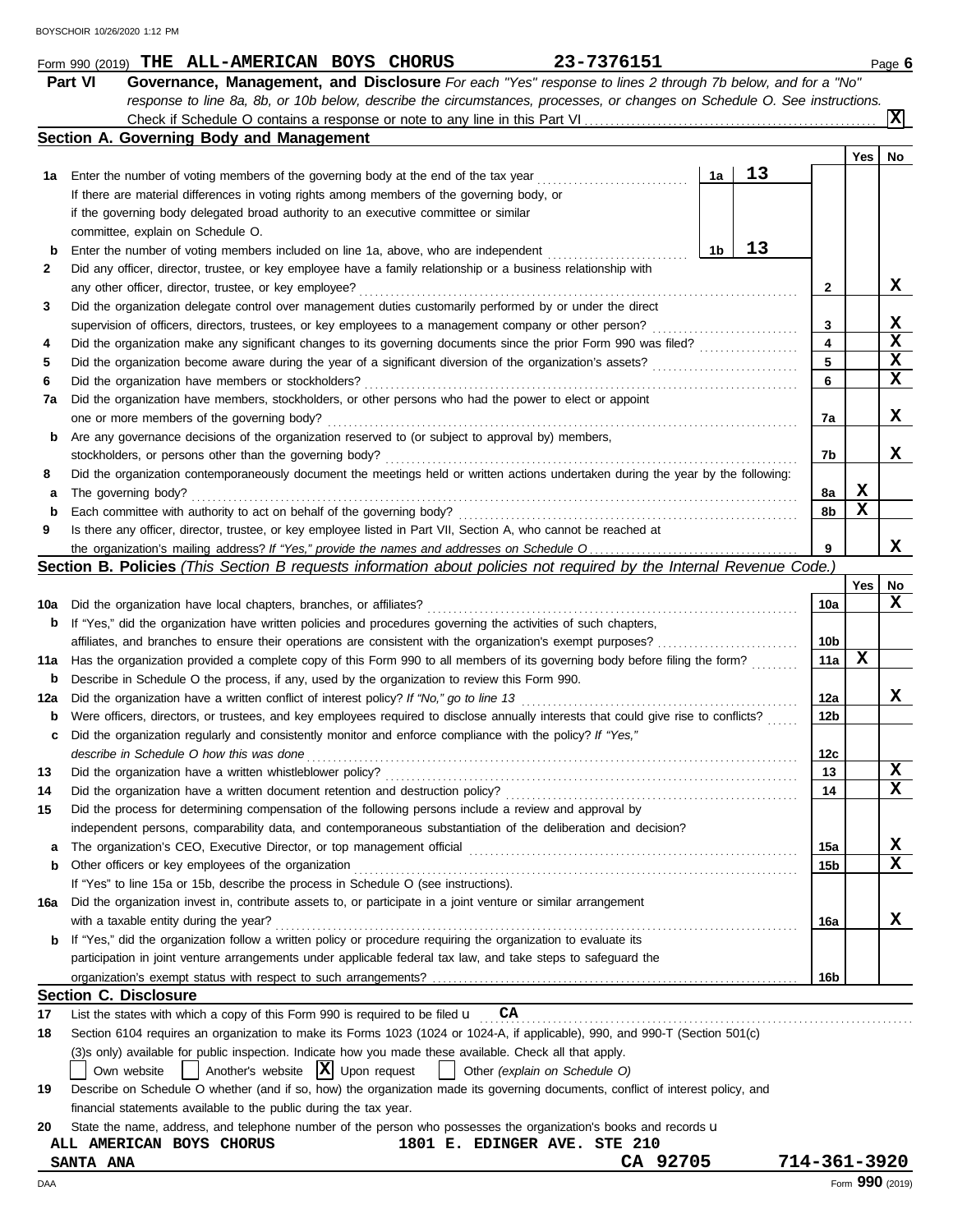Form 990 (2019) **THE ALL-AMERICAN BOYS CHORUS** **23-7376151** Page **6**

## Part VI Governance, Management, and Disclosure

*For each "Yes" response to lines 2 through 7b below, and for a "No" response to line 8a, 8b, or 10b below, describe the circumstances, processes, or changes on Schedule O. See instructions.*

Check if Schedule O contains a response or note to any line in this Part VI . . . . . . . . . . [X]

### Section A. Governing Body and Management

| | | | Yes | No |
|---|---|---|---|---|
| **1a** | Enter the number of voting members of the governing body at the end of the tax year . . . **1a** 13<br>If there are material differences in voting rights among members of the governing body, or if the governing body delegated broad authority to an executive committee or similar committee, explain on Schedule O. | | | |
| **b** | Enter the number of voting members included on line 1a, above, who are independent . . . **1b** 13 | | | |
| **2** | Did any officer, director, trustee, or key employee have a family relationship or a business relationship with any other officer, director, trustee, or key employee? | **2** | | X |
| **3** | Did the organization delegate control over management duties customarily performed by or under the direct supervision of officers, directors, trustees, or key employees to a management company or other person? | **3** | | X |
| **4** | Did the organization make any significant changes to its governing documents since the prior Form 990 was filed? | **4** | | X |
| **5** | Did the organization become aware during the year of a significant diversion of the organization's assets? | **5** | | X |
| **6** | Did the organization have members or stockholders? | **6** | | X |
| **7a** | Did the organization have members, stockholders, or other persons who had the power to elect or appoint one or more members of the governing body? | **7a** | | X |
| **b** | Are any governance decisions of the organization reserved to (or subject to approval by) members, stockholders, or persons other than the governing body? | **7b** | | X |
| **8** | Did the organization contemporaneously document the meetings held or written actions undertaken during the year by the following: | | | |
| **a** | The governing body? | **8a** | X | |
| **b** | Each committee with authority to act on behalf of the governing body? | **8b** | X | |
| **9** | Is there any officer, director, trustee, or key employee listed in Part VII, Section A, who cannot be reached at the organization's mailing address? *If "Yes," provide the names and addresses on Schedule O* | **9** | | X |

### Section B. Policies *(This Section B requests information about policies not required by the Internal Revenue Code.)*

| | | | Yes | No |
|---|---|---|---|---|
| **10a** | Did the organization have local chapters, branches, or affiliates? | **10a** | | X |
| **b** | If "Yes," did the organization have written policies and procedures governing the activities of such chapters, affiliates, and branches to ensure their operations are consistent with the organization's exempt purposes? | **10b** | | |
| **11a** | Has the organization provided a complete copy of this Form 990 to all members of its governing body before filing the form? | **11a** | X | |
| **b** | Describe in Schedule O the process, if any, used by the organization to review this Form 990. | | | |
| **12a** | Did the organization have a written conflict of interest policy? *If "No," go to line 13* | **12a** | | X |
| **b** | Were officers, directors, or trustees, and key employees required to disclose annually interests that could give rise to conflicts? | **12b** | | |
| **c** | Did the organization regularly and consistently monitor and enforce compliance with the policy? *If "Yes," describe in Schedule O how this was done* | **12c** | | |
| **13** | Did the organization have a written whistleblower policy? | **13** | | X |
| **14** | Did the organization have a written document retention and destruction policy? | **14** | | X |
| **15** | Did the process for determining compensation of the following persons include a review and approval by independent persons, comparability data, and contemporaneous substantiation of the deliberation and decision? | | | |
| **a** | The organization's CEO, Executive Director, or top management official | **15a** | | X |
| **b** | Other officers or key employees of the organization | **15b** | | X |
| | If "Yes" to line 15a or 15b, describe the process in Schedule O (see instructions). | | | |
| **16a** | Did the organization invest in, contribute assets to, or participate in a joint venture or similar arrangement with a taxable entity during the year? | **16a** | | X |
| **b** | If "Yes," did the organization follow a written policy or procedure requiring the organization to evaluate its participation in joint venture arrangements under applicable federal tax law, and take steps to safeguard the organization's exempt status with respect to such arrangements? | **16b** | | |

### Section C. Disclosure

**17** List the states with which a copy of this Form 990 is required to be filed u CA

**18** Section 6104 requires an organization to make its Forms 1023 (1024 or 1024-A, if applicable), 990, and 990-T (Section 501(c)(3)s only) available for public inspection. Indicate how you made these available. Check all that apply.

[ ] Own website [ ] Another's website [X] Upon request [ ] Other *(explain on Schedule O)*

**19** Describe on Schedule O whether (and if so, how) the organization made its governing documents, conflict of interest policy, and financial statements available to the public during the tax year.

**20** State the name, address, and telephone number of the person who possesses the organization's books and records u

ALL AMERICAN BOYS CHORUS 1801 E. EDINGER AVE. STE 210
SANTA ANA CA 92705 714-361-3920

DAA Form **990** (2019)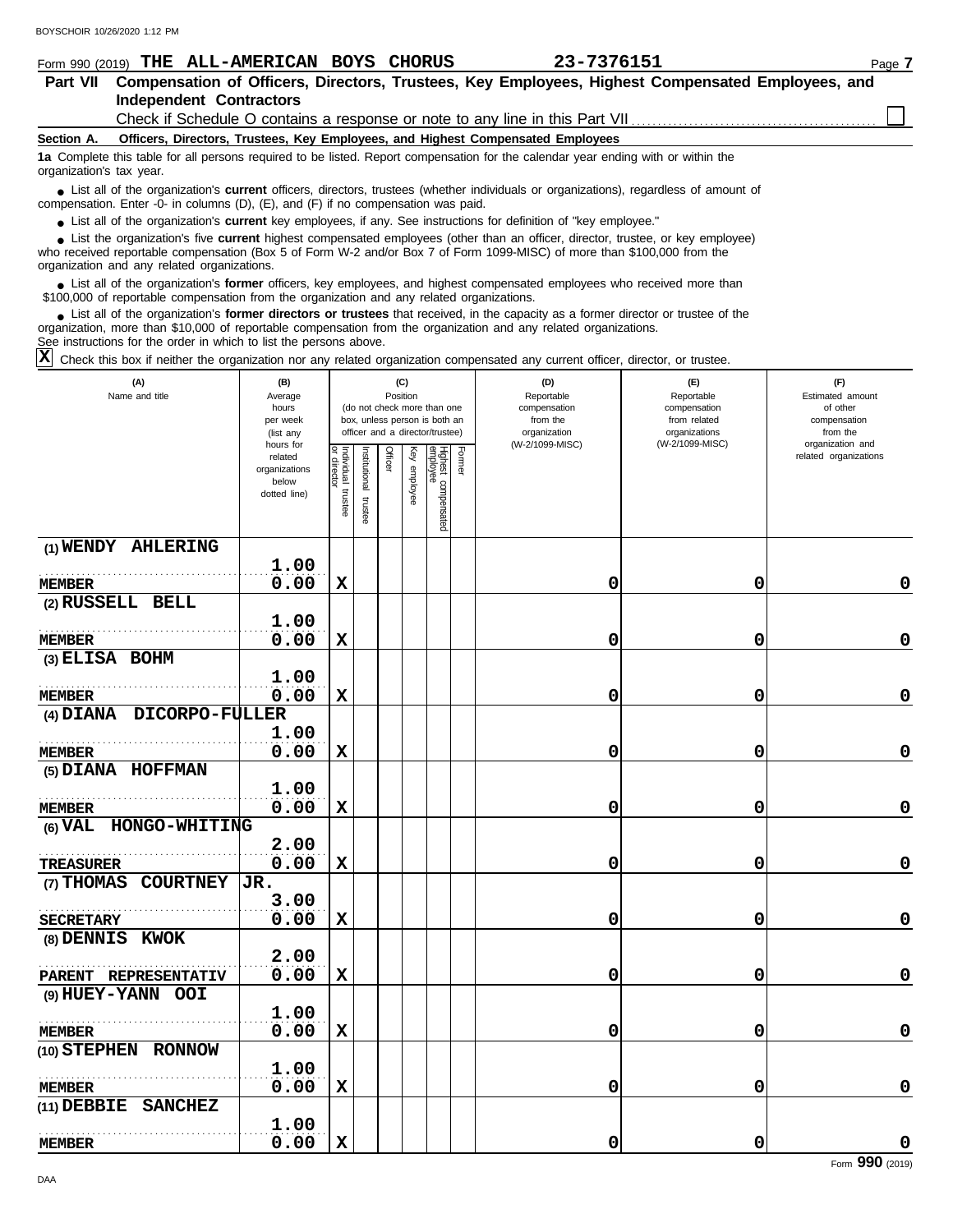Form 990 (2019) **THE ALL-AMERICAN BOYS CHORUS** **23-7376151**

## Part VII Compensation of Officers, Directors, Trustees, Key Employees, Highest Compensated Employees, and Independent Contractors

Check if Schedule O contains a response or note to any line in this Part VII ☐

### Section A. Officers, Directors, Trustees, Key Employees, and Highest Compensated Employees

**1a** Complete this table for all persons required to be listed. Report compensation for the calendar year ending with or within the organization's tax year.

- List all of the organization's **current** officers, directors, trustees (whether individuals or organizations), regardless of amount of compensation. Enter -0- in columns (D), (E), and (F) if no compensation was paid.
- List all of the organization's **current** key employees, if any. See instructions for definition of "key employee."
- List the organization's five **current** highest compensated employees (other than an officer, director, trustee, or key employee) who received reportable compensation (Box 5 of Form W-2 and/or Box 7 of Form 1099-MISC) of more than $100,000 from the organization and any related organizations.
- List all of the organization's **former** officers, key employees, and highest compensated employees who received more than $100,000 of reportable compensation from the organization and any related organizations.
- List all of the organization's **former directors or trustees** that received, in the capacity as a former director or trustee of the organization, more than $10,000 of reportable compensation from the organization and any related organizations.

See instructions for the order in which to list the persons above.

☒ Check this box if neither the organization nor any related organization compensated any current officer, director, or trustee.

| (A) Name and title | (B) Average hours per week (list any hours for related organizations below dotted line) | (C) Position: Individual trustee or director | Institutional trustee | Officer | Key employee | Highest compensated employee | Former | (D) Reportable compensation from the organization (W-2/1099-MISC) | (E) Reportable compensation from related organizations (W-2/1099-MISC) | (F) Estimated amount of other compensation from the organization and related organizations |
|---|---|---|---|---|---|---|---|---|---|---|
| (1) WENDY AHLERING<br>MEMBER | 1.00<br>0.00 | X | | | | | | 0 | 0 | 0 |
| (2) RUSSELL BELL<br>MEMBER | 1.00<br>0.00 | X | | | | | | 0 | 0 | 0 |
| (3) ELISA BOHM<br>MEMBER | 1.00<br>0.00 | X | | | | | | 0 | 0 | 0 |
| (4) DIANA DICORPO-FULLER<br>MEMBER | 1.00<br>0.00 | X | | | | | | 0 | 0 | 0 |
| (5) DIANA HOFFMAN<br>MEMBER | 1.00<br>0.00 | X | | | | | | 0 | 0 | 0 |
| (6) VAL HONGO-WHITING<br>TREASURER | 2.00<br>0.00 | X | | | | | | 0 | 0 | 0 |
| (7) THOMAS COURTNEY JR.<br>SECRETARY | 3.00<br>0.00 | X | | | | | | 0 | 0 | 0 |
| (8) DENNIS KWOK<br>PARENT REPRESENTATIV | 2.00<br>0.00 | X | | | | | | 0 | 0 | 0 |
| (9) HUEY-YANN OOI<br>MEMBER | 1.00<br>0.00 | X | | | | | | 0 | 0 | 0 |
| (10) STEPHEN RONNOW<br>MEMBER | 1.00<br>0.00 | X | | | | | | 0 | 0 | 0 |
| (11) DEBBIE SANCHEZ<br>MEMBER | 1.00<br>0.00 | X | | | | | | 0 | 0 | 0 |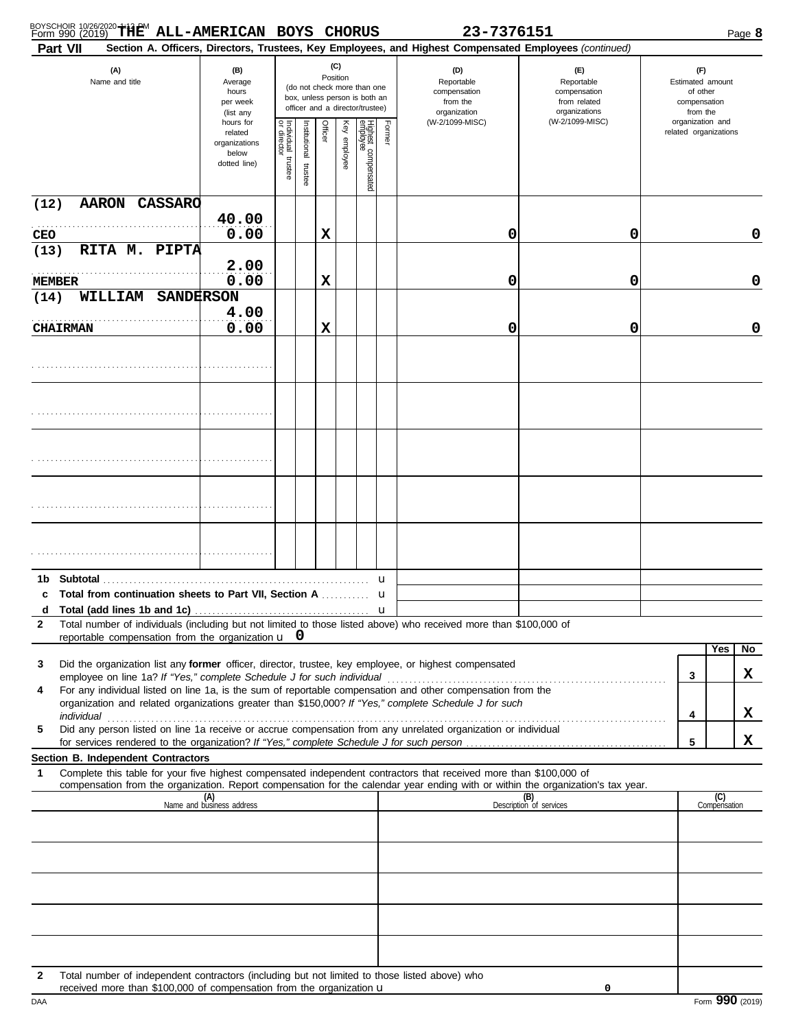Form 990 (2019) **THE ALL-AMERICAN BOYS CHORUS** 23-7376151 Page **8**

**Part VII** **Section A. Officers, Directors, Trustees, Key Employees, and Highest Compensated Employees** *(continued)*

| (A) Name and title | (B) Average hours per week (list any hours for related organizations below dotted line) | (C) Position: Individual trustee or director | Institutional trustee | Officer | Key employee | Highest compensated employee | Former | (D) Reportable compensation from the organization (W-2/1099-MISC) | (E) Reportable compensation from related organizations (W-2/1099-MISC) | (F) Estimated amount of other compensation from the organization and related organizations |
|---|---|---|---|---|---|---|---|---|---|---|
| (12) AARON CASSARO<br>CEO | 40.00<br>0.00 | | | X | | | | 0 | 0 | 0 |
| (13) RITA M. PIPTA<br>MEMBER | 2.00<br>0.00 | | | X | | | | 0 | 0 | 0 |
| (14) WILLIAM SANDERSON<br>CHAIRMAN | 4.00<br>0.00 | | | X | | | | 0 | 0 | 0 |
| | | | | | | | | | | |
| | | | | | | | | | | |
| | | | | | | | | | | |
| | | | | | | | | | | |
| | | | | | | | | | | |

**1b Subtotal** ..................................... u

**c Total from continuation sheets to Part VII, Section A** ........... u

**d Total (add lines 1b and 1c)** ..................................... u

**2** Total number of individuals (including but not limited to those listed above) who received more than $100,000 of reportable compensation from the organization u **0**

| | | Yes | No |
|---|---|---|---|
| **3** Did the organization list any **former** officer, director, trustee, key employee, or highest compensated employee on line 1a? *If "Yes," complete Schedule J for such individual* | 3 | | X |
| **4** For any individual listed on line 1a, is the sum of reportable compensation and other compensation from the organization and related organizations greater than $150,000? *If "Yes," complete Schedule J for such individual* | 4 | | X |
| **5** Did any person listed on line 1a receive or accrue compensation from any unrelated organization or individual for services rendered to the organization? *If "Yes," complete Schedule J for such person* | 5 | | X |

**Section B. Independent Contractors**

**1** Complete this table for your five highest compensated independent contractors that received more than $100,000 of compensation from the organization. Report compensation for the calendar year ending with or within the organization's tax year.

| (A) Name and business address | (B) Description of services | (C) Compensation |
|---|---|---|
| | | |
| | | |
| | | |
| | | |
| | | |

**2** Total number of independent contractors (including but not limited to those listed above) who received more than $100,000 of compensation from the organization u **0**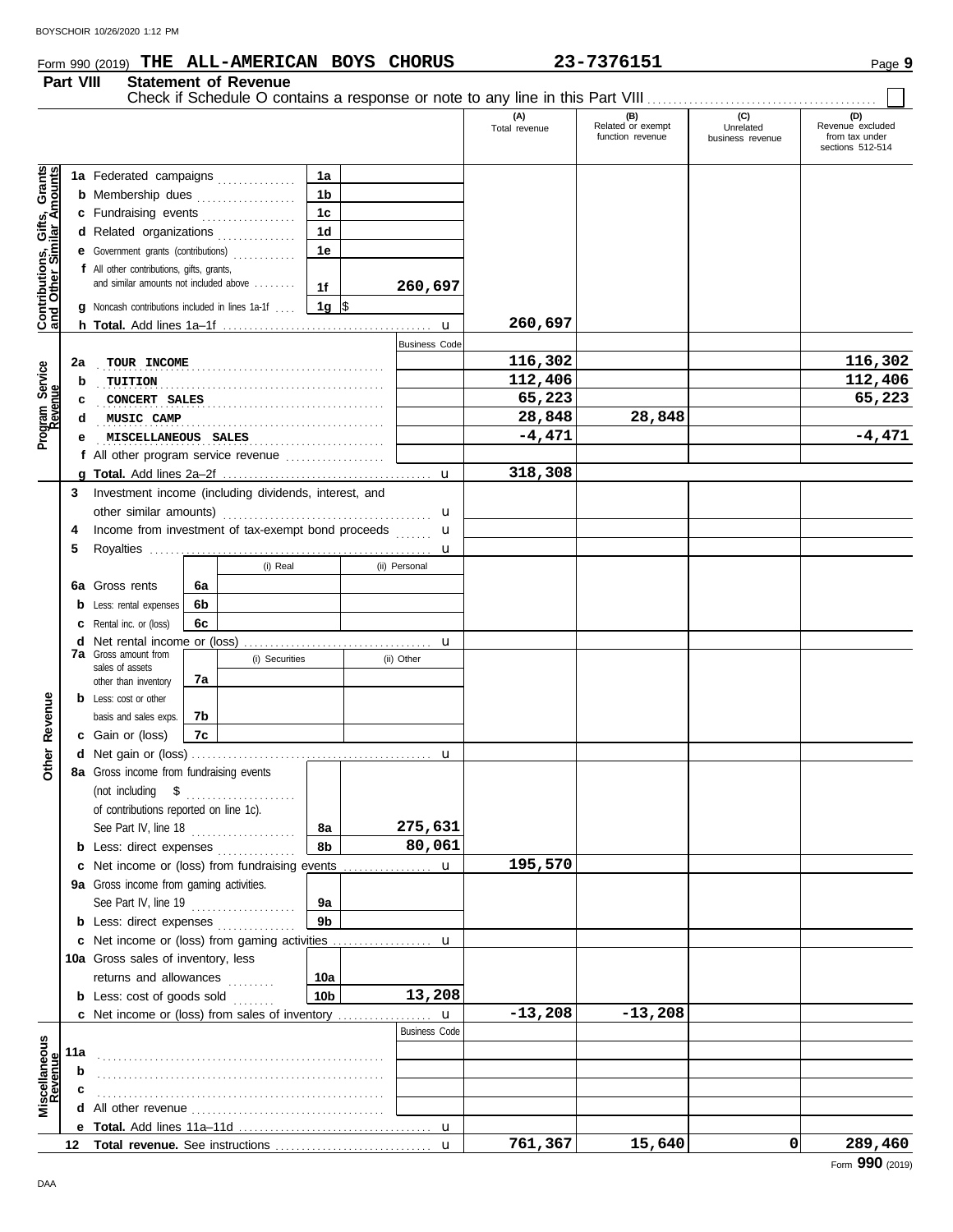Form 990 (2019) **THE ALL-AMERICAN BOYS CHORUS** 23-7376151

## Part VIII Statement of Revenue

Check if Schedule O contains a response or note to any line in this Part VIII . . . . . ☐

| | | | | (A) Total revenue | (B) Related or exempt function revenue | (C) Unrelated business revenue | (D) Revenue excluded from tax under sections 512-514 |
|---|---|---|---|---|---|---|---|
| **Contributions, Gifts, Grants and Other Similar Amounts** | 1a Federated campaigns | 1a | | | | | |
| | b Membership dues | 1b | | | | | |
| | c Fundraising events | 1c | | | | | |
| | d Related organizations | 1d | | | | | |
| | e Government grants (contributions) | 1e | | | | | |
| | f All other contributions, gifts, grants, and similar amounts not included above | 1f | 260,697 | | | | |
| | g Noncash contributions included in lines 1a-1f | 1g | $ | | | | |
| | h **Total.** Add lines 1a–1f | | | 260,697 | | | |
| **Program Service Revenue** | | | Business Code | | | | |
| | 2a TOUR INCOME | | | 116,302 | | | 116,302 |
| | b TUITION | | | 112,406 | | | 112,406 |
| | c CONCERT SALES | | | 65,223 | | | 65,223 |
| | d MUSIC CAMP | | | 28,848 | 28,848 | | |
| | e MISCELLANEOUS SALES | | | -4,471 | | | -4,471 |
| | f All other program service revenue | | | | | | |
| | g **Total.** Add lines 2a–2f | | | 318,308 | | | |
| **Other Revenue** | 3 Investment income (including dividends, interest, and other similar amounts) | | | | | | |
| | 4 Income from investment of tax-exempt bond proceeds | | | | | | |
| | 5 Royalties | | | | | | |
| | | (i) Real | (ii) Personal | | | | |
| | 6a Gross rents | 6a | | | | | |
| | b Less: rental expenses | 6b | | | | | |
| | c Rental inc. or (loss) | 6c | | | | | |
| | d Net rental income or (loss) | | | | | | |
| | | (i) Securities | (ii) Other | | | | |
| | 7a Gross amount from sales of assets other than inventory | 7a | | | | | |
| | b Less: cost or other basis and sales exps. | 7b | | | | | |
| | c Gain or (loss) | 7c | | | | | |
| | d Net gain or (loss) | | | | | | |
| | 8a Gross income from fundraising events (not including $ of contributions reported on line 1c). See Part IV, line 18 | 8a | 275,631 | | | | |
| | b Less: direct expenses | 8b | 80,061 | | | | |
| | c Net income or (loss) from fundraising events | | | 195,570 | | | |
| | 9a Gross income from gaming activities. See Part IV, line 19 | 9a | | | | | |
| | b Less: direct expenses | 9b | | | | | |
| | c Net income or (loss) from gaming activities | | | | | | |
| | 10a Gross sales of inventory, less returns and allowances | 10a | | | | | |
| | b Less: cost of goods sold | 10b | 13,208 | | | | |
| | c Net income or (loss) from sales of inventory | | | -13,208 | -13,208 | | |
| **Miscellaneous Revenue** | | | Business Code | | | | |
| | 11a | | | | | | |
| | b | | | | | | |
| | c | | | | | | |
| | d All other revenue | | | | | | |
| | e **Total.** Add lines 11a–11d | | | | | | |
| | 12 **Total revenue.** See instructions | | | 761,367 | 15,640 | 0 | 289,460 |

Form **990** (2019)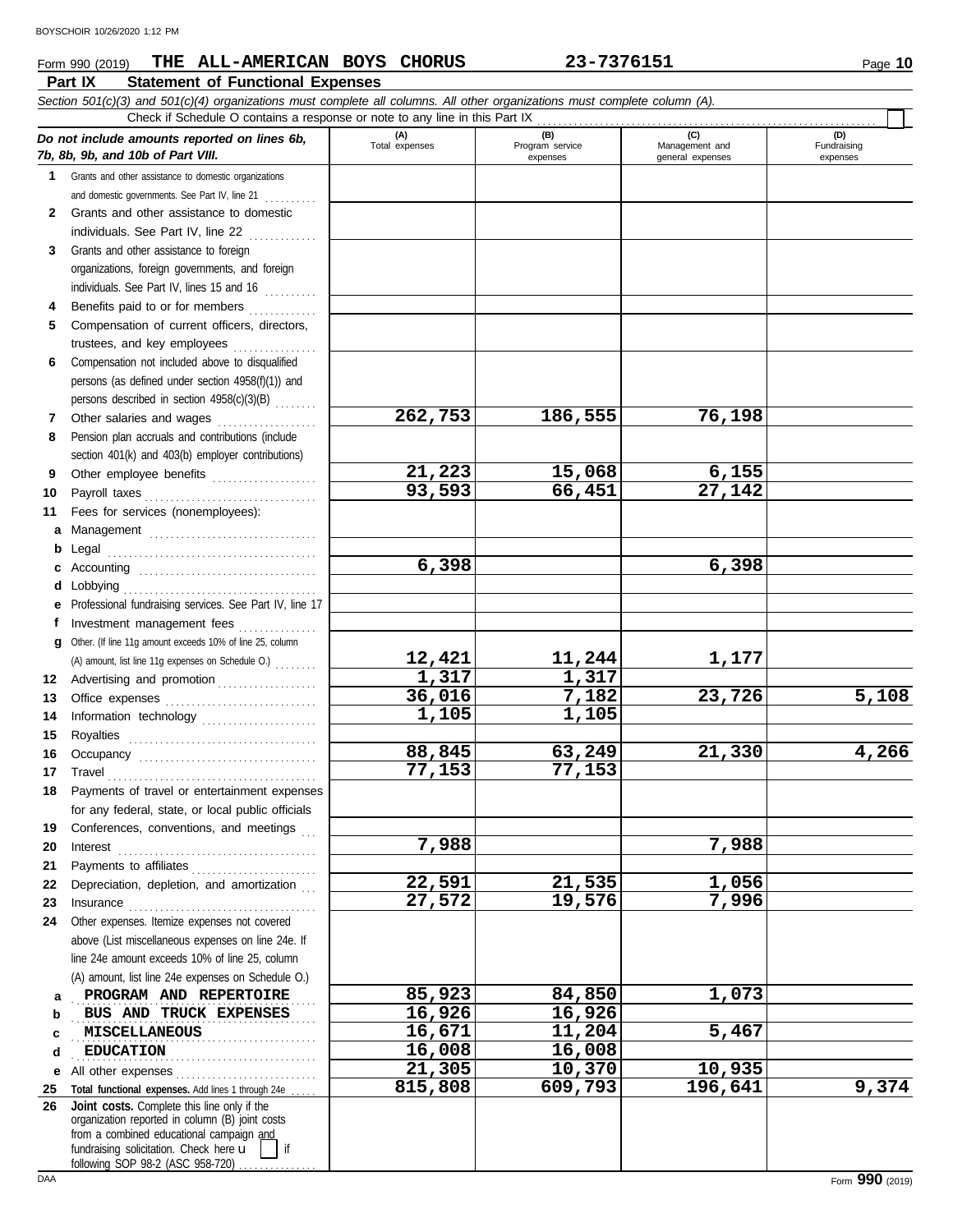Form 990 (2019) **THE ALL-AMERICAN BOYS CHORUS** **23-7376151**

## Part IX Statement of Functional Expenses

*Section 501(c)(3) and 501(c)(4) organizations must complete all columns. All other organizations must complete column (A).*

Check if Schedule O contains a response or note to any line in this Part IX ☐

| *Do not include amounts reported on lines 6b, 7b, 8b, 9b, and 10b of Part VIII.* | (A) Total expenses | (B) Program service expenses | (C) Management and general expenses | (D) Fundraising expenses |
|---|---|---|---|---|
| **1** Grants and other assistance to domestic organizations and domestic governments. See Part IV, line 21 | | | | |
| **2** Grants and other assistance to domestic individuals. See Part IV, line 22 | | | | |
| **3** Grants and other assistance to foreign organizations, foreign governments, and foreign individuals. See Part IV, lines 15 and 16 | | | | |
| **4** Benefits paid to or for members | | | | |
| **5** Compensation of current officers, directors, trustees, and key employees | | | | |
| **6** Compensation not included above to disqualified persons (as defined under section 4958(f)(1)) and persons described in section 4958(c)(3)(B) | | | | |
| **7** Other salaries and wages | 262,753 | 186,555 | 76,198 | |
| **8** Pension plan accruals and contributions (include section 401(k) and 403(b) employer contributions) | | | | |
| **9** Other employee benefits | 21,223 | 15,068 | 6,155 | |
| **10** Payroll taxes | 93,593 | 66,451 | 27,142 | |
| **11** Fees for services (nonemployees): | | | | |
| **a** Management | | | | |
| **b** Legal | | | | |
| **c** Accounting | 6,398 | | 6,398 | |
| **d** Lobbying | | | | |
| **e** Professional fundraising services. See Part IV, line 17 | | | | |
| **f** Investment management fees | | | | |
| **g** Other. (If line 11g amount exceeds 10% of line 25, column (A) amount, list line 11g expenses on Schedule O.) | 12,421 | 11,244 | 1,177 | |
| **12** Advertising and promotion | 1,317 | 1,317 | | |
| **13** Office expenses | 36,016 | 7,182 | 23,726 | 5,108 |
| **14** Information technology | 1,105 | 1,105 | | |
| **15** Royalties | | | | |
| **16** Occupancy | 88,845 | 63,249 | 21,330 | 4,266 |
| **17** Travel | 77,153 | 77,153 | | |
| **18** Payments of travel or entertainment expenses for any federal, state, or local public officials | | | | |
| **19** Conferences, conventions, and meetings | | | | |
| **20** Interest | 7,988 | | 7,988 | |
| **21** Payments to affiliates | | | | |
| **22** Depreciation, depletion, and amortization | 22,591 | 21,535 | 1,056 | |
| **23** Insurance | 27,572 | 19,576 | 7,996 | |
| **24** Other expenses. Itemize expenses not covered above (List miscellaneous expenses on line 24e. If line 24e amount exceeds 10% of line 25, column (A) amount, list line 24e expenses on Schedule O.) | | | | |
| **a** PROGRAM AND REPERTOIRE | 85,923 | 84,850 | 1,073 | |
| **b** BUS AND TRUCK EXPENSES | 16,926 | 16,926 | | |
| **c** MISCELLANEOUS | 16,671 | 11,204 | 5,467 | |
| **d** EDUCATION | 16,008 | 16,008 | | |
| **e** All other expenses | 21,305 | 10,370 | 10,935 | |
| **25 Total functional expenses.** Add lines 1 through 24e | 815,808 | 609,793 | 196,641 | 9,374 |
| **26 Joint costs.** Complete this line only if the organization reported in column (B) joint costs from a combined educational campaign and fundraising solicitation. Check here ☐ if following SOP 98-2 (ASC 958-720) | | | | |

Form **990** (2019)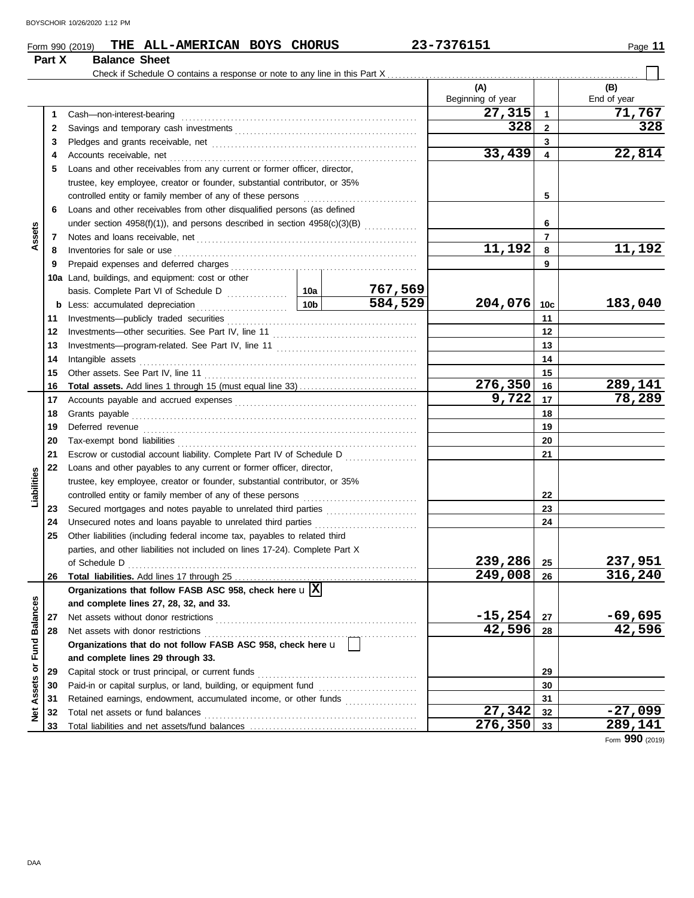Form 990 (2019) **THE ALL-AMERICAN BOYS CHORUS** 23-7376151

## Part X Balance Sheet

Check if Schedule O contains a response or note to any line in this Part X ☐

| Section | Line | Description | | | (A) Beginning of year | | (B) End of year |
|---|---|---|---|---|---|---|---|
| Assets | 1 | Cash—non-interest-bearing | | | 27,315 | 1 | 71,767 |
| | 2 | Savings and temporary cash investments | | | 328 | 2 | 328 |
| | 3 | Pledges and grants receivable, net | | | | 3 | |
| | 4 | Accounts receivable, net | | | 33,439 | 4 | 22,814 |
| | 5 | Loans and other receivables from any current or former officer, director, trustee, key employee, creator or founder, substantial contributor, or 35% controlled entity or family member of any of these persons | | | | 5 | |
| | 6 | Loans and other receivables from other disqualified persons (as defined under section 4958(f)(1)), and persons described in section 4958(c)(3)(B) | | | | 6 | |
| | 7 | Notes and loans receivable, net | | | | 7 | |
| | 8 | Inventories for sale or use | | | 11,192 | 8 | 11,192 |
| | 9 | Prepaid expenses and deferred charges | | | | 9 | |
| | 10a | Land, buildings, and equipment: cost or other basis. Complete Part VI of Schedule D | 10a | 767,569 | | | |
| | b | Less: accumulated depreciation | 10b | 584,529 | 204,076 | 10c | 183,040 |
| | 11 | Investments—publicly traded securities | | | | 11 | |
| | 12 | Investments—other securities. See Part IV, line 11 | | | | 12 | |
| | 13 | Investments—program-related. See Part IV, line 11 | | | | 13 | |
| | 14 | Intangible assets | | | | 14 | |
| | 15 | Other assets. See Part IV, line 11 | | | | 15 | |
| | 16 | **Total assets.** Add lines 1 through 15 (must equal line 33) | | | 276,350 | 16 | 289,141 |
| Liabilities | 17 | Accounts payable and accrued expenses | | | 9,722 | 17 | 78,289 |
| | 18 | Grants payable | | | | 18 | |
| | 19 | Deferred revenue | | | | 19 | |
| | 20 | Tax-exempt bond liabilities | | | | 20 | |
| | 21 | Escrow or custodial account liability. Complete Part IV of Schedule D | | | | 21 | |
| | 22 | Loans and other payables to any current or former officer, director, trustee, key employee, creator or founder, substantial contributor, or 35% controlled entity or family member of any of these persons | | | | 22 | |
| | 23 | Secured mortgages and notes payable to unrelated third parties | | | | 23 | |
| | 24 | Unsecured notes and loans payable to unrelated third parties | | | | 24 | |
| | 25 | Other liabilities (including federal income tax, payables to related third parties, and other liabilities not included on lines 17-24). Complete Part X of Schedule D | | | 239,286 | 25 | 237,951 |
| | 26 | **Total liabilities.** Add lines 17 through 25 | | | 249,008 | 26 | 316,240 |
| Net Assets or Fund Balances | | **Organizations that follow FASB ASC 958, check here** ☒ **and complete lines 27, 28, 32, and 33.** | | | | | |
| | 27 | Net assets without donor restrictions | | | -15,254 | 27 | -69,695 |
| | 28 | Net assets with donor restrictions | | | 42,596 | 28 | 42,596 |
| | | **Organizations that do not follow FASB ASC 958, check here** ☐ **and complete lines 29 through 33.** | | | | | |
| | 29 | Capital stock or trust principal, or current funds | | | | 29 | |
| | 30 | Paid-in or capital surplus, or land, building, or equipment fund | | | | 30 | |
| | 31 | Retained earnings, endowment, accumulated income, or other funds | | | | 31 | |
| | 32 | Total net assets or fund balances | | | 27,342 | 32 | -27,099 |
| | 33 | Total liabilities and net assets/fund balances | | | 276,350 | 33 | 289,141 |

Form **990** (2019)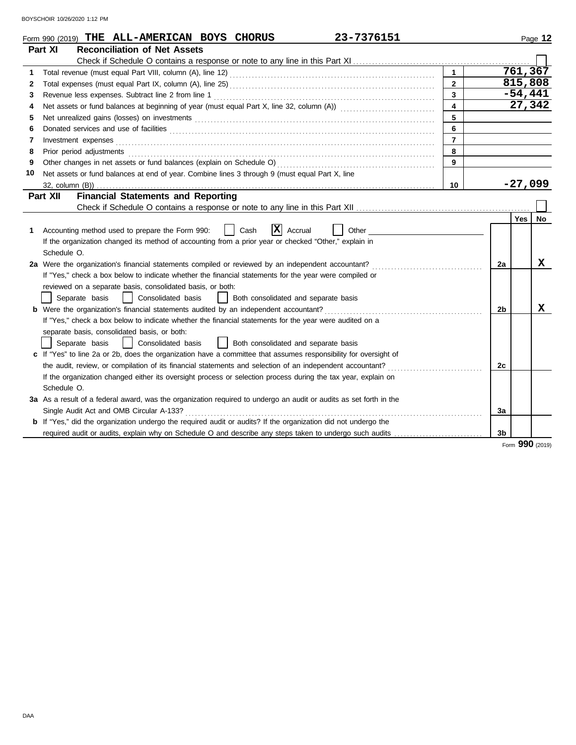Form 990 (2019) **THE ALL-AMERICAN BOYS CHORUS** **23-7376151**

## Part XI Reconciliation of Net Assets

Check if Schedule O contains a response or note to any line in this Part XI ☐

| | | | |
|---|---|---|---|
| 1 | Total revenue (must equal Part VIII, column (A), line 12) | 1 | 761,367 |
| 2 | Total expenses (must equal Part IX, column (A), line 25) | 2 | 815,808 |
| 3 | Revenue less expenses. Subtract line 2 from line 1 | 3 | -54,441 |
| 4 | Net assets or fund balances at beginning of year (must equal Part X, line 32, column (A)) | 4 | 27,342 |
| 5 | Net unrealized gains (losses) on investments | 5 | |
| 6 | Donated services and use of facilities | 6 | |
| 7 | Investment expenses | 7 | |
| 8 | Prior period adjustments | 8 | |
| 9 | Other changes in net assets or fund balances (explain on Schedule O) | 9 | |
| 10 | Net assets or fund balances at end of year. Combine lines 3 through 9 (must equal Part X, line 32, column (B)) | 10 | -27,099 |

## Part XII Financial Statements and Reporting

Check if Schedule O contains a response or note to any line in this Part XII ☐

| | | | Yes | No |
|---|---|---|---|---|
| 1 | Accounting method used to prepare the Form 990: ☐ Cash ☒ Accrual ☐ Other<br>If the organization changed its method of accounting from a prior year or checked "Other," explain in Schedule O. | | | |
| 2a | Were the organization's financial statements compiled or reviewed by an independent accountant?<br>If "Yes," check a box below to indicate whether the financial statements for the year were compiled or reviewed on a separate basis, consolidated basis, or both:<br>☐ Separate basis ☐ Consolidated basis ☐ Both consolidated and separate basis | 2a | | X |
| b | Were the organization's financial statements audited by an independent accountant?<br>If "Yes," check a box below to indicate whether the financial statements for the year were audited on a separate basis, consolidated basis, or both:<br>☐ Separate basis ☐ Consolidated basis ☐ Both consolidated and separate basis | 2b | | X |
| c | If "Yes" to line 2a or 2b, does the organization have a committee that assumes responsibility for oversight of the audit, review, or compilation of its financial statements and selection of an independent accountant?<br>If the organization changed either its oversight process or selection process during the tax year, explain on Schedule O. | 2c | | |
| 3a | As a result of a federal award, was the organization required to undergo an audit or audits as set forth in the Single Audit Act and OMB Circular A-133? | 3a | | |
| b | If "Yes," did the organization undergo the required audit or audits? If the organization did not undergo the required audit or audits, explain why on Schedule O and describe any steps taken to undergo such audits | 3b | | |

Form **990** (2019)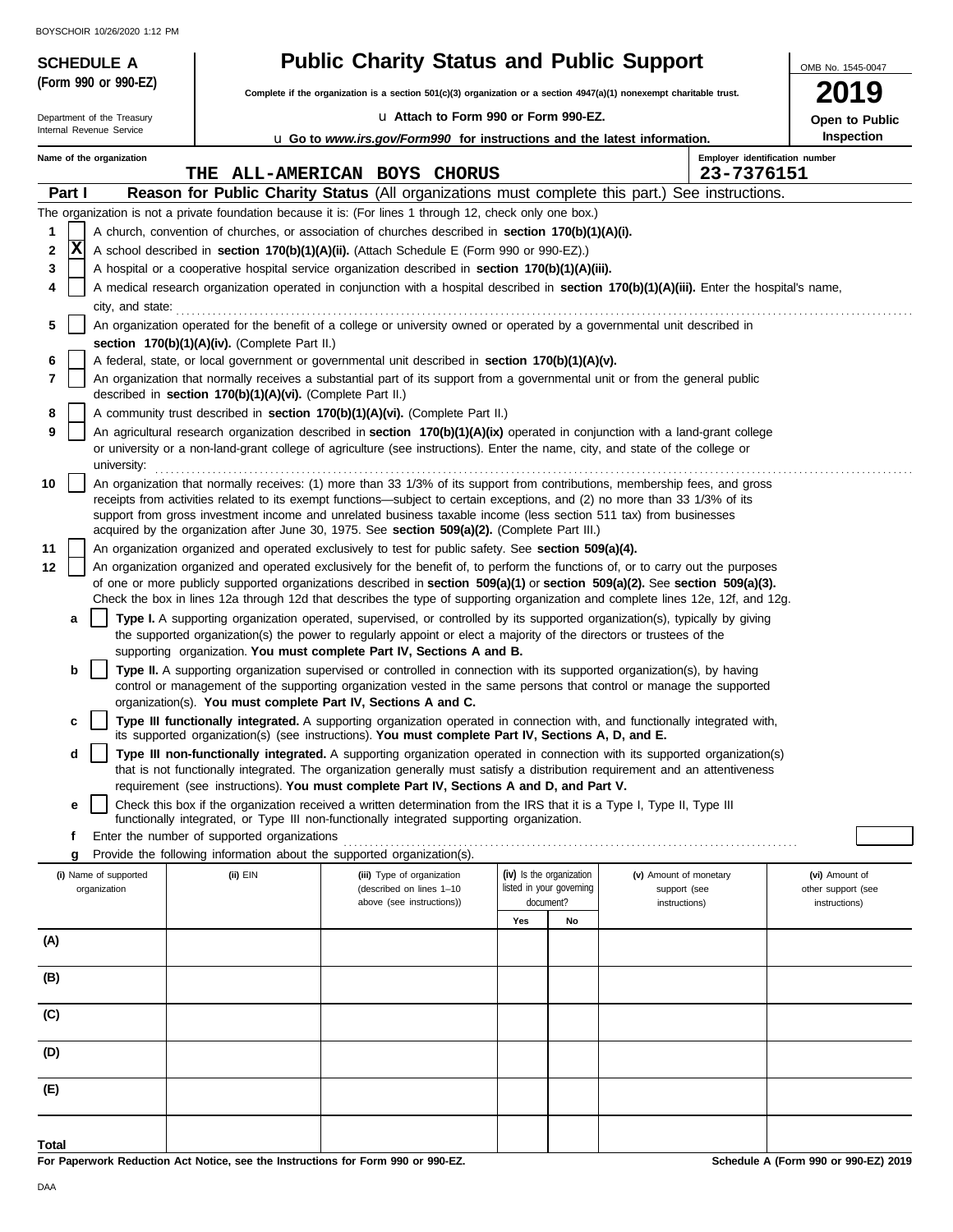BOYSCHOIR 10/26/2020 1:12 PM

**SCHEDULE A (Form 990 or 990-EZ)**

Department of the Treasury
Internal Revenue Service

# Public Charity Status and Public Support

**Complete if the organization is a section 501(c)(3) organization or a section 4947(a)(1) nonexempt charitable trust.**

u **Attach to Form 990 or Form 990-EZ.**

u **Go to *www.irs.gov/Form990* for instructions and the latest information.**

OMB No. 1545-0047

**2019**

**Open to Public Inspection**

**Name of the organization:** THE ALL-AMERICAN BOYS CHORUS

**Employer identification number:** 23-7376151

**Part I — Reason for Public Charity Status** (All organizations must complete this part.) See instructions.

The organization is not a private foundation because it is: (For lines 1 through 12, check only one box.)

1. [ ] A church, convention of churches, or association of churches described in **section 170(b)(1)(A)(i).**
2. [X] A school described in **section 170(b)(1)(A)(ii).** (Attach Schedule E (Form 990 or 990-EZ).)
3. [ ] A hospital or a cooperative hospital service organization described in **section 170(b)(1)(A)(iii).**
4. [ ] A medical research organization operated in conjunction with a hospital described in **section 170(b)(1)(A)(iii).** Enter the hospital's name, city, and state:
5. [ ] An organization operated for the benefit of a college or university owned or operated by a governmental unit described in **section 170(b)(1)(A)(iv).** (Complete Part II.)
6. [ ] A federal, state, or local government or governmental unit described in **section 170(b)(1)(A)(v).**
7. [ ] An organization that normally receives a substantial part of its support from a governmental unit or from the general public described in **section 170(b)(1)(A)(vi).** (Complete Part II.)
8. [ ] A community trust described in **section 170(b)(1)(A)(vi).** (Complete Part II.)
9. [ ] An agricultural research organization described in **section 170(b)(1)(A)(ix)** operated in conjunction with a land-grant college or university or a non-land-grant college of agriculture (see instructions). Enter the name, city, and state of the college or university:
10. [ ] An organization that normally receives: (1) more than 33 1/3% of its support from contributions, membership fees, and gross receipts from activities related to its exempt functions—subject to certain exceptions, and (2) no more than 33 1/3% of its support from gross investment income and unrelated business taxable income (less section 511 tax) from businesses acquired by the organization after June 30, 1975. See **section 509(a)(2).** (Complete Part III.)
11. [ ] An organization organized and operated exclusively to test for public safety. See **section 509(a)(4).**
12. [ ] An organization organized and operated exclusively for the benefit of, to perform the functions of, or to carry out the purposes of one or more publicly supported organizations described in **section 509(a)(1)** or **section 509(a)(2).** See **section 509(a)(3).** Check the box in lines 12a through 12d that describes the type of supporting organization and complete lines 12e, 12f, and 12g.
   - **a** [ ] **Type I.** A supporting organization operated, supervised, or controlled by its supported organization(s), typically by giving the supported organization(s) the power to regularly appoint or elect a majority of the directors or trustees of the supporting organization. **You must complete Part IV, Sections A and B.**
   - **b** [ ] **Type II.** A supporting organization supervised or controlled in connection with its supported organization(s), by having control or management of the supporting organization vested in the same persons that control or manage the supported organization(s). **You must complete Part IV, Sections A and C.**
   - **c** [ ] **Type III functionally integrated.** A supporting organization operated in connection with, and functionally integrated with, its supported organization(s) (see instructions). **You must complete Part IV, Sections A, D, and E.**
   - **d** [ ] **Type III non-functionally integrated.** A supporting organization operated in connection with its supported organization(s) that is not functionally integrated. The organization generally must satisfy a distribution requirement and an attentiveness requirement (see instructions). **You must complete Part IV, Sections A and D, and Part V.**
   - **e** [ ] Check this box if the organization received a written determination from the IRS that it is a Type I, Type II, Type III functionally integrated, or Type III non-functionally integrated supporting organization.
   - **f** Enter the number of supported organizations
   - **g** Provide the following information about the supported organization(s).

| (i) Name of supported organization | (ii) EIN | (iii) Type of organization (described on lines 1–10 above (see instructions)) | (iv) Is the organization listed in your governing document? Yes | No | (v) Amount of monetary support (see instructions) | (vi) Amount of other support (see instructions) |
|---|---|---|---|---|---|---|
| (A) | | | | | | |
| (B) | | | | | | |
| (C) | | | | | | |
| (D) | | | | | | |
| (E) | | | | | | |
| Total | | | | | | |

**For Paperwork Reduction Act Notice, see the Instructions for Form 990 or 990-EZ.**

**Schedule A (Form 990 or 990-EZ) 2019**

DAA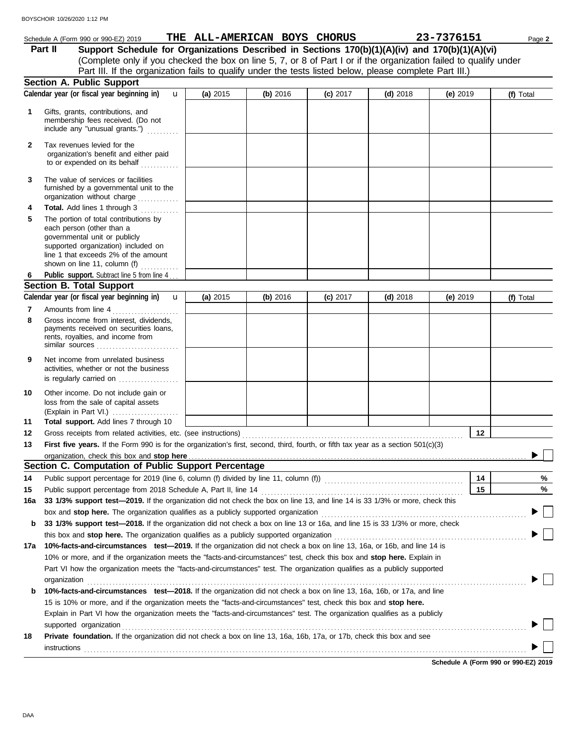Schedule A (Form 990 or 990-EZ) 2019 **THE ALL-AMERICAN BOYS CHORUS** **23-7376151** Page **2**

**Part II** **Support Schedule for Organizations Described in Sections 170(b)(1)(A)(iv) and 170(b)(1)(A)(vi)**
(Complete only if you checked the box on line 5, 7, or 8 of Part I or if the organization failed to qualify under Part III. If the organization fails to qualify under the tests listed below, please complete Part III.)

## Section A. Public Support

| Calendar year (or fiscal year beginning in) | (a) 2015 | (b) 2016 | (c) 2017 | (d) 2018 | (e) 2019 | (f) Total |
|---|---|---|---|---|---|---|
| **1** Gifts, grants, contributions, and membership fees received. (Do not include any "unusual grants.") | | | | | | |
| **2** Tax revenues levied for the organization's benefit and either paid to or expended on its behalf | | | | | | |
| **3** The value of services or facilities furnished by a governmental unit to the organization without charge | | | | | | |
| **4** **Total.** Add lines 1 through 3 | | | | | | |
| **5** The portion of total contributions by each person (other than a governmental unit or publicly supported organization) included on line 1 that exceeds 2% of the amount shown on line 11, column (f) | | | | | | |
| **6** **Public support.** Subtract line 5 from line 4 | | | | | | |

## Section B. Total Support

| Calendar year (or fiscal year beginning in) | (a) 2015 | (b) 2016 | (c) 2017 | (d) 2018 | (e) 2019 | (f) Total |
|---|---|---|---|---|---|---|
| **7** Amounts from line 4 | | | | | | |
| **8** Gross income from interest, dividends, payments received on securities loans, rents, royalties, and income from similar sources | | | | | | |
| **9** Net income from unrelated business activities, whether or not the business is regularly carried on | | | | | | |
| **10** Other income. Do not include gain or loss from the sale of capital assets (Explain in Part VI.) | | | | | | |
| **11** **Total support.** Add lines 7 through 10 | | | | | | |

**12** Gross receipts from related activities, etc. (see instructions) **12**

**13** **First five years.** If the Form 990 is for the organization's first, second, third, fourth, or fifth tax year as a section 501(c)(3) organization, check this box and **stop here** ☐

## Section C. Computation of Public Support Percentage

**14** Public support percentage for 2019 (line 6, column (f) divided by line 11, column (f)) **14** %

**15** Public support percentage from 2018 Schedule A, Part II, line 14 **15** %

**16a** **33 1/3% support test—2019.** If the organization did not check the box on line 13, and line 14 is 33 1/3% or more, check this box and **stop here.** The organization qualifies as a publicly supported organization ☐

**b** **33 1/3% support test—2018.** If the organization did not check a box on line 13 or 16a, and line 15 is 33 1/3% or more, check this box and **stop here.** The organization qualifies as a publicly supported organization ☐

**17a** **10%-facts-and-circumstances test—2019.** If the organization did not check a box on line 13, 16a, or 16b, and line 14 is 10% or more, and if the organization meets the "facts-and-circumstances" test, check this box and **stop here.** Explain in Part VI how the organization meets the "facts-and-circumstances" test. The organization qualifies as a publicly supported organization ☐

**b** **10%-facts-and-circumstances test—2018.** If the organization did not check a box on line 13, 16a, 16b, or 17a, and line 15 is 10% or more, and if the organization meets the "facts-and-circumstances" test, check this box and **stop here.** Explain in Part VI how the organization meets the "facts-and-circumstances" test. The organization qualifies as a publicly supported organization ☐

**18** **Private foundation.** If the organization did not check a box on line 13, 16a, 16b, 17a, or 17b, check this box and see instructions ☐

**Schedule A (Form 990 or 990-EZ) 2019**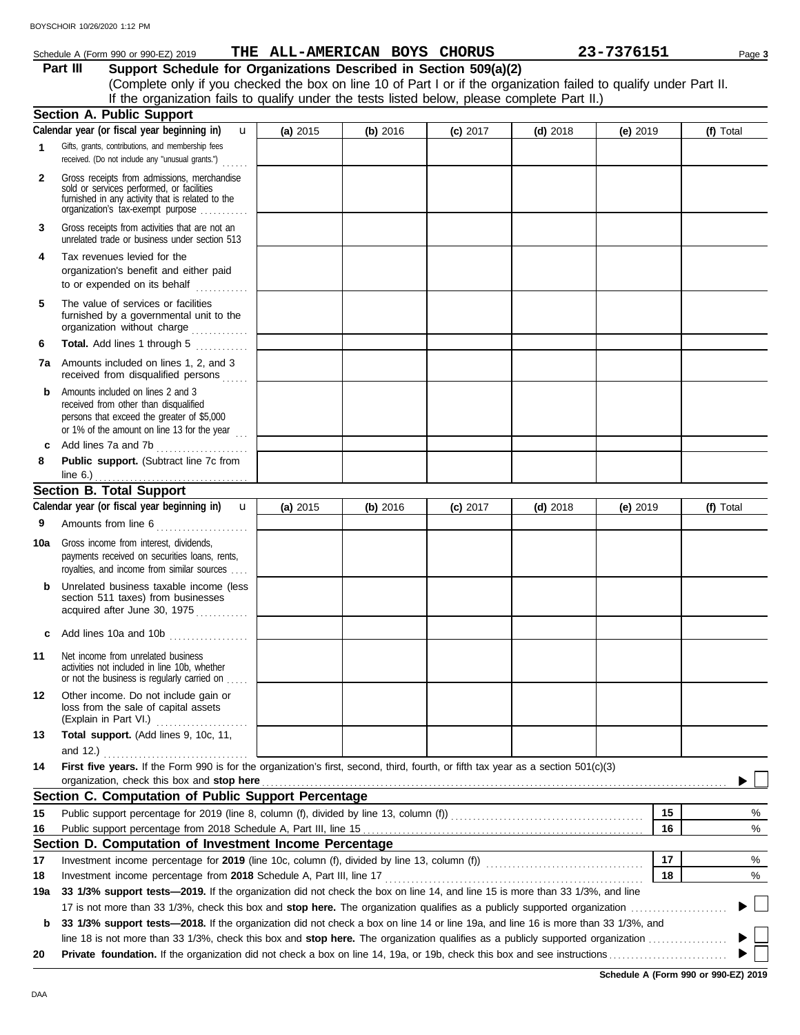Schedule A (Form 990 or 990-EZ) 2019 **THE ALL-AMERICAN BOYS CHORUS** **23-7376151** Page **3**

## Part III Support Schedule for Organizations Described in Section 509(a)(2)

(Complete only if you checked the box on line 10 of Part I or if the organization failed to qualify under Part II. If the organization fails to qualify under the tests listed below, please complete Part II.)

### Section A. Public Support

| Calendar year (or fiscal year beginning in) | (a) 2015 | (b) 2016 | (c) 2017 | (d) 2018 | (e) 2019 | (f) Total |
|---|---|---|---|---|---|---|
| **1** Gifts, grants, contributions, and membership fees received. (Do not include any "unusual grants.") | | | | | | |
| **2** Gross receipts from admissions, merchandise sold or services performed, or facilities furnished in any activity that is related to the organization's tax-exempt purpose | | | | | | |
| **3** Gross receipts from activities that are not an unrelated trade or business under section 513 | | | | | | |
| **4** Tax revenues levied for the organization's benefit and either paid to or expended on its behalf | | | | | | |
| **5** The value of services or facilities furnished by a governmental unit to the organization without charge | | | | | | |
| **6** **Total.** Add lines 1 through 5 | | | | | | |
| **7a** Amounts included on lines 1, 2, and 3 received from disqualified persons | | | | | | |
| **b** Amounts included on lines 2 and 3 received from other than disqualified persons that exceed the greater of $5,000 or 1% of the amount on line 13 for the year | | | | | | |
| **c** Add lines 7a and 7b | | | | | | |
| **8** **Public support.** (Subtract line 7c from line 6.) | | | | | | |

### Section B. Total Support

| Calendar year (or fiscal year beginning in) | (a) 2015 | (b) 2016 | (c) 2017 | (d) 2018 | (e) 2019 | (f) Total |
|---|---|---|---|---|---|---|
| **9** Amounts from line 6 | | | | | | |
| **10a** Gross income from interest, dividends, payments received on securities loans, rents, royalties, and income from similar sources | | | | | | |
| **b** Unrelated business taxable income (less section 511 taxes) from businesses acquired after June 30, 1975 | | | | | | |
| **c** Add lines 10a and 10b | | | | | | |
| **11** Net income from unrelated business activities not included in line 10b, whether or not the business is regularly carried on | | | | | | |
| **12** Other income. Do not include gain or loss from the sale of capital assets (Explain in Part VI.) | | | | | | |
| **13** **Total support.** (Add lines 9, 10c, 11, and 12.) | | | | | | |

**14** **First five years.** If the Form 990 is for the organization's first, second, third, fourth, or fifth tax year as a section 501(c)(3) organization, check this box and **stop here** ☐

### Section C. Computation of Public Support Percentage

| | | | |
|---|---|---|---|
| **15** | Public support percentage for 2019 (line 8, column (f), divided by line 13, column (f)) | **15** | % |
| **16** | Public support percentage from 2018 Schedule A, Part III, line 15 | **16** | % |

### Section D. Computation of Investment Income Percentage

| | | | |
|---|---|---|---|
| **17** | Investment income percentage for **2019** (line 10c, column (f), divided by line 13, column (f)) | **17** | % |
| **18** | Investment income percentage from **2018** Schedule A, Part III, line 17 | **18** | % |

**19a** **33 1/3% support tests—2019.** If the organization did not check the box on line 14, and line 15 is more than 33 1/3%, and line 17 is not more than 33 1/3%, check this box and **stop here.** The organization qualifies as a publicly supported organization ☐

**b** **33 1/3% support tests—2018.** If the organization did not check a box on line 14 or line 19a, and line 16 is more than 33 1/3%, and line 18 is not more than 33 1/3%, check this box and **stop here.** The organization qualifies as a publicly supported organization ☐

**20** **Private foundation.** If the organization did not check a box on line 14, 19a, or 19b, check this box and see instructions ☐

**Schedule A (Form 990 or 990-EZ) 2019**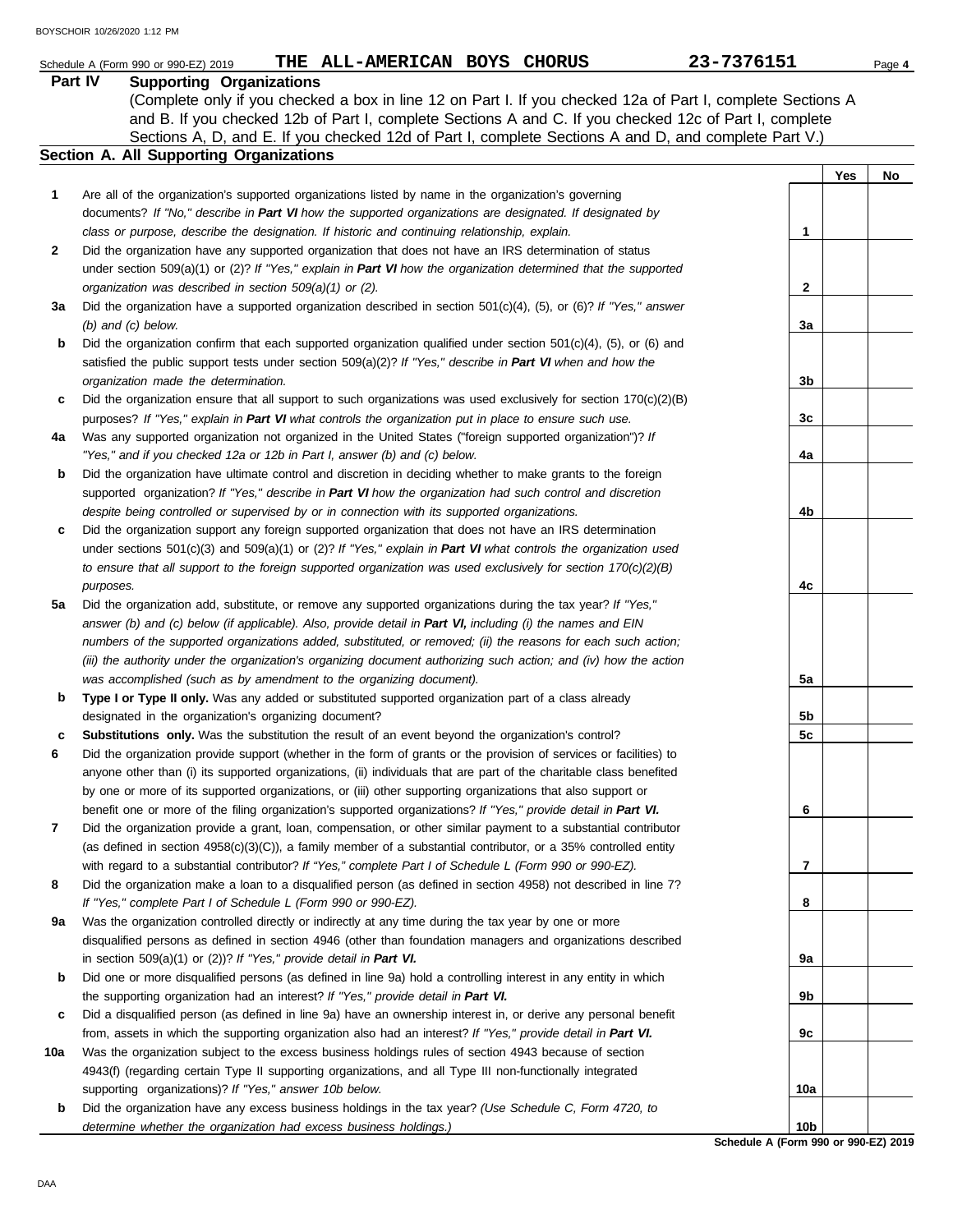Schedule A (Form 990 or 990-EZ) 2019 **THE ALL-AMERICAN BOYS CHORUS** **23-7376151**

## Part IV Supporting Organizations

(Complete only if you checked a box in line 12 on Part I. If you checked 12a of Part I, complete Sections A and B. If you checked 12b of Part I, complete Sections A and C. If you checked 12c of Part I, complete Sections A, D, and E. If you checked 12d of Part I, complete Sections A and D, and complete Part V.)

### Section A. All Supporting Organizations

| | | | Yes | No |
|---|---|---|---|---|
| **1** | Are all of the organization's supported organizations listed by name in the organization's governing documents? *If "No," describe in **Part VI** how the supported organizations are designated. If designated by class or purpose, describe the designation. If historic and continuing relationship, explain.* | 1 | | |
| **2** | Did the organization have any supported organization that does not have an IRS determination of status under section 509(a)(1) or (2)? *If "Yes," explain in **Part VI** how the organization determined that the supported organization was described in section 509(a)(1) or (2).* | 2 | | |
| **3a** | Did the organization have a supported organization described in section 501(c)(4), (5), or (6)? *If "Yes," answer (b) and (c) below.* | 3a | | |
| **b** | Did the organization confirm that each supported organization qualified under section 501(c)(4), (5), or (6) and satisfied the public support tests under section 509(a)(2)? *If "Yes," describe in **Part VI** when and how the organization made the determination.* | 3b | | |
| **c** | Did the organization ensure that all support to such organizations was used exclusively for section 170(c)(2)(B) purposes? *If "Yes," explain in **Part VI** what controls the organization put in place to ensure such use.* | 3c | | |
| **4a** | Was any supported organization not organized in the United States ("foreign supported organization")? *If "Yes," and if you checked 12a or 12b in Part I, answer (b) and (c) below.* | 4a | | |
| **b** | Did the organization have ultimate control and discretion in deciding whether to make grants to the foreign supported organization? *If "Yes," describe in **Part VI** how the organization had such control and discretion despite being controlled or supervised by or in connection with its supported organizations.* | 4b | | |
| **c** | Did the organization support any foreign supported organization that does not have an IRS determination under sections 501(c)(3) and 509(a)(1) or (2)? *If "Yes," explain in **Part VI** what controls the organization used to ensure that all support to the foreign supported organization was used exclusively for section 170(c)(2)(B) purposes.* | 4c | | |
| **5a** | Did the organization add, substitute, or remove any supported organizations during the tax year? *If "Yes," answer (b) and (c) below (if applicable). Also, provide detail in **Part VI,** including (i) the names and EIN numbers of the supported organizations added, substituted, or removed; (ii) the reasons for each such action; (iii) the authority under the organization's organizing document authorizing such action; and (iv) how the action was accomplished (such as by amendment to the organizing document).* | 5a | | |
| **b** | **Type I or Type II only.** Was any added or substituted supported organization part of a class already designated in the organization's organizing document? | 5b | | |
| **c** | **Substitutions only.** Was the substitution the result of an event beyond the organization's control? | 5c | | |
| **6** | Did the organization provide support (whether in the form of grants or the provision of services or facilities) to anyone other than (i) its supported organizations, (ii) individuals that are part of the charitable class benefited by one or more of its supported organizations, or (iii) other supporting organizations that also support or benefit one or more of the filing organization's supported organizations? ***If "Yes," provide detail in Part VI.*** | 6 | | |
| **7** | Did the organization provide a grant, loan, compensation, or other similar payment to a substantial contributor (as defined in section 4958(c)(3)(C)), a family member of a substantial contributor, or a 35% controlled entity with regard to a substantial contributor? *If "Yes," complete Part I of Schedule L (Form 990 or 990-EZ).* | 7 | | |
| **8** | Did the organization make a loan to a disqualified person (as defined in section 4958) not described in line 7? *If "Yes," complete Part I of Schedule L (Form 990 or 990-EZ).* | 8 | | |
| **9a** | Was the organization controlled directly or indirectly at any time during the tax year by one or more disqualified persons as defined in section 4946 (other than foundation managers and organizations described in section 509(a)(1) or (2))? ***If "Yes," provide detail in Part VI.*** | 9a | | |
| **b** | Did one or more disqualified persons (as defined in line 9a) hold a controlling interest in any entity in which the supporting organization had an interest? ***If "Yes," provide detail in Part VI.*** | 9b | | |
| **c** | Did a disqualified person (as defined in line 9a) have an ownership interest in, or derive any personal benefit from, assets in which the supporting organization also had an interest? ***If "Yes," provide detail in Part VI.*** | 9c | | |
| **10a** | Was the organization subject to the excess business holdings rules of section 4943 because of section 4943(f) (regarding certain Type II supporting organizations, and all Type III non-functionally integrated supporting organizations)? *If "Yes," answer 10b below.* | 10a | | |
| **b** | Did the organization have any excess business holdings in the tax year? *(Use Schedule C, Form 4720, to determine whether the organization had excess business holdings.)* | 10b | | |

**Schedule A (Form 990 or 990-EZ) 2019**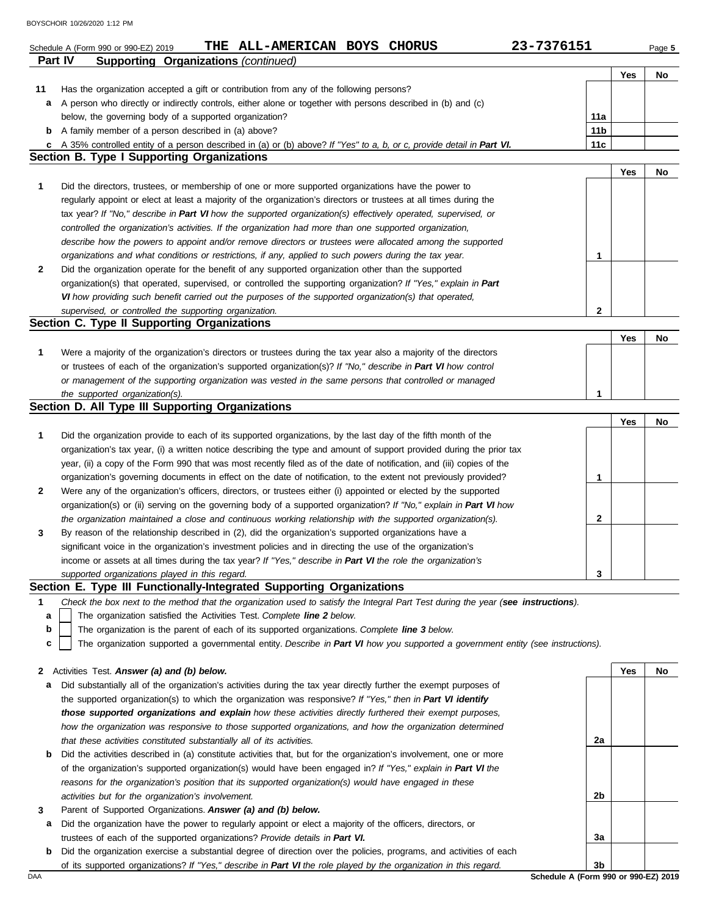Schedule A (Form 990 or 990-EZ) 2019 **THE ALL-AMERICAN BOYS CHORUS** **23-7376151** Page **5**

**Part IV Supporting Organizations** *(continued)*

| | | | Yes | No |
|---|---|---|---|---|
| **11** | Has the organization accepted a gift or contribution from any of the following persons? | | | |
| **a** | A person who directly or indirectly controls, either alone or together with persons described in (b) and (c) below, the governing body of a supported organization? | 11a | | |
| **b** | A family member of a person described in (a) above? | 11b | | |
| **c** | A 35% controlled entity of a person described in (a) or (b) above? *If "Yes" to a, b, or c, provide detail in **Part VI.*** | 11c | | |

**Section B. Type I Supporting Organizations**

| | | | Yes | No |
|---|---|---|---|---|
| **1** | Did the directors, trustees, or membership of one or more supported organizations have the power to regularly appoint or elect at least a majority of the organization's directors or trustees at all times during the tax year? *If "No," describe in **Part VI** how the supported organization(s) effectively operated, supervised, or controlled the organization's activities. If the organization had more than one supported organization, describe how the powers to appoint and/or remove directors or trustees were allocated among the supported organizations and what conditions or restrictions, if any, applied to such powers during the tax year.* | 1 | | |
| **2** | Did the organization operate for the benefit of any supported organization other than the supported organization(s) that operated, supervised, or controlled the supporting organization? *If "Yes," explain in **Part VI** how providing such benefit carried out the purposes of the supported organization(s) that operated, supervised, or controlled the supporting organization.* | 2 | | |

**Section C. Type II Supporting Organizations**

| | | | Yes | No |
|---|---|---|---|---|
| **1** | Were a majority of the organization's directors or trustees during the tax year also a majority of the directors or trustees of each of the organization's supported organization(s)? *If "No," describe in **Part VI** how control or management of the supporting organization was vested in the same persons that controlled or managed the supported organization(s).* | 1 | | |

**Section D. All Type III Supporting Organizations**

| | | | Yes | No |
|---|---|---|---|---|
| **1** | Did the organization provide to each of its supported organizations, by the last day of the fifth month of the organization's tax year, (i) a written notice describing the type and amount of support provided during the prior tax year, (ii) a copy of the Form 990 that was most recently filed as of the date of notification, and (iii) copies of the organization's governing documents in effect on the date of notification, to the extent not previously provided? | 1 | | |
| **2** | Were any of the organization's officers, directors, or trustees either (i) appointed or elected by the supported organization(s) or (ii) serving on the governing body of a supported organization? *If "No," explain in **Part VI** how the organization maintained a close and continuous working relationship with the supported organization(s).* | 2 | | |
| **3** | By reason of the relationship described in (2), did the organization's supported organizations have a significant voice in the organization's investment policies and in directing the use of the organization's income or assets at all times during the tax year? *If "Yes," describe in **Part VI** the role the organization's supported organizations played in this regard.* | 3 | | |

**Section E. Type III Functionally-Integrated Supporting Organizations**

**1** *Check the box next to the method that the organization used to satisfy the Integral Part Test during the year (**see instructions**).*

**a** ☐ The organization satisfied the Activities Test. *Complete **line 2** below.*

**b** ☐ The organization is the parent of each of its supported organizations. *Complete **line 3** below.*

**c** ☐ The organization supported a governmental entity. *Describe in **Part VI** how you supported a government entity (see instructions).*

| | | | Yes | No |
|---|---|---|---|---|
| **2** | Activities Test. ***Answer (a) and (b) below.*** | | | |
| **a** | Did substantially all of the organization's activities during the tax year directly further the exempt purposes of the supported organization(s) to which the organization was responsive? *If "Yes," then in **Part VI identify those supported organizations and explain** how these activities directly furthered their exempt purposes, how the organization was responsive to those supported organizations, and how the organization determined that these activities constituted substantially all of its activities.* | 2a | | |
| **b** | Did the activities described in (a) constitute activities that, but for the organization's involvement, one or more of the organization's supported organization(s) would have been engaged in? *If "Yes," explain in **Part VI** the reasons for the organization's position that its supported organization(s) would have engaged in these activities but for the organization's involvement.* | 2b | | |
| **3** | Parent of Supported Organizations. ***Answer (a) and (b) below.*** | | | |
| **a** | Did the organization have the power to regularly appoint or elect a majority of the officers, directors, or trustees of each of the supported organizations? *Provide details in **Part VI.*** | 3a | | |
| **b** | Did the organization exercise a substantial degree of direction over the policies, programs, and activities of each of its supported organizations? *If "Yes," describe in **Part VI** the role played by the organization in this regard.* | 3b | | |

**Schedule A (Form 990 or 990-EZ) 2019**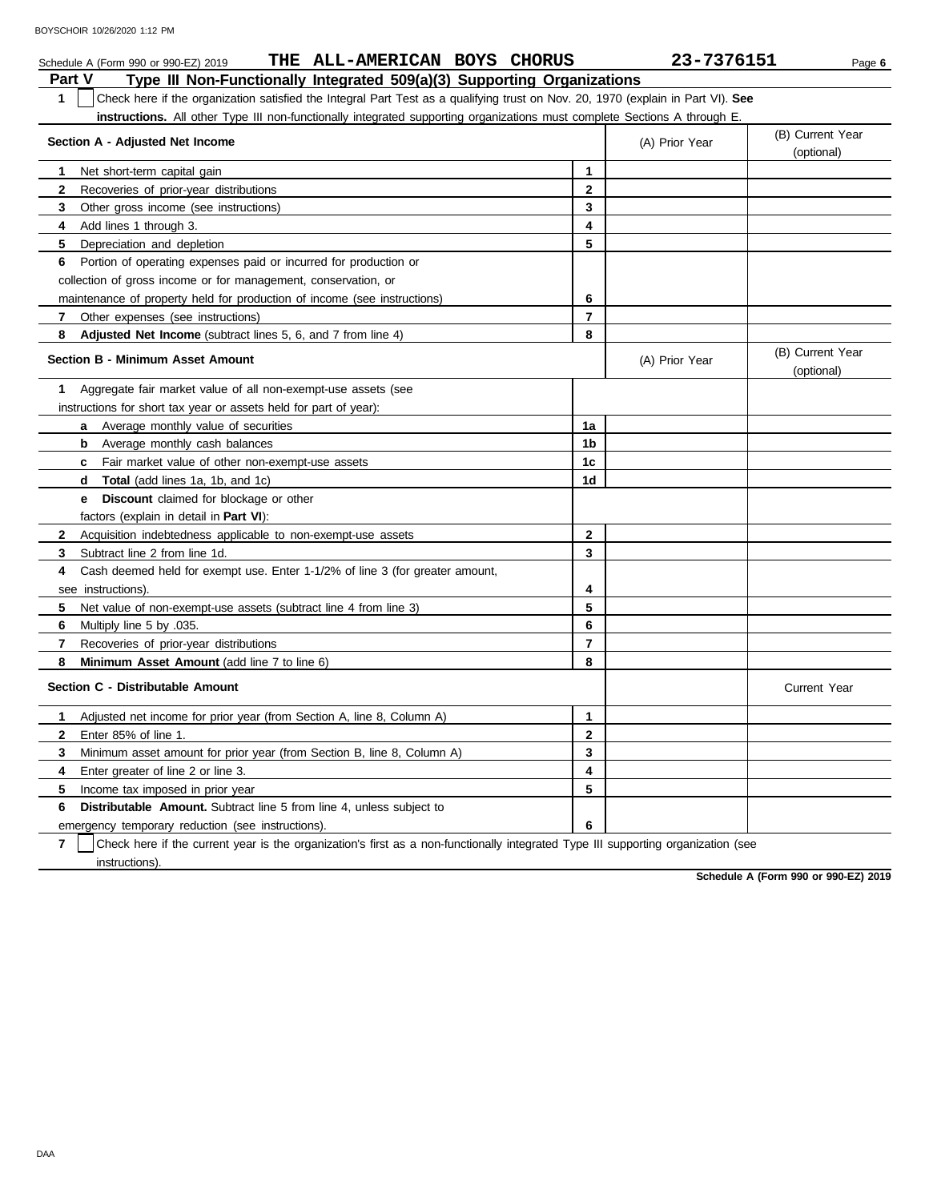Schedule A (Form 990 or 990-EZ) 2019 **THE ALL-AMERICAN BOYS CHORUS** **23-7376151** Page **6**

## Part V Type III Non-Functionally Integrated 509(a)(3) Supporting Organizations

**1** ☐ Check here if the organization satisfied the Integral Part Test as a qualifying trust on Nov. 20, 1970 (explain in Part VI). **See instructions.** All other Type III non-functionally integrated supporting organizations must complete Sections A through E.

| Section A - Adjusted Net Income | | (A) Prior Year | (B) Current Year (optional) |
|---|---|---|---|
| **1** Net short-term capital gain | 1 | | |
| **2** Recoveries of prior-year distributions | 2 | | |
| **3** Other gross income (see instructions) | 3 | | |
| **4** Add lines 1 through 3. | 4 | | |
| **5** Depreciation and depletion | 5 | | |
| **6** Portion of operating expenses paid or incurred for production or collection of gross income or for management, conservation, or maintenance of property held for production of income (see instructions) | 6 | | |
| **7** Other expenses (see instructions) | 7 | | |
| **8** **Adjusted Net Income** (subtract lines 5, 6, and 7 from line 4) | 8 | | |

| Section B - Minimum Asset Amount | | (A) Prior Year | (B) Current Year (optional) |
|---|---|---|---|
| **1** Aggregate fair market value of all non-exempt-use assets (see instructions for short tax year or assets held for part of year): | | | |
| **a** Average monthly value of securities | 1a | | |
| **b** Average monthly cash balances | 1b | | |
| **c** Fair market value of other non-exempt-use assets | 1c | | |
| **d** **Total** (add lines 1a, 1b, and 1c) | 1d | | |
| **e** **Discount** claimed for blockage or other factors (explain in detail in **Part VI**): | | | |
| **2** Acquisition indebtedness applicable to non-exempt-use assets | 2 | | |
| **3** Subtract line 2 from line 1d. | 3 | | |
| **4** Cash deemed held for exempt use. Enter 1-1/2% of line 3 (for greater amount, see instructions). | 4 | | |
| **5** Net value of non-exempt-use assets (subtract line 4 from line 3) | 5 | | |
| **6** Multiply line 5 by .035. | 6 | | |
| **7** Recoveries of prior-year distributions | 7 | | |
| **8** **Minimum Asset Amount** (add line 7 to line 6) | 8 | | |

| Section C - Distributable Amount | | | Current Year |
|---|---|---|---|
| **1** Adjusted net income for prior year (from Section A, line 8, Column A) | 1 | | |
| **2** Enter 85% of line 1. | 2 | | |
| **3** Minimum asset amount for prior year (from Section B, line 8, Column A) | 3 | | |
| **4** Enter greater of line 2 or line 3. | 4 | | |
| **5** Income tax imposed in prior year | 5 | | |
| **6** **Distributable Amount.** Subtract line 5 from line 4, unless subject to emergency temporary reduction (see instructions). | 6 | | |

**7** ☐ Check here if the current year is the organization's first as a non-functionally integrated Type III supporting organization (see instructions).

**Schedule A (Form 990 or 990-EZ) 2019**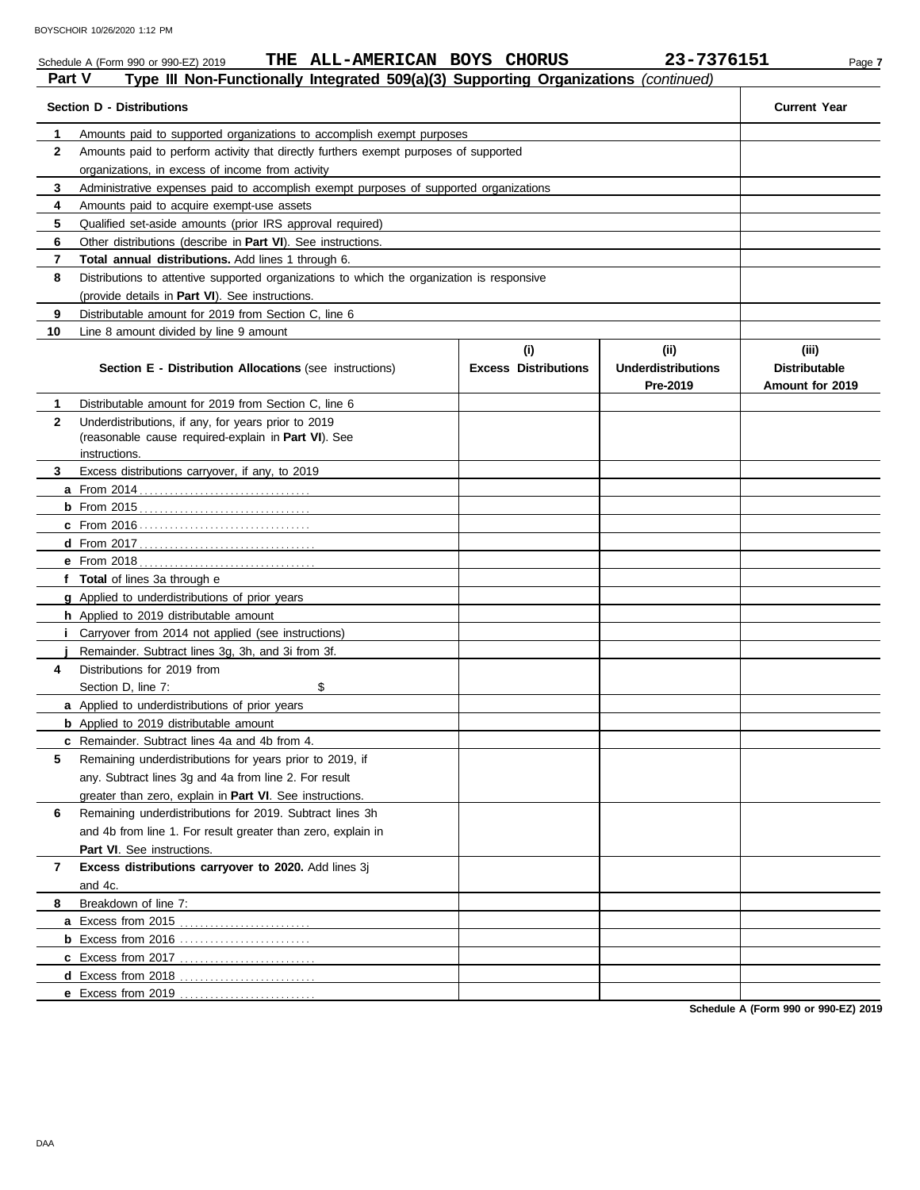Schedule A (Form 990 or 990-EZ) 2019 **THE ALL-AMERICAN BOYS CHORUS** **23-7376151**

## Part V Type III Non-Functionally Integrated 509(a)(3) Supporting Organizations *(continued)*

| | **Section D - Distributions** | **Current Year** |
|---|---|---|
| **1** | Amounts paid to supported organizations to accomplish exempt purposes | |
| **2** | Amounts paid to perform activity that directly furthers exempt purposes of supported organizations, in excess of income from activity | |
| **3** | Administrative expenses paid to accomplish exempt purposes of supported organizations | |
| **4** | Amounts paid to acquire exempt-use assets | |
| **5** | Qualified set-aside amounts (prior IRS approval required) | |
| **6** | Other distributions (describe in **Part VI**). See instructions. | |
| **7** | **Total annual distributions.** Add lines 1 through 6. | |
| **8** | Distributions to attentive supported organizations to which the organization is responsive (provide details in **Part VI**). See instructions. | |
| **9** | Distributable amount for 2019 from Section C, line 6 | |
| **10** | Line 8 amount divided by line 9 amount | |

| | **Section E - Distribution Allocations** (see instructions) | **(i)** **Excess Distributions** | **(ii)** **Underdistributions Pre-2019** | **(iii)** **Distributable Amount for 2019** |
|---|---|---|---|---|
| **1** | Distributable amount for 2019 from Section C, line 6 | | | |
| **2** | Underdistributions, if any, for years prior to 2019 (reasonable cause required-explain in **Part VI**). See instructions. | | | |
| **3** | Excess distributions carryover, if any, to 2019 | | | |
| **a** | From 2014 | | | |
| **b** | From 2015 | | | |
| **c** | From 2016 | | | |
| **d** | From 2017 | | | |
| **e** | From 2018 | | | |
| **f** | **Total** of lines 3a through e | | | |
| **g** | Applied to underdistributions of prior years | | | |
| **h** | Applied to 2019 distributable amount | | | |
| **i** | Carryover from 2014 not applied (see instructions) | | | |
| **j** | Remainder. Subtract lines 3g, 3h, and 3i from 3f. | | | |
| **4** | Distributions for 2019 from Section D, line 7: $ | | | |
| **a** | Applied to underdistributions of prior years | | | |
| **b** | Applied to 2019 distributable amount | | | |
| **c** | Remainder. Subtract lines 4a and 4b from 4. | | | |
| **5** | Remaining underdistributions for years prior to 2019, if any. Subtract lines 3g and 4a from line 2. For result greater than zero, explain in **Part VI**. See instructions. | | | |
| **6** | Remaining underdistributions for 2019. Subtract lines 3h and 4b from line 1. For result greater than zero, explain in **Part VI**. See instructions. | | | |
| **7** | **Excess distributions carryover to 2020.** Add lines 3j and 4c. | | | |
| **8** | Breakdown of line 7: | | | |
| **a** | Excess from 2015 | | | |
| **b** | Excess from 2016 | | | |
| **c** | Excess from 2017 | | | |
| **d** | Excess from 2018 | | | |
| **e** | Excess from 2019 | | | |

**Schedule A (Form 990 or 990-EZ) 2019**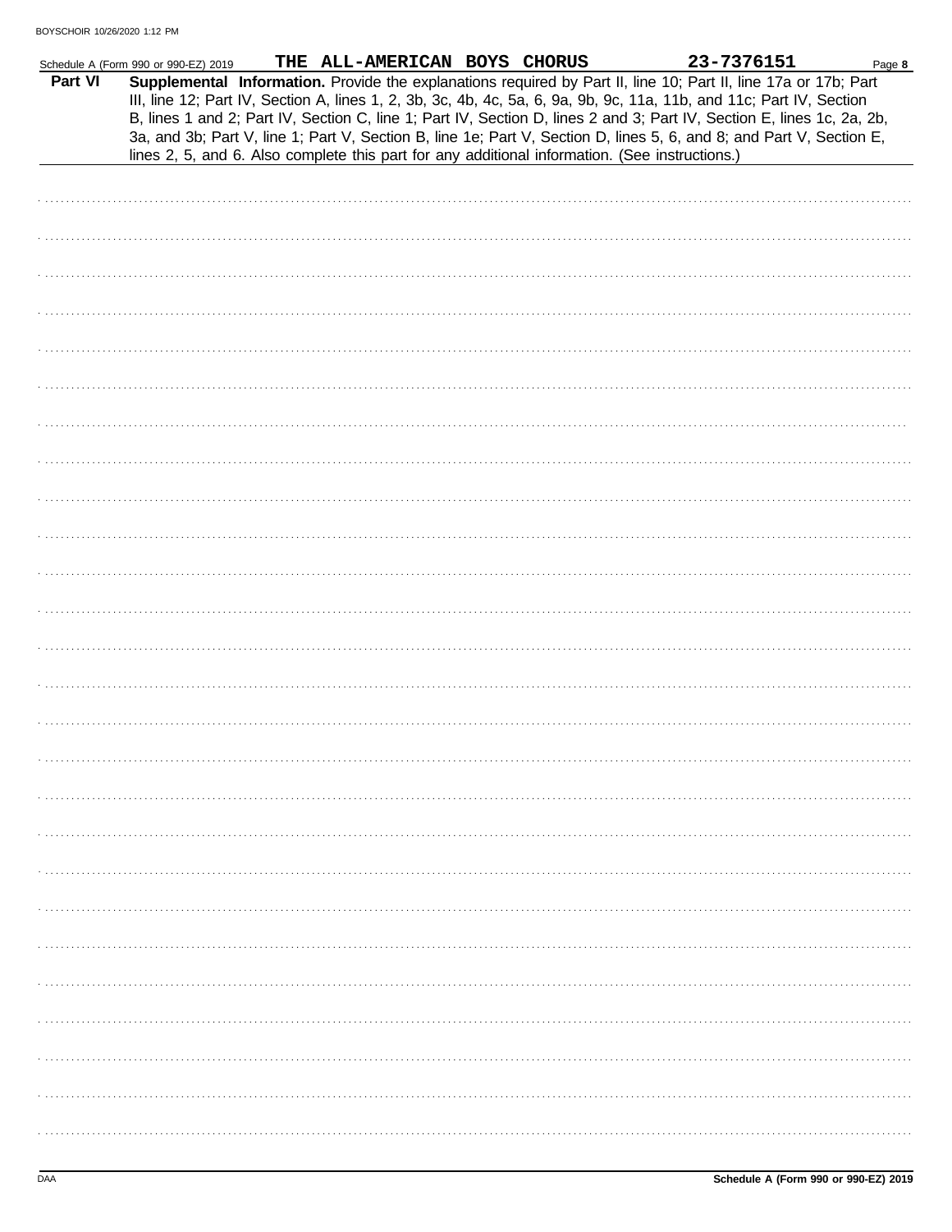Schedule A (Form 990 or 990-EZ) 2019 THE ALL-AMERICAN BOYS CHORUS 23-7376151

**Part VI** **Supplemental Information.** Provide the explanations required by Part II, line 10; Part II, line 17a or 17b; Part III, line 12; Part IV, Section A, lines 1, 2, 3b, 3c, 4b, 4c, 5a, 6, 9a, 9b, 9c, 11a, 11b, and 11c; Part IV, Section B, lines 1 and 2; Part IV, Section C, line 1; Part IV, Section D, lines 2 and 3; Part IV, Section E, lines 1c, 2a, 2b, 3a, and 3b; Part V, line 1; Part V, Section B, line 1e; Part V, Section D, lines 5, 6, and 8; and Part V, Section E, lines 2, 5, and 6. Also complete this part for any additional information. (See instructions.)

Schedule A (Form 990 or 990-EZ) 2019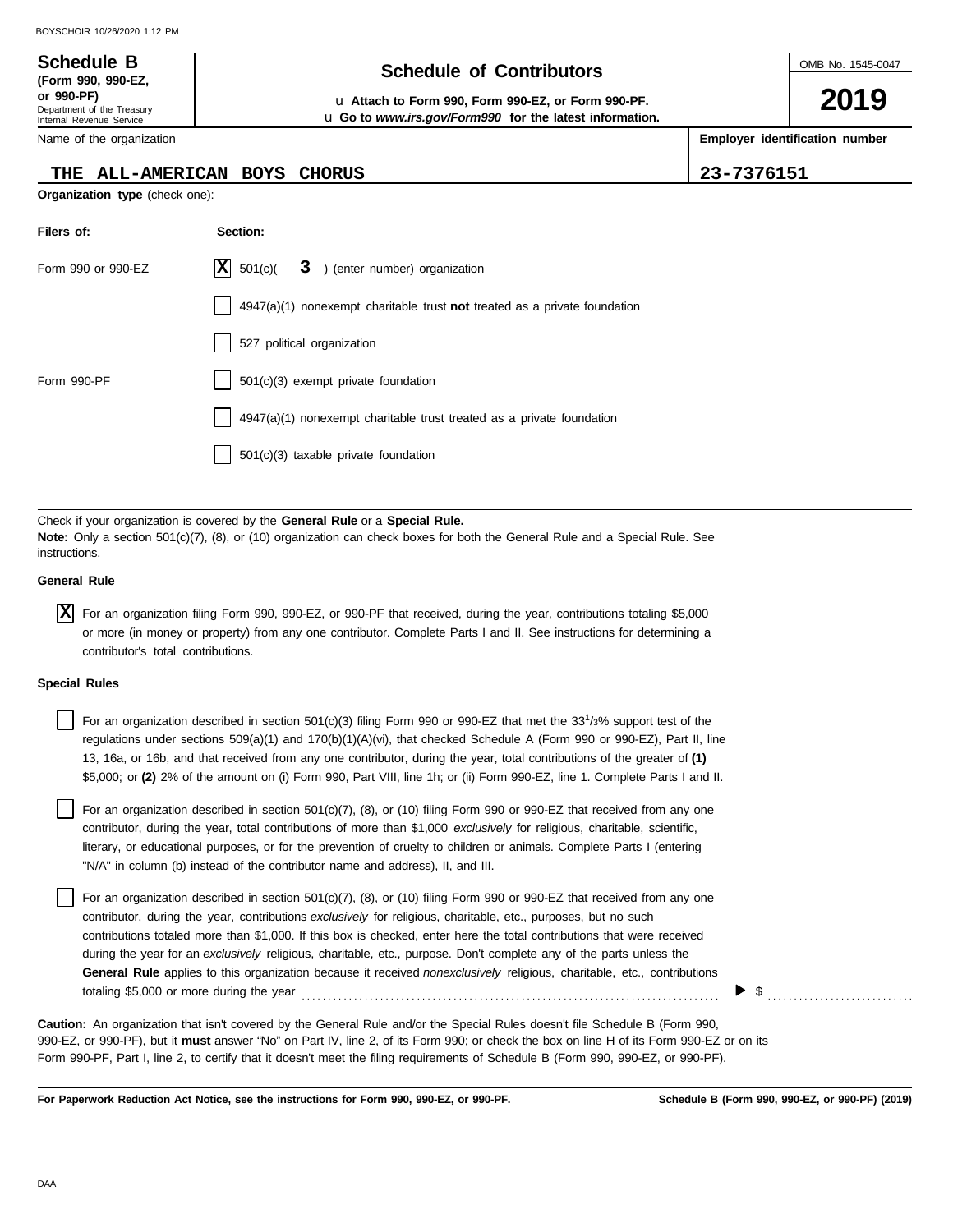**Schedule B**
**(Form 990, 990-EZ, or 990-PF)**
Department of the Treasury
Internal Revenue Service

# Schedule of Contributors

u **Attach to Form 990, Form 990-EZ, or Form 990-PF.**
u **Go to *www.irs.gov/Form990* for the latest information.**

OMB No. 1545-0047

**2019**

| Name of the organization | Employer identification number |
|---|---|
| THE ALL-AMERICAN BOYS CHORUS | 23-7376151 |

**Organization type** (check one):

| Filers of: | Section: |
|---|---|
| Form 990 or 990-EZ | [X] 501(c)( **3** ) (enter number) organization |
| | [ ] 4947(a)(1) nonexempt charitable trust **not** treated as a private foundation |
| | [ ] 527 political organization |
| Form 990-PF | [ ] 501(c)(3) exempt private foundation |
| | [ ] 4947(a)(1) nonexempt charitable trust treated as a private foundation |
| | [ ] 501(c)(3) taxable private foundation |

Check if your organization is covered by the **General Rule** or a **Special Rule.**
**Note:** Only a section 501(c)(7), (8), or (10) organization can check boxes for both the General Rule and a Special Rule. See instructions.

**General Rule**

[X] For an organization filing Form 990, 990-EZ, or 990-PF that received, during the year, contributions totaling $5,000 or more (in money or property) from any one contributor. Complete Parts I and II. See instructions for determining a contributor's total contributions.

**Special Rules**

[ ] For an organization described in section 501(c)(3) filing Form 990 or 990-EZ that met the 33 1/3% support test of the regulations under sections 509(a)(1) and 170(b)(1)(A)(vi), that checked Schedule A (Form 990 or 990-EZ), Part II, line 13, 16a, or 16b, and that received from any one contributor, during the year, total contributions of the greater of **(1)** $5,000; or **(2)** 2% of the amount on (i) Form 990, Part VIII, line 1h; or (ii) Form 990-EZ, line 1. Complete Parts I and II.

[ ] For an organization described in section 501(c)(7), (8), or (10) filing Form 990 or 990-EZ that received from any one contributor, during the year, total contributions of more than $1,000 *exclusively* for religious, charitable, scientific, literary, or educational purposes, or for the prevention of cruelty to children or animals. Complete Parts I (entering "N/A" in column (b) instead of the contributor name and address), II, and III.

[ ] For an organization described in section 501(c)(7), (8), or (10) filing Form 990 or 990-EZ that received from any one contributor, during the year, contributions *exclusively* for religious, charitable, etc., purposes, but no such contributions totaled more than $1,000. If this box is checked, enter here the total contributions that were received during the year for an *exclusively* religious, charitable, etc., purpose. Don't complete any of the parts unless the **General Rule** applies to this organization because it received *nonexclusively* religious, charitable, etc., contributions totaling $5,000 or more during the year ▶ $ ..........

**Caution:** An organization that isn't covered by the General Rule and/or the Special Rules doesn't file Schedule B (Form 990, 990-EZ, or 990-PF), but it **must** answer "No" on Part IV, line 2, of its Form 990; or check the box on line H of its Form 990-EZ or on its Form 990-PF, Part I, line 2, to certify that it doesn't meet the filing requirements of Schedule B (Form 990, 990-EZ, or 990-PF).

**For Paperwork Reduction Act Notice, see the instructions for Form 990, 990-EZ, or 990-PF.** **Schedule B (Form 990, 990-EZ, or 990-PF) (2019)**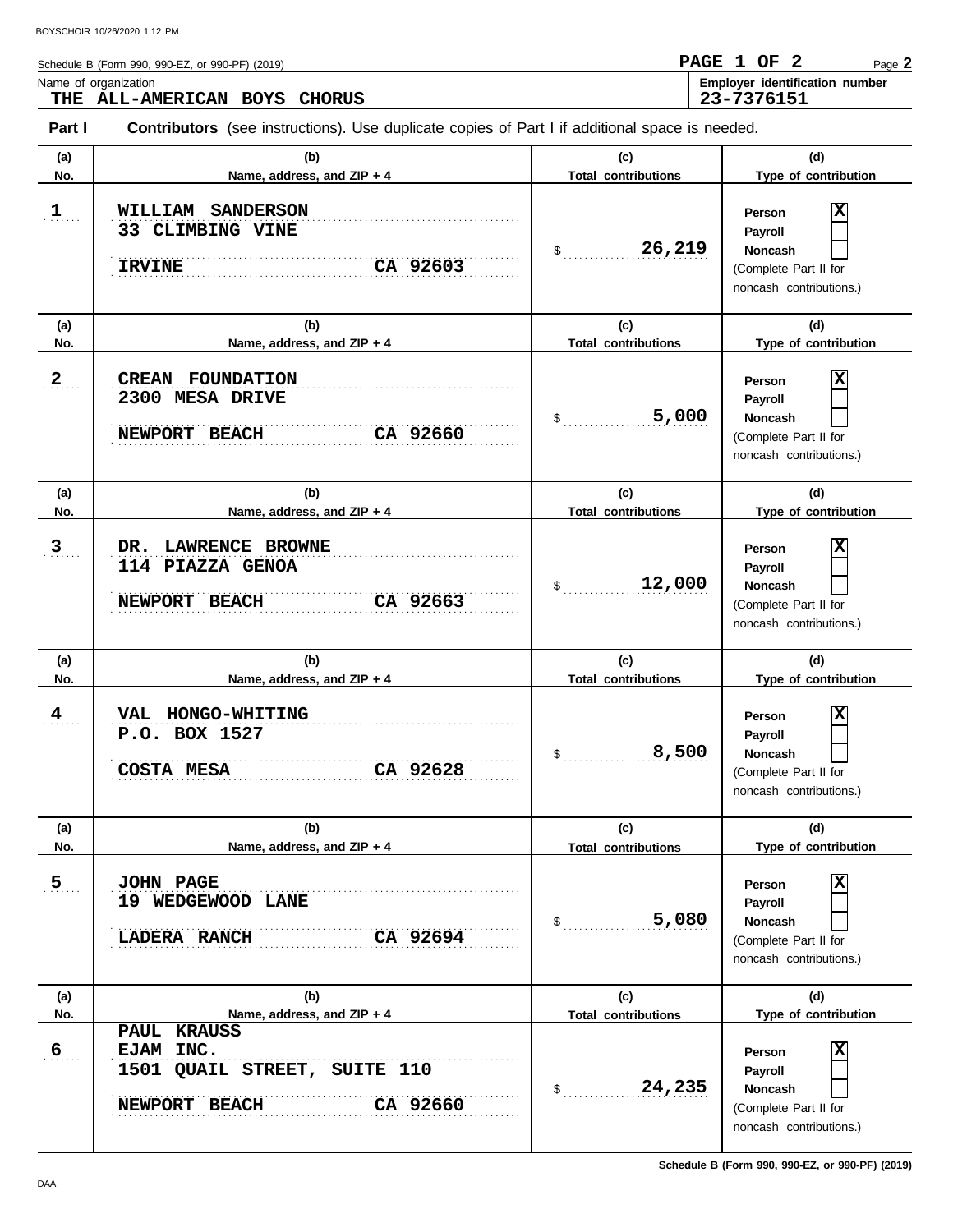Schedule B (Form 990, 990-EZ, or 990-PF) (2019)

**PAGE 1 OF 2** Page **2**

Name of organization
**THE ALL-AMERICAN BOYS CHORUS**

**Employer identification number**
**23-7376151**

**Part I** **Contributors** (see instructions). Use duplicate copies of Part I if additional space is needed.

| (a) No. | (b) Name, address, and ZIP + 4 | (c) Total contributions | (d) Type of contribution |
|---|---|---|---|
| 1 | WILLIAM SANDERSON<br>33 CLIMBING VINE<br>IRVINE CA 92603 | $ 26,219 | Person [X]<br>Payroll [ ]<br>Noncash [ ]<br>(Complete Part II for noncash contributions.) |
| 2 | CREAN FOUNDATION<br>2300 MESA DRIVE<br>NEWPORT BEACH CA 92660 | $ 5,000 | Person [X]<br>Payroll [ ]<br>Noncash [ ]<br>(Complete Part II for noncash contributions.) |
| 3 | DR. LAWRENCE BROWNE<br>114 PIAZZA GENOA<br>NEWPORT BEACH CA 92663 | $ 12,000 | Person [X]<br>Payroll [ ]<br>Noncash [ ]<br>(Complete Part II for noncash contributions.) |
| 4 | VAL HONGO-WHITING<br>P.O. BOX 1527<br>COSTA MESA CA 92628 | $ 8,500 | Person [X]<br>Payroll [ ]<br>Noncash [ ]<br>(Complete Part II for noncash contributions.) |
| 5 | JOHN PAGE<br>19 WEDGEWOOD LANE<br>LADERA RANCH CA 92694 | $ 5,080 | Person [X]<br>Payroll [ ]<br>Noncash [ ]<br>(Complete Part II for noncash contributions.) |
| 6 | PAUL KRAUSS<br>EJAM INC.<br>1501 QUAIL STREET, SUITE 110<br>NEWPORT BEACH CA 92660 | $ 24,235 | Person [X]<br>Payroll [ ]<br>Noncash [ ]<br>(Complete Part II for noncash contributions.) |

**Schedule B (Form 990, 990-EZ, or 990-PF) (2019)**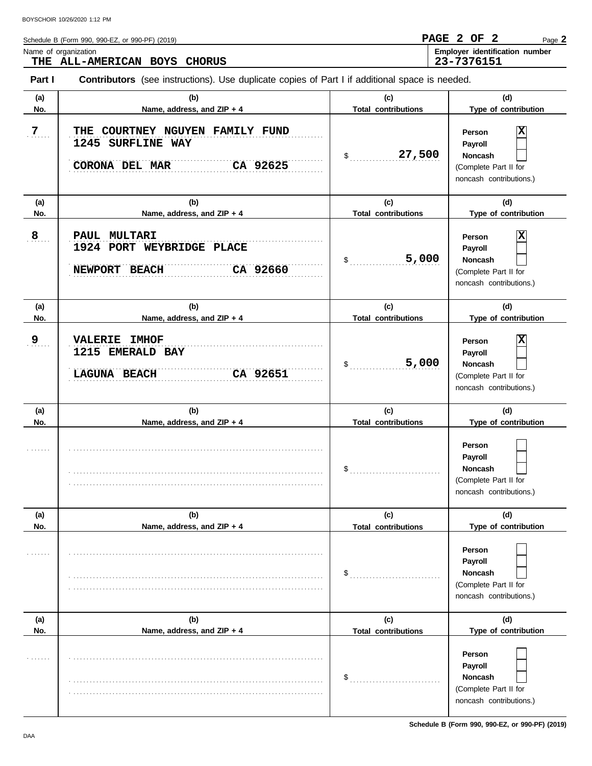Schedule B (Form 990, 990-EZ, or 990-PF) (2019)

**PAGE 2 OF 2**

Name of organization
**THE ALL-AMERICAN BOYS CHORUS**

Employer identification number
**23-7376151**

**Part I** **Contributors** (see instructions). Use duplicate copies of Part I if additional space is needed.

| (a) No. | (b) Name, address, and ZIP + 4 | (c) Total contributions | (d) Type of contribution |
|---|---|---|---|
| 7 | THE COURTNEY NGUYEN FAMILY FUND<br>1245 SURFLINE WAY<br>CORONA DEL MAR CA 92625 | $ 27,500 | Person [X]<br>Payroll [ ]<br>Noncash [ ]<br>(Complete Part II for noncash contributions.) |
| 8 | PAUL MULTARI<br>1924 PORT WEYBRIDGE PLACE<br>NEWPORT BEACH CA 92660 | $ 5,000 | Person [X]<br>Payroll [ ]<br>Noncash [ ]<br>(Complete Part II for noncash contributions.) |
| 9 | VALERIE IMHOF<br>1215 EMERALD BAY<br>LAGUNA BEACH CA 92651 | $ 5,000 | Person [X]<br>Payroll [ ]<br>Noncash [ ]<br>(Complete Part II for noncash contributions.) |
| | | $ | Person [ ]<br>Payroll [ ]<br>Noncash [ ]<br>(Complete Part II for noncash contributions.) |
| | | $ | Person [ ]<br>Payroll [ ]<br>Noncash [ ]<br>(Complete Part II for noncash contributions.) |
| | | $ | Person [ ]<br>Payroll [ ]<br>Noncash [ ]<br>(Complete Part II for noncash contributions.) |

Schedule B (Form 990, 990-EZ, or 990-PF) (2019)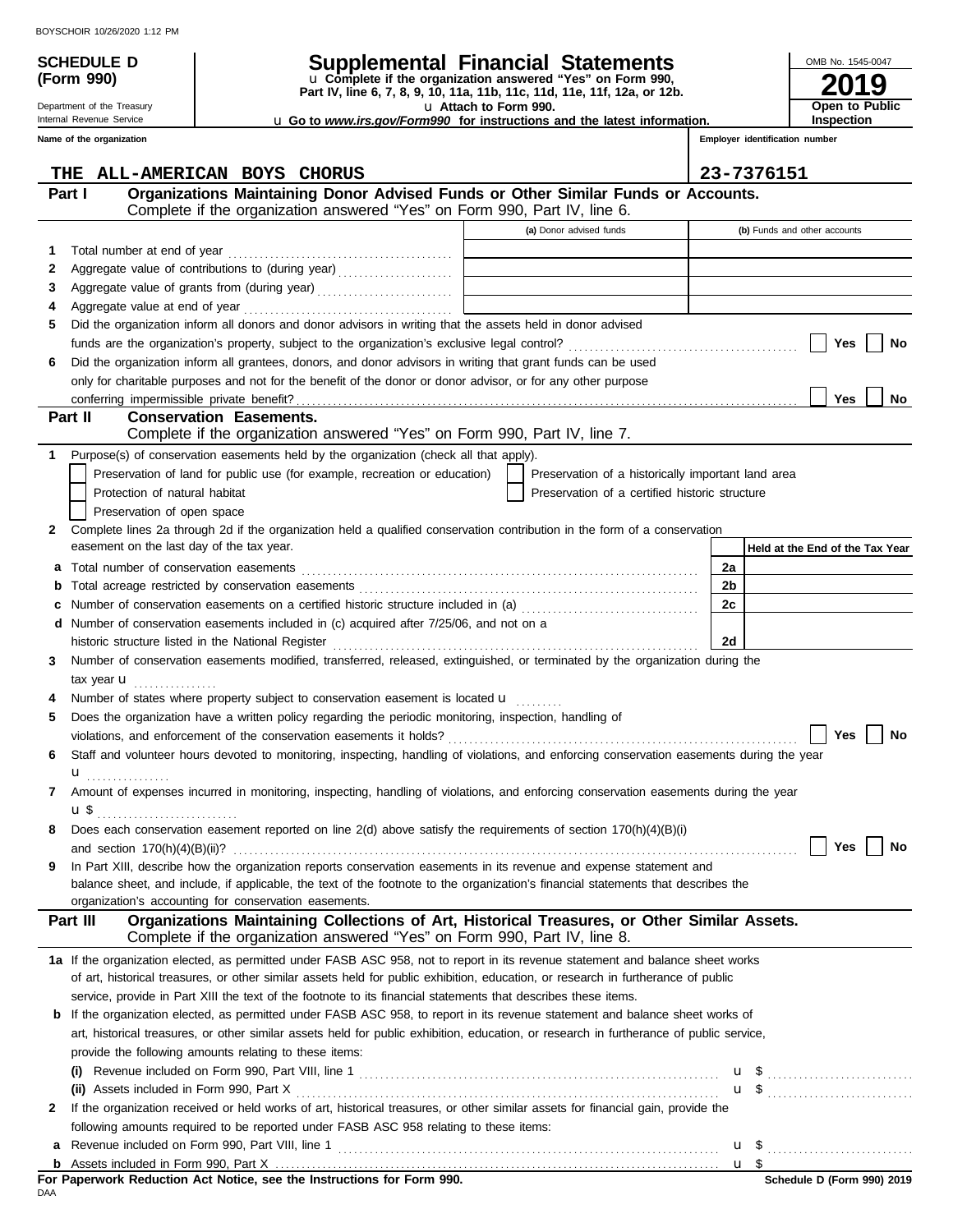BOYSCHOIR 10/26/2020 1:12 PM

**SCHEDULE D (Form 990)**

Department of the Treasury
Internal Revenue Service

# Supplemental Financial Statements

u Complete if the organization answered "Yes" on Form 990, Part IV, line 6, 7, 8, 9, 10, 11a, 11b, 11c, 11d, 11e, 11f, 12a, or 12b.

u Attach to Form 990.

u Go to *www.irs.gov/Form990* for instructions and the latest information.

OMB No. 1545-0047

**2019**

**Open to Public Inspection**

**Name of the organization**: THE ALL-AMERICAN BOYS CHORUS

**Employer identification number**: 23-7376151

## Part I Organizations Maintaining Donor Advised Funds or Other Similar Funds or Accounts.

Complete if the organization answered "Yes" on Form 990, Part IV, line 6.

| | | (a) Donor advised funds | (b) Funds and other accounts |
|---|---|---|---|
| 1 | Total number at end of year | | |
| 2 | Aggregate value of contributions to (during year) | | |
| 3 | Aggregate value of grants from (during year) | | |
| 4 | Aggregate value at end of year | | |

5 Did the organization inform all donors and donor advisors in writing that the assets held in donor advised funds are the organization's property, subject to the organization's exclusive legal control? ☐ Yes ☐ No

6 Did the organization inform all grantees, donors, and donor advisors in writing that grant funds can be used only for charitable purposes and not for the benefit of the donor or donor advisor, or for any other purpose conferring impermissible private benefit? ☐ Yes ☐ No

## Part II Conservation Easements.

Complete if the organization answered "Yes" on Form 990, Part IV, line 7.

1 Purpose(s) of conservation easements held by the organization (check all that apply).

- ☐ Preservation of land for public use (for example, recreation or education)
- ☐ Preservation of a historically important land area
- ☐ Protection of natural habitat
- ☐ Preservation of a certified historic structure
- ☐ Preservation of open space

2 Complete lines 2a through 2d if the organization held a qualified conservation contribution in the form of a conservation easement on the last day of the tax year.

| | | | Held at the End of the Tax Year |
|---|---|---|---|
| a | Total number of conservation easements | 2a | |
| b | Total acreage restricted by conservation easements | 2b | |
| c | Number of conservation easements on a certified historic structure included in (a) | 2c | |
| d | Number of conservation easements included in (c) acquired after 7/25/06, and not on a historic structure listed in the National Register | 2d | |

3 Number of conservation easements modified, transferred, released, extinguished, or terminated by the organization during the tax year u

4 Number of states where property subject to conservation easement is located u

5 Does the organization have a written policy regarding the periodic monitoring, inspection, handling of violations, and enforcement of the conservation easements it holds? ☐ Yes ☐ No

6 Staff and volunteer hours devoted to monitoring, inspecting, handling of violations, and enforcing conservation easements during the year u

7 Amount of expenses incurred in monitoring, inspecting, handling of violations, and enforcing conservation easements during the year u $

8 Does each conservation easement reported on line 2(d) above satisfy the requirements of section 170(h)(4)(B)(i) and section 170(h)(4)(B)(ii)? ☐ Yes ☐ No

9 In Part XIII, describe how the organization reports conservation easements in its revenue and expense statement and balance sheet, and include, if applicable, the text of the footnote to the organization's financial statements that describes the organization's accounting for conservation easements.

## Part III Organizations Maintaining Collections of Art, Historical Treasures, or Other Similar Assets.

Complete if the organization answered "Yes" on Form 990, Part IV, line 8.

1a If the organization elected, as permitted under FASB ASC 958, not to report in its revenue statement and balance sheet works of art, historical treasures, or other similar assets held for public exhibition, education, or research in furtherance of public service, provide in Part XIII the text of the footnote to its financial statements that describes these items.

b If the organization elected, as permitted under FASB ASC 958, to report in its revenue statement and balance sheet works of art, historical treasures, or other similar assets held for public exhibition, education, or research in furtherance of public service, provide the following amounts relating to these items:

(i) Revenue included on Form 990, Part VIII, line 1 u $

(ii) Assets included in Form 990, Part X u $

2 If the organization received or held works of art, historical treasures, or other similar assets for financial gain, provide the following amounts required to be reported under FASB ASC 958 relating to these items:

a Revenue included on Form 990, Part VIII, line 1 u $

b Assets included in Form 990, Part X u $

**For Paperwork Reduction Act Notice, see the Instructions for Form 990.**

DAA

**Schedule D (Form 990) 2019**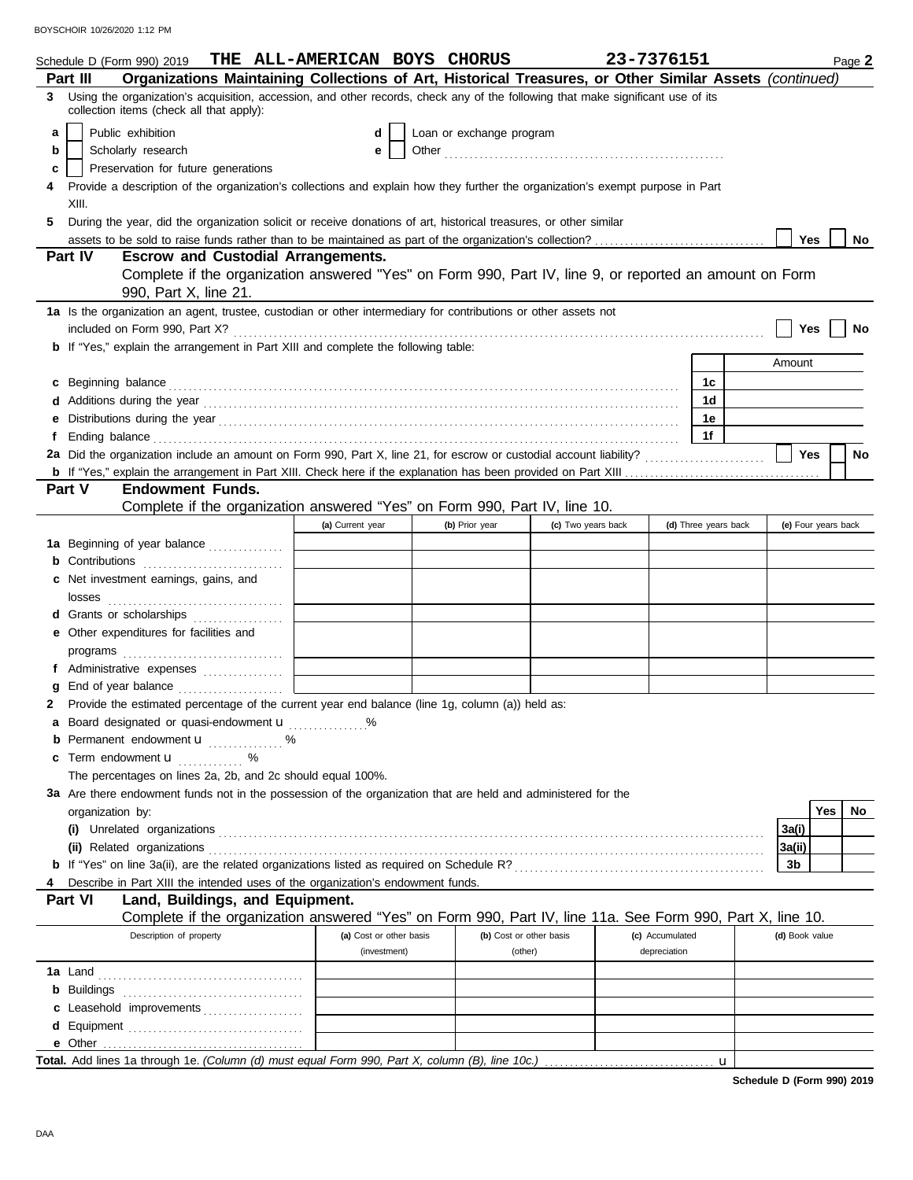Schedule D (Form 990) 2019 **THE ALL-AMERICAN BOYS CHORUS** **23-7376151** Page **2**

## Part III Organizations Maintaining Collections of Art, Historical Treasures, or Other Similar Assets *(continued)*

**3** Using the organization's acquisition, accession, and other records, check any of the following that make significant use of its collection items (check all that apply):

- **a** ☐ Public exhibition
- **b** ☐ Scholarly research
- **c** ☐ Preservation for future generations
- **d** ☐ Loan or exchange program
- **e** ☐ Other ..........

**4** Provide a description of the organization's collections and explain how they further the organization's exempt purpose in Part XIII.

**5** During the year, did the organization solicit or receive donations of art, historical treasures, or other similar assets to be sold to raise funds rather than to be maintained as part of the organization's collection? ☐ Yes ☐ No

## Part IV Escrow and Custodial Arrangements.

Complete if the organization answered "Yes" on Form 990, Part IV, line 9, or reported an amount on Form 990, Part X, line 21.

**1a** Is the organization an agent, trustee, custodian or other intermediary for contributions or other assets not included on Form 990, Part X? ☐ Yes ☐ No

**b** If "Yes," explain the arrangement in Part XIII and complete the following table:

| | | Amount |
|---|---|---|
| **c** Beginning balance | 1c | |
| **d** Additions during the year | 1d | |
| **e** Distributions during the year | 1e | |
| **f** Ending balance | 1f | |

**2a** Did the organization include an amount on Form 990, Part X, line 21, for escrow or custodial account liability? ☐ Yes ☐ No

**b** If "Yes," explain the arrangement in Part XIII. Check here if the explanation has been provided on Part XIII ☐

## Part V Endowment Funds.

Complete if the organization answered "Yes" on Form 990, Part IV, line 10.

| | (a) Current year | (b) Prior year | (c) Two years back | (d) Three years back | (e) Four years back |
|---|---|---|---|---|---|
| **1a** Beginning of year balance | | | | | |
| **b** Contributions | | | | | |
| **c** Net investment earnings, gains, and losses | | | | | |
| **d** Grants or scholarships | | | | | |
| **e** Other expenditures for facilities and programs | | | | | |
| **f** Administrative expenses | | | | | |
| **g** End of year balance | | | | | |

**2** Provide the estimated percentage of the current year end balance (line 1g, column (a)) held as:

- **a** Board designated or quasi-endowment u ..........%
- **b** Permanent endowment u .......... %
- **c** Term endowment u .......... %

The percentages on lines 2a, 2b, and 2c should equal 100%.

**3a** Are there endowment funds not in the possession of the organization that are held and administered for the organization by:

| | | Yes | No |
|---|---|---|---|
| **(i)** Unrelated organizations | 3a(i) | | |
| **(ii)** Related organizations | 3a(ii) | | |
| **b** If "Yes" on line 3a(ii), are the related organizations listed as required on Schedule R? | 3b | | |

**4** Describe in Part XIII the intended uses of the organization's endowment funds.

## Part VI Land, Buildings, and Equipment.

Complete if the organization answered "Yes" on Form 990, Part IV, line 11a. See Form 990, Part X, line 10.

| Description of property | (a) Cost or other basis (investment) | (b) Cost or other basis (other) | (c) Accumulated depreciation | (d) Book value |
|---|---|---|---|---|
| **1a** Land | | | | |
| **b** Buildings | | | | |
| **c** Leasehold improvements | | | | |
| **d** Equipment | | | | |
| **e** Other | | | | |
| **Total.** Add lines 1a through 1e. *(Column (d) must equal Form 990, Part X, column (B), line 10c.)* u | | | | |

**Schedule D (Form 990) 2019**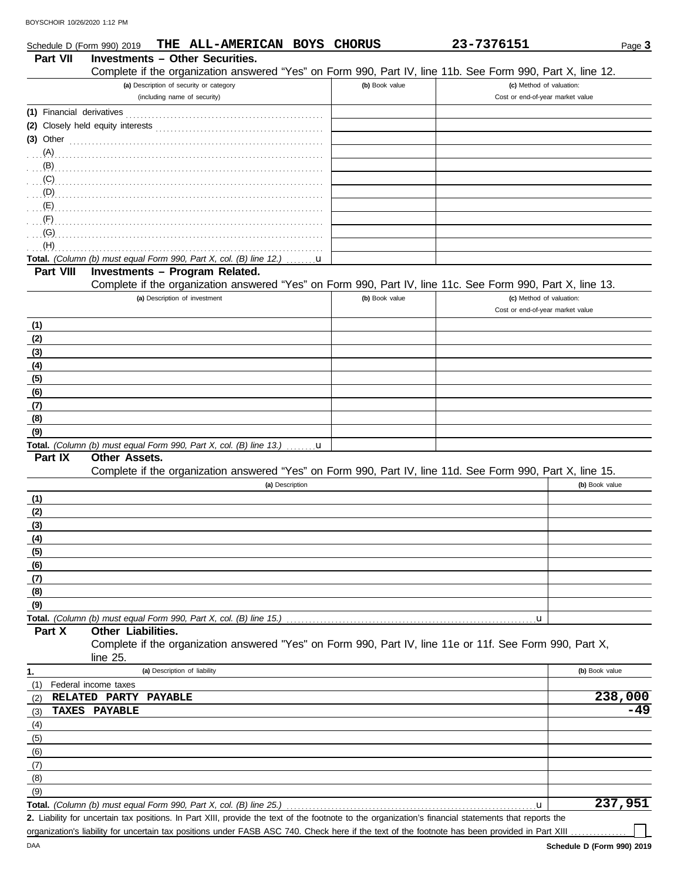Schedule D (Form 990) 2019 THE ALL-AMERICAN BOYS CHORUS 23-7376151 Page 3

## Part VII Investments – Other Securities.

Complete if the organization answered "Yes" on Form 990, Part IV, line 11b. See Form 990, Part X, line 12.

| (a) Description of security or category (including name of security) | (b) Book value | (c) Method of valuation: Cost or end-of-year market value |
|---|---|---|
| (1) Financial derivatives | | |
| (2) Closely held equity interests | | |
| (3) Other | | |
| (A) | | |
| (B) | | |
| (C) | | |
| (D) | | |
| (E) | | |
| (F) | | |
| (G) | | |
| (H) | | |
| **Total.** *(Column (b) must equal Form 990, Part X, col. (B) line 12.)* u | | |

## Part VIII Investments – Program Related.

Complete if the organization answered "Yes" on Form 990, Part IV, line 11c. See Form 990, Part X, line 13.

| (a) Description of investment | (b) Book value | (c) Method of valuation: Cost or end-of-year market value |
|---|---|---|
| (1) | | |
| (2) | | |
| (3) | | |
| (4) | | |
| (5) | | |
| (6) | | |
| (7) | | |
| (8) | | |
| (9) | | |
| **Total.** *(Column (b) must equal Form 990, Part X, col. (B) line 13.)* u | | |

## Part IX Other Assets.

Complete if the organization answered "Yes" on Form 990, Part IV, line 11d. See Form 990, Part X, line 15.

| (a) Description | (b) Book value |
|---|---|
| (1) | |
| (2) | |
| (3) | |
| (4) | |
| (5) | |
| (6) | |
| (7) | |
| (8) | |
| (9) | |
| **Total.** *(Column (b) must equal Form 990, Part X, col. (B) line 15.)* u | |

## Part X Other Liabilities.

Complete if the organization answered "Yes" on Form 990, Part IV, line 11e or 11f. See Form 990, Part X, line 25.

| 1. (a) Description of liability | (b) Book value |
|---|---|
| (1) Federal income taxes | |
| (2) RELATED PARTY PAYABLE | 238,000 |
| (3) TAXES PAYABLE | -49 |
| (4) | |
| (5) | |
| (6) | |
| (7) | |
| (8) | |
| (9) | |
| **Total.** *(Column (b) must equal Form 990, Part X, col. (B) line 25.)* u | 237,951 |

**2.** Liability for uncertain tax positions. In Part XIII, provide the text of the footnote to the organization's financial statements that reports the organization's liability for uncertain tax positions under FASB ASC 740. Check here if the text of the footnote has been provided in Part XIII ☐

Schedule D (Form 990) 2019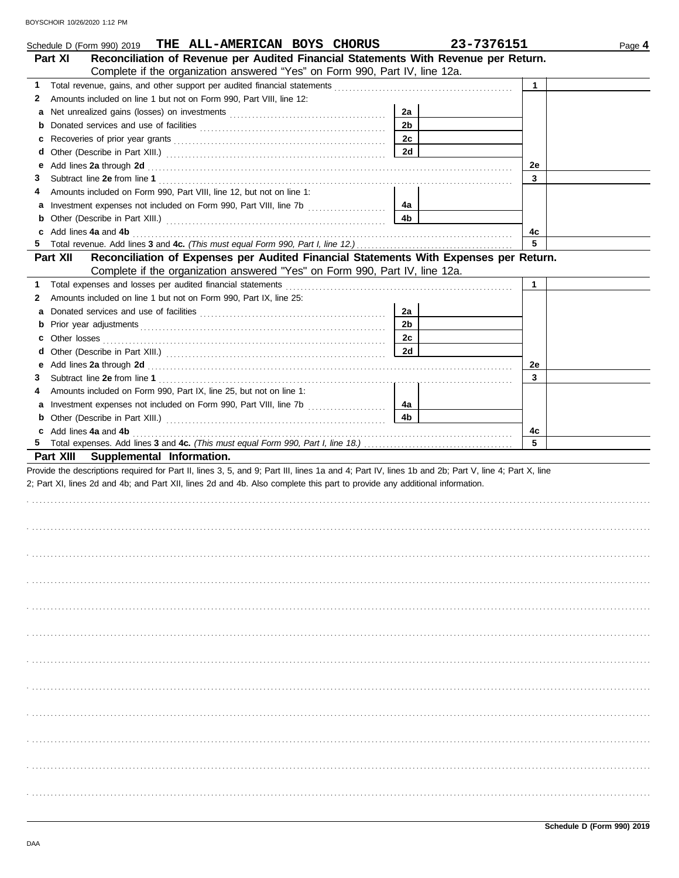Schedule D (Form 990) 2019 **THE ALL-AMERICAN BOYS CHORUS** **23-7376151** Page **4**

## Part XI Reconciliation of Revenue per Audited Financial Statements With Revenue per Return.

Complete if the organization answered "Yes" on Form 990, Part IV, line 12a.

| | | | | | |
|---|---|---|---|---|---|
| 1 | Total revenue, gains, and other support per audited financial statements | | | 1 | |
| 2 | Amounts included on line 1 but not on Form 990, Part VIII, line 12: | | | | |
| a | Net unrealized gains (losses) on investments | 2a | | | |
| b | Donated services and use of facilities | 2b | | | |
| c | Recoveries of prior year grants | 2c | | | |
| d | Other (Describe in Part XIII.) | 2d | | | |
| e | Add lines **2a** through **2d** | | | 2e | |
| 3 | Subtract line **2e** from line **1** | | | 3 | |
| 4 | Amounts included on Form 990, Part VIII, line 12, but not on line 1: | | | | |
| a | Investment expenses not included on Form 990, Part VIII, line 7b | 4a | | | |
| b | Other (Describe in Part XIII.) | 4b | | | |
| c | Add lines **4a** and **4b** | | | 4c | |
| 5 | Total revenue. Add lines **3** and **4c.** *(This must equal Form 990, Part I, line 12.)* | | | 5 | |

## Part XII Reconciliation of Expenses per Audited Financial Statements With Expenses per Return.

Complete if the organization answered "Yes" on Form 990, Part IV, line 12a.

| | | | | | |
|---|---|---|---|---|---|
| 1 | Total expenses and losses per audited financial statements | | | 1 | |
| 2 | Amounts included on line 1 but not on Form 990, Part IX, line 25: | | | | |
| a | Donated services and use of facilities | 2a | | | |
| b | Prior year adjustments | 2b | | | |
| c | Other losses | 2c | | | |
| d | Other (Describe in Part XIII.) | 2d | | | |
| e | Add lines **2a** through **2d** | | | 2e | |
| 3 | Subtract line **2e** from line **1** | | | 3 | |
| 4 | Amounts included on Form 990, Part IX, line 25, but not on line 1: | | | | |
| a | Investment expenses not included on Form 990, Part VIII, line 7b | 4a | | | |
| b | Other (Describe in Part XIII.) | 4b | | | |
| c | Add lines **4a** and **4b** | | | 4c | |
| 5 | Total expenses. Add lines **3** and **4c.** *(This must equal Form 990, Part I, line 18.)* | | | 5 | |

## Part XIII Supplemental Information.

Provide the descriptions required for Part II, lines 3, 5, and 9; Part III, lines 1a and 4; Part IV, lines 1b and 2b; Part V, line 4; Part X, line 2; Part XI, lines 2d and 4b; and Part XII, lines 2d and 4b. Also complete this part to provide any additional information.

**Schedule D (Form 990) 2019**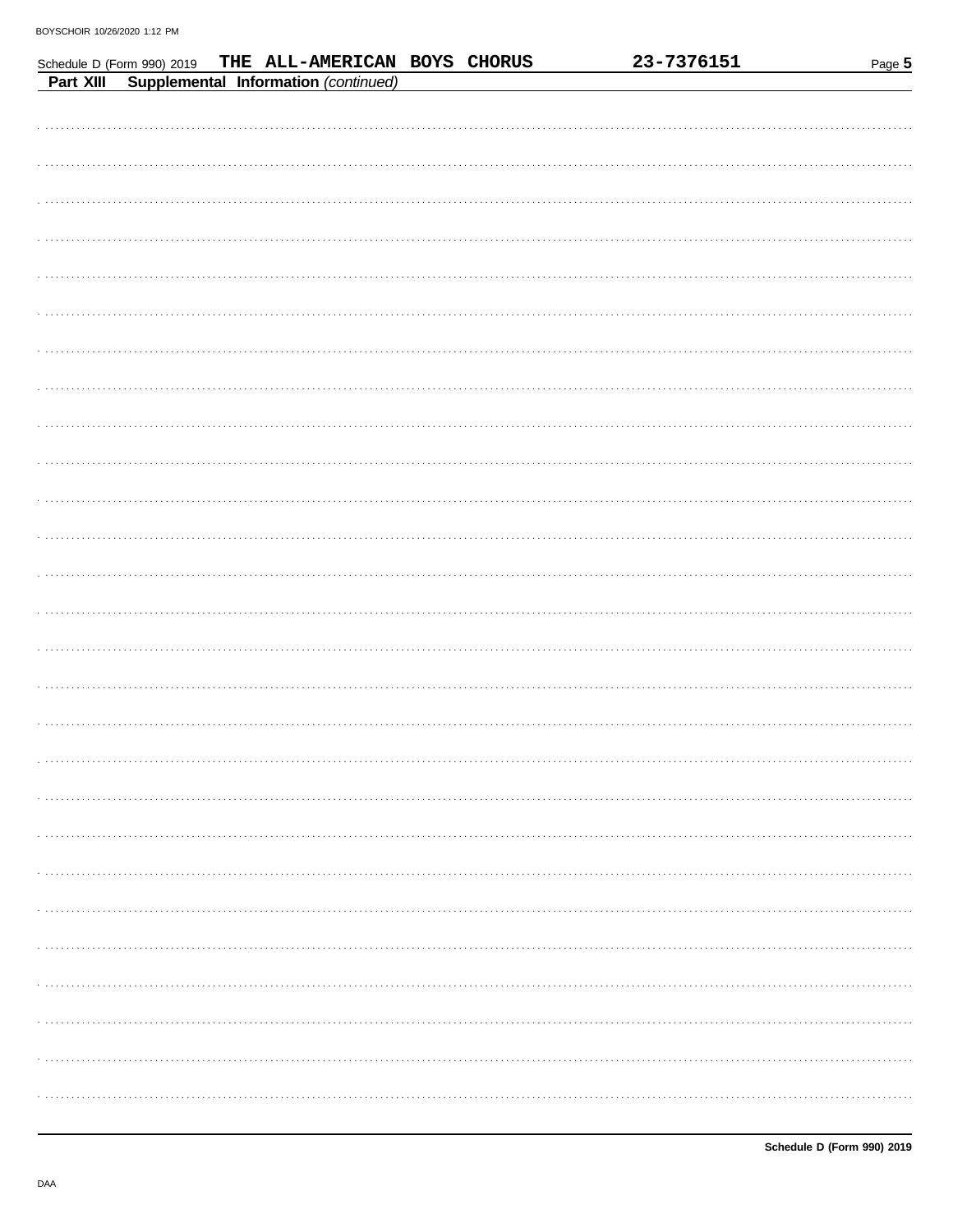Schedule D (Form 990) 2019 THE ALL-AMERICAN BOYS CHORUS 23-7376151

**Part XIII Supplemental Information** *(continued)*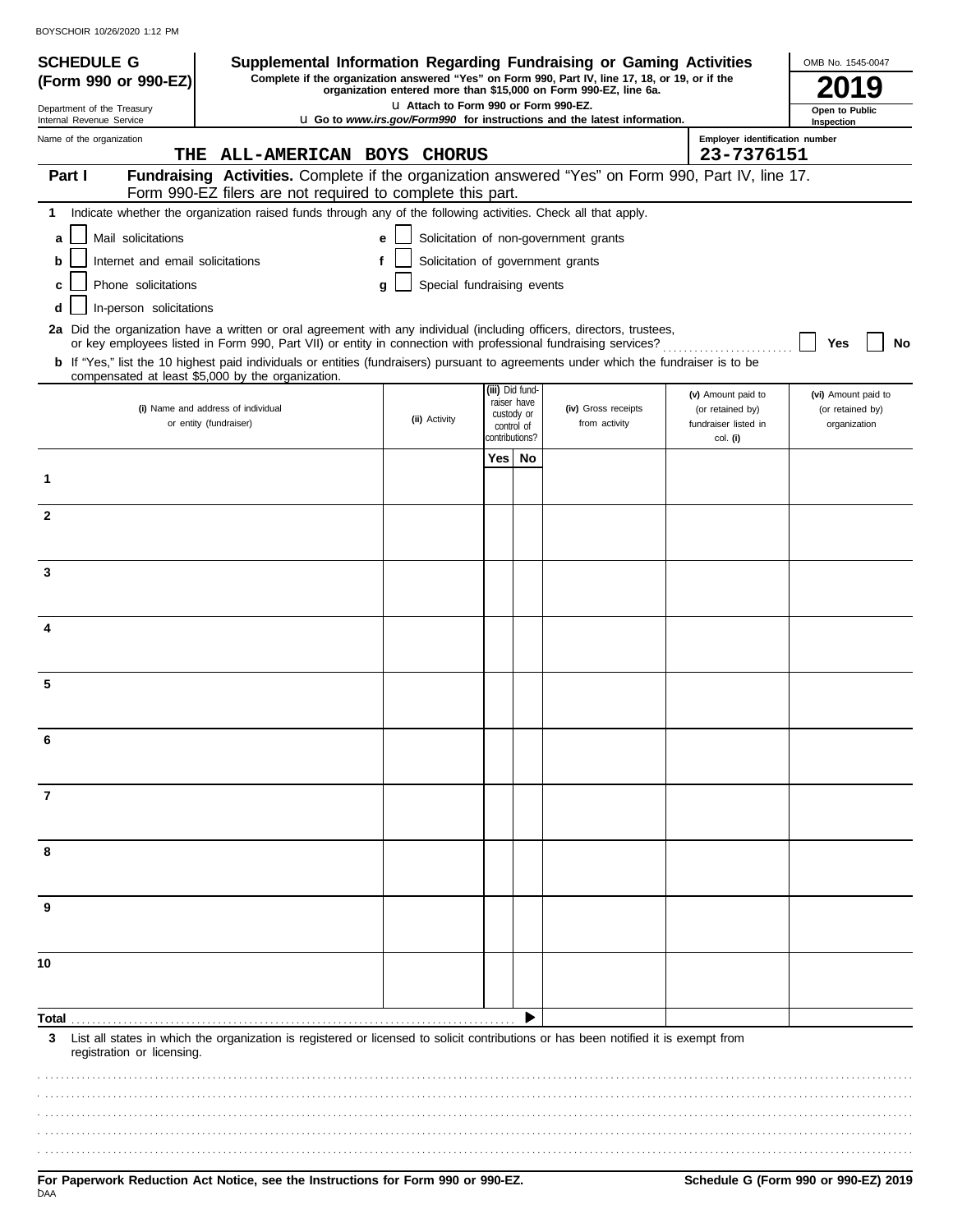**SCHEDULE G (Form 990 or 990-EZ)**

Department of the Treasury
Internal Revenue Service

# Supplemental Information Regarding Fundraising or Gaming Activities

**Complete if the organization answered "Yes" on Form 990, Part IV, line 17, 18, or 19, or if the organization entered more than $15,000 on Form 990-EZ, line 6a.**

**u Attach to Form 990 or Form 990-EZ.**

**u Go to *www.irs.gov/Form990* for instructions and the latest information.**

OMB No. 1545-0047

**2019**

**Open to Public Inspection**

Name of the organization: THE ALL-AMERICAN BOYS CHORUS

Employer identification number: 23-7376151

## Part I Fundraising Activities. 

Complete if the organization answered "Yes" on Form 990, Part IV, line 17. Form 990-EZ filers are not required to complete this part.

**1** Indicate whether the organization raised funds through any of the following activities. Check all that apply.

- **a** ☐ Mail solicitations
- **b** ☐ Internet and email solicitations
- **c** ☐ Phone solicitations
- **d** ☐ In-person solicitations
- **e** ☐ Solicitation of non-government grants
- **f** ☐ Solicitation of government grants
- **g** ☐ Special fundraising events

**2a** Did the organization have a written or oral agreement with any individual (including officers, directors, trustees, or key employees listed in Form 990, Part VII) or entity in connection with professional fundraising services? ☐ **Yes** ☐ **No**

**b** If "Yes," list the 10 highest paid individuals or entities (fundraisers) pursuant to agreements under which the fundraiser is to be compensated at least $5,000 by the organization.

| | (i) Name and address of individual or entity (fundraiser) | (ii) Activity | (iii) Did fund-raiser have custody or control of contributions? Yes | No | (iv) Gross receipts from activity | (v) Amount paid to (or retained by) fundraiser listed in col. (i) | (vi) Amount paid to (or retained by) organization |
|---|---|---|---|---|---|---|---|
| 1 | | | | | | | |
| 2 | | | | | | | |
| 3 | | | | | | | |
| 4 | | | | | | | |
| 5 | | | | | | | |
| 6 | | | | | | | |
| 7 | | | | | | | |
| 8 | | | | | | | |
| 9 | | | | | | | |
| 10 | | | | | | | |
| **Total** | | | | ▶ | | | |

**3** List all states in which the organization is registered or licensed to solicit contributions or has been notified it is exempt from registration or licensing.

**For Paperwork Reduction Act Notice, see the Instructions for Form 990 or 990-EZ.**

**Schedule G (Form 990 or 990-EZ) 2019**

DAA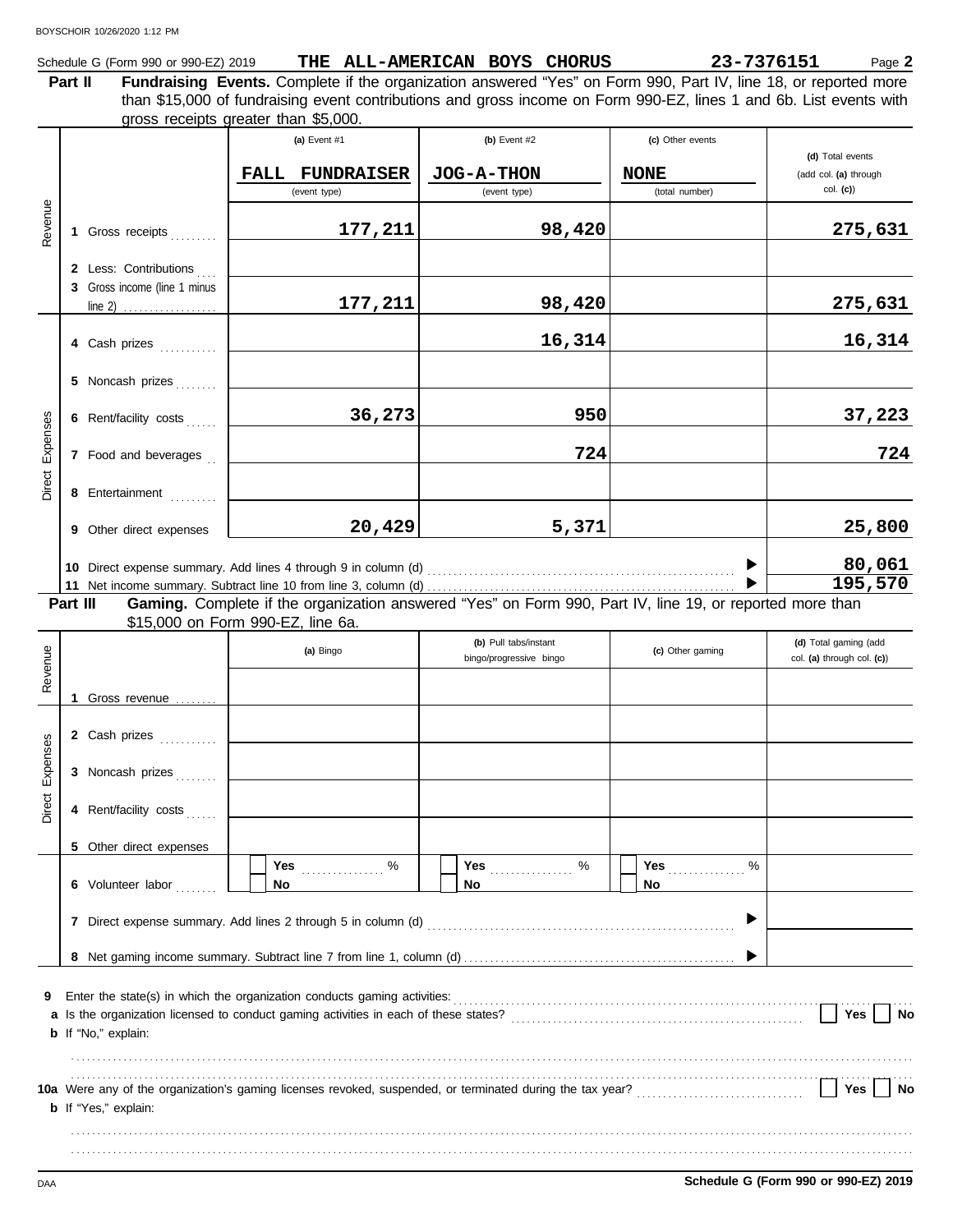Schedule G (Form 990 or 990-EZ) 2019 **THE ALL-AMERICAN BOYS CHORUS** **23-7376151** Page **2**

**Part II** **Fundraising Events.** Complete if the organization answered "Yes" on Form 990, Part IV, line 18, or reported more than $15,000 of fundraising event contributions and gross income on Form 990-EZ, lines 1 and 6b. List events with gross receipts greater than $5,000.

| | | (a) Event #1<br>**FALL FUNDRAISER**<br>(event type) | (b) Event #2<br>**JOG-A-THON**<br>(event type) | (c) Other events<br>**NONE**<br>(total number) | (d) Total events (add col. (a) through col. (c)) |
|---|---|---|---|---|---|
| Revenue | 1 Gross receipts | 177,211 | 98,420 | | 275,631 |
| | 2 Less: Contributions | | | | |
| | 3 Gross income (line 1 minus line 2) | 177,211 | 98,420 | | 275,631 |
| Direct Expenses | 4 Cash prizes | | 16,314 | | 16,314 |
| | 5 Noncash prizes | | | | |
| | 6 Rent/facility costs | 36,273 | 950 | | 37,223 |
| | 7 Food and beverages | | 724 | | 724 |
| | 8 Entertainment | | | | |
| | 9 Other direct expenses | 20,429 | 5,371 | | 25,800 |

10 Direct expense summary. Add lines 4 through 9 in column (d) ▶ **80,061**

11 Net income summary. Subtract line 10 from line 3, column (d) ▶ **195,570**

**Part III** **Gaming.** Complete if the organization answered "Yes" on Form 990, Part IV, line 19, or reported more than $15,000 on Form 990-EZ, line 6a.

| | | (a) Bingo | (b) Pull tabs/instant bingo/progressive bingo | (c) Other gaming | (d) Total gaming (add col. (a) through col. (c)) |
|---|---|---|---|---|---|
| Revenue | 1 Gross revenue | | | | |
| Direct Expenses | 2 Cash prizes | | | | |
| | 3 Noncash prizes | | | | |
| | 4 Rent/facility costs | | | | |
| | 5 Other direct expenses | | | | |
| | 6 Volunteer labor | Yes ..... %<br>No | Yes ..... %<br>No | Yes ..... %<br>No | |

7 Direct expense summary. Add lines 2 through 5 in column (d) ▶

8 Net gaming income summary. Subtract line 7 from line 1, column (d) ▶

9 Enter the state(s) in which the organization conducts gaming activities:

a Is the organization licensed to conduct gaming activities in each of these states? Yes No

b If "No," explain:

10a Were any of the organization's gaming licenses revoked, suspended, or terminated during the tax year? Yes No

b If "Yes," explain:

**Schedule G (Form 990 or 990-EZ) 2019**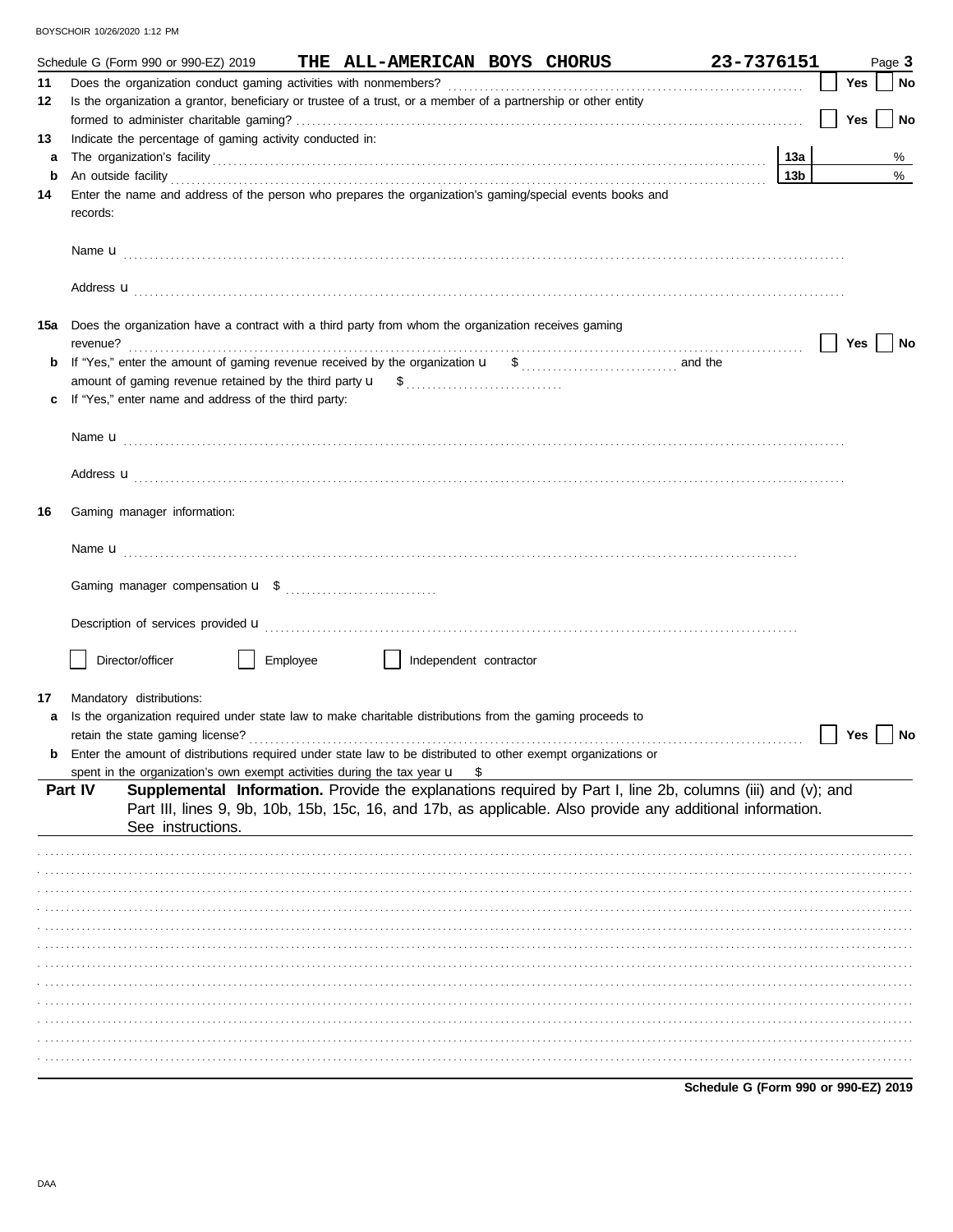Schedule G (Form 990 or 990-EZ) 2019 **THE ALL-AMERICAN BOYS CHORUS** **23-7376151** Page **3**

**11** Does the organization conduct gaming activities with nonmembers? ☐ Yes ☐ No

**12** Is the organization a grantor, beneficiary or trustee of a trust, or a member of a partnership or other entity formed to administer charitable gaming? ☐ Yes ☐ No

**13** Indicate the percentage of gaming activity conducted in:

**a** The organization's facility **13a** %

**b** An outside facility **13b** %

**14** Enter the name and address of the person who prepares the organization's gaming/special events books and records:

Name u

Address u

**15a** Does the organization have a contract with a third party from whom the organization receives gaming revenue? ☐ Yes ☐ No

**b** If "Yes," enter the amount of gaming revenue received by the organization u $ and the amount of gaming revenue retained by the third party u $

**c** If "Yes," enter name and address of the third party:

Name u

Address u

**16** Gaming manager information:

Name u

Gaming manager compensation u $

Description of services provided u

☐ Director/officer ☐ Employee ☐ Independent contractor

**17** Mandatory distributions:

**a** Is the organization required under state law to make charitable distributions from the gaming proceeds to retain the state gaming license? ☐ Yes ☐ No

**b** Enter the amount of distributions required under state law to be distributed to other exempt organizations or spent in the organization's own exempt activities during the tax year u $

**Part IV** **Supplemental Information.** Provide the explanations required by Part I, line 2b, columns (iii) and (v); and Part III, lines 9, 9b, 10b, 15b, 15c, 16, and 17b, as applicable. Also provide any additional information. See instructions.

**Schedule G (Form 990 or 990-EZ) 2019**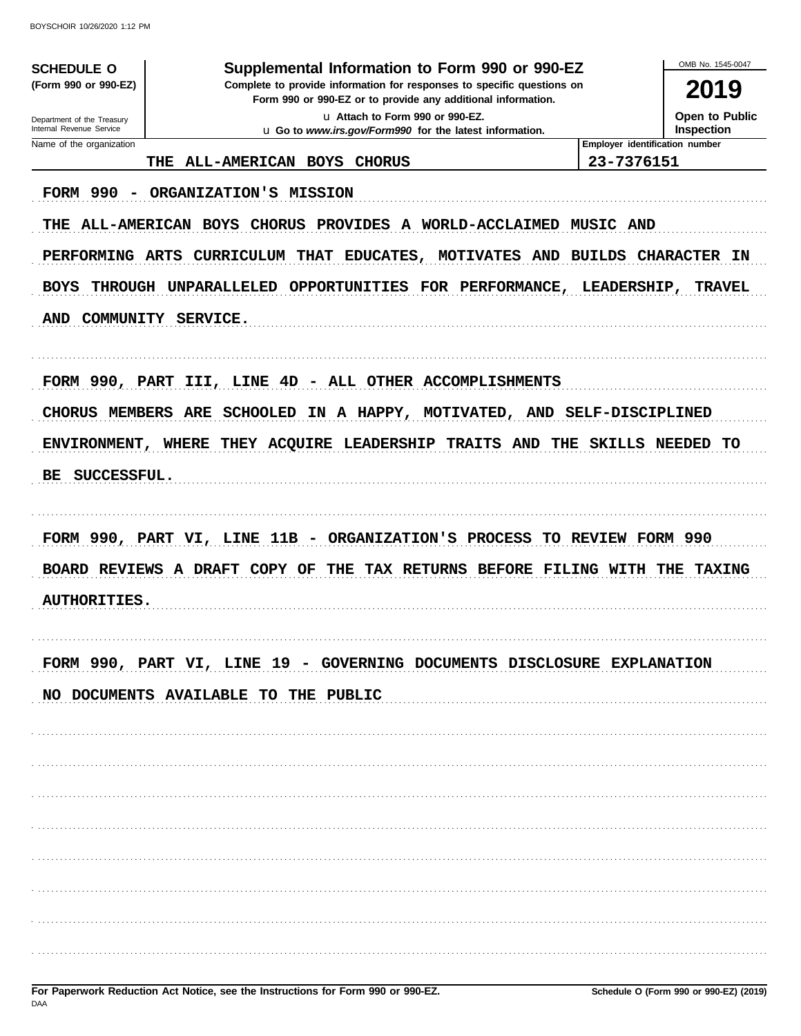**SCHEDULE O** (Form 990 or 990-EZ)

Department of the Treasury
Internal Revenue Service

# Supplemental Information to Form 990 or 990-EZ

**Complete to provide information for responses to specific questions on Form 990 or 990-EZ or to provide any additional information.**

u Attach to Form 990 or 990-EZ.

u Go to *www.irs.gov/Form990* for the latest information.

OMB No. 1545-0047

**2019**

**Open to Public Inspection**

| Name of the organization | Employer identification number |
|---|---|
| THE ALL-AMERICAN BOYS CHORUS | 23-7376151 |

FORM 990 - ORGANIZATION'S MISSION

THE ALL-AMERICAN BOYS CHORUS PROVIDES A WORLD-ACCLAIMED MUSIC AND PERFORMING ARTS CURRICULUM THAT EDUCATES, MOTIVATES AND BUILDS CHARACTER IN BOYS THROUGH UNPARALLELED OPPORTUNITIES FOR PERFORMANCE, LEADERSHIP, TRAVEL AND COMMUNITY SERVICE.

FORM 990, PART III, LINE 4D - ALL OTHER ACCOMPLISHMENTS

CHORUS MEMBERS ARE SCHOOLED IN A HAPPY, MOTIVATED, AND SELF-DISCIPLINED ENVIRONMENT, WHERE THEY ACQUIRE LEADERSHIP TRAITS AND THE SKILLS NEEDED TO BE SUCCESSFUL.

FORM 990, PART VI, LINE 11B - ORGANIZATION'S PROCESS TO REVIEW FORM 990

BOARD REVIEWS A DRAFT COPY OF THE TAX RETURNS BEFORE FILING WITH THE TAXING AUTHORITIES.

FORM 990, PART VI, LINE 19 - GOVERNING DOCUMENTS DISCLOSURE EXPLANATION

NO DOCUMENTS AVAILABLE TO THE PUBLIC

**For Paperwork Reduction Act Notice, see the Instructions for Form 990 or 990-EZ.**

DAA

**Schedule O (Form 990 or 990-EZ) (2019)**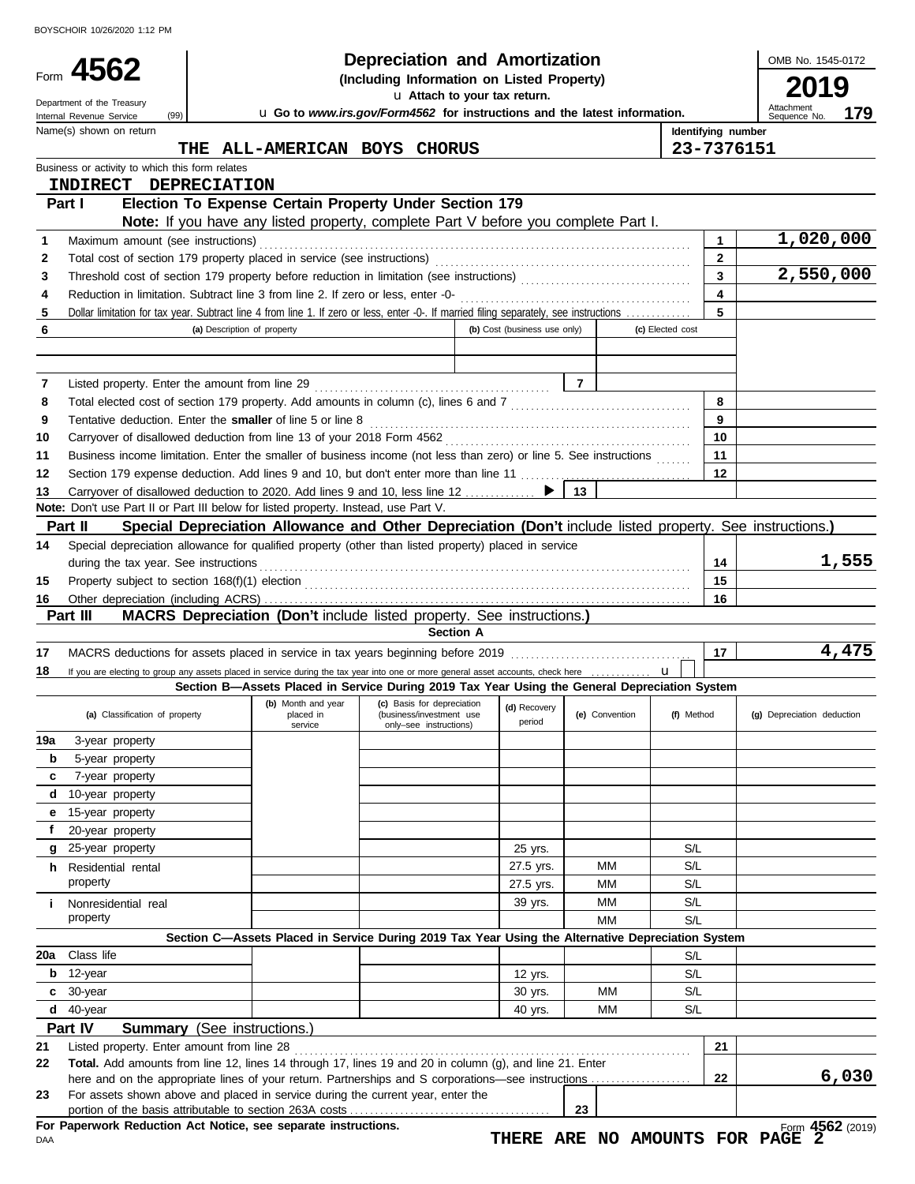# Form 4562

**Depreciation and Amortization**
**(Including Information on Listed Property)**
u Attach to your tax return.
u Go to *www.irs.gov/Form4562* for instructions and the latest information.

Department of the Treasury
Internal Revenue Service (99)

OMB No. 1545-0172
**2019**
Attachment Sequence No. **179**

Name(s) shown on return: **THE ALL-AMERICAN BOYS CHORUS**

Identifying number: **23-7376151**

Business or activity to which this form relates: **INDIRECT DEPRECIATION**

## Part I Election To Expense Certain Property Under Section 179

**Note:** If you have any listed property, complete Part V before you complete Part I.

| | | | |
|---|---|---|---|
| 1 | Maximum amount (see instructions) | 1 | 1,020,000 |
| 2 | Total cost of section 179 property placed in service (see instructions) | 2 | |
| 3 | Threshold cost of section 179 property before reduction in limitation (see instructions) | 3 | 2,550,000 |
| 4 | Reduction in limitation. Subtract line 3 from line 2. If zero or less, enter -0- | 4 | |
| 5 | Dollar limitation for tax year. Subtract line 4 from line 1. If zero or less, enter -0-. If married filing separately, see instructions | 5 | |

| 6 | (a) Description of property | (b) Cost (business use only) | (c) Elected cost |
|---|---|---|---|
| | | | |
| | | | |

| | | | |
|---|---|---|---|
| 7 | Listed property. Enter the amount from line 29 | 7 | |
| 8 | Total elected cost of section 179 property. Add amounts in column (c), lines 6 and 7 | 8 | |
| 9 | Tentative deduction. Enter the **smaller** of line 5 or line 8 | 9 | |
| 10 | Carryover of disallowed deduction from line 13 of your 2018 Form 4562 | 10 | |
| 11 | Business income limitation. Enter the smaller of business income (not less than zero) or line 5. See instructions | 11 | |
| 12 | Section 179 expense deduction. Add lines 9 and 10, but don't enter more than line 11 | 12 | |
| 13 | Carryover of disallowed deduction to 2020. Add lines 9 and 10, less line 12 ▶ | 13 | |

**Note:** Don't use Part II or Part III below for listed property. Instead, use Part V.

## Part II Special Depreciation Allowance and Other Depreciation (Don't include listed property. See instructions.)

| | | | |
|---|---|---|---|
| 14 | Special depreciation allowance for qualified property (other than listed property) placed in service during the tax year. See instructions | 14 | 1,555 |
| 15 | Property subject to section 168(f)(1) election | 15 | |
| 16 | Other depreciation (including ACRS) | 16 | |

## Part III MACRS Depreciation (Don't include listed property. See instructions.)

### Section A

| | | | |
|---|---|---|---|
| 17 | MACRS deductions for assets placed in service in tax years beginning before 2019 | 17 | 4,475 |
| 18 | If you are electing to group any assets placed in service during the tax year into one or more general asset accounts, check here u | | |

### Section B—Assets Placed in Service During 2019 Tax Year Using the General Depreciation System

| (a) Classification of property | (b) Month and year placed in service | (c) Basis for depreciation (business/investment use only–see instructions) | (d) Recovery period | (e) Convention | (f) Method | (g) Depreciation deduction |
|---|---|---|---|---|---|---|
| 19a 3-year property | | | | | | |
| b 5-year property | | | | | | |
| c 7-year property | | | | | | |
| d 10-year property | | | | | | |
| e 15-year property | | | | | | |
| f 20-year property | | | | | | |
| g 25-year property | | | 25 yrs. | | S/L | |
| h Residential rental property | | | 27.5 yrs. | MM | S/L | |
| | | | 27.5 yrs. | MM | S/L | |
| i Nonresidential real property | | | 39 yrs. | MM | S/L | |
| | | | | MM | S/L | |

### Section C—Assets Placed in Service During 2019 Tax Year Using the Alternative Depreciation System

| | | | | | | |
|---|---|---|---|---|---|---|
| 20a Class life | | | | | S/L | |
| b 12-year | | | 12 yrs. | | S/L | |
| c 30-year | | | 30 yrs. | MM | S/L | |
| d 40-year | | | 40 yrs. | MM | S/L | |

## Part IV Summary (See instructions.)

| | | | |
|---|---|---|---|
| 21 | Listed property. Enter amount from line 28 | 21 | |
| 22 | **Total.** Add amounts from line 12, lines 14 through 17, lines 19 and 20 in column (g), and line 21. Enter here and on the appropriate lines of your return. Partnerships and S corporations—see instructions | 22 | 6,030 |
| 23 | For assets shown above and placed in service during the current year, enter the portion of the basis attributable to section 263A costs | 23 | |

**For Paperwork Reduction Act Notice, see separate instructions.**

DAA

Form **4562** (2019)

**THERE ARE NO AMOUNTS FOR PAGE 2**